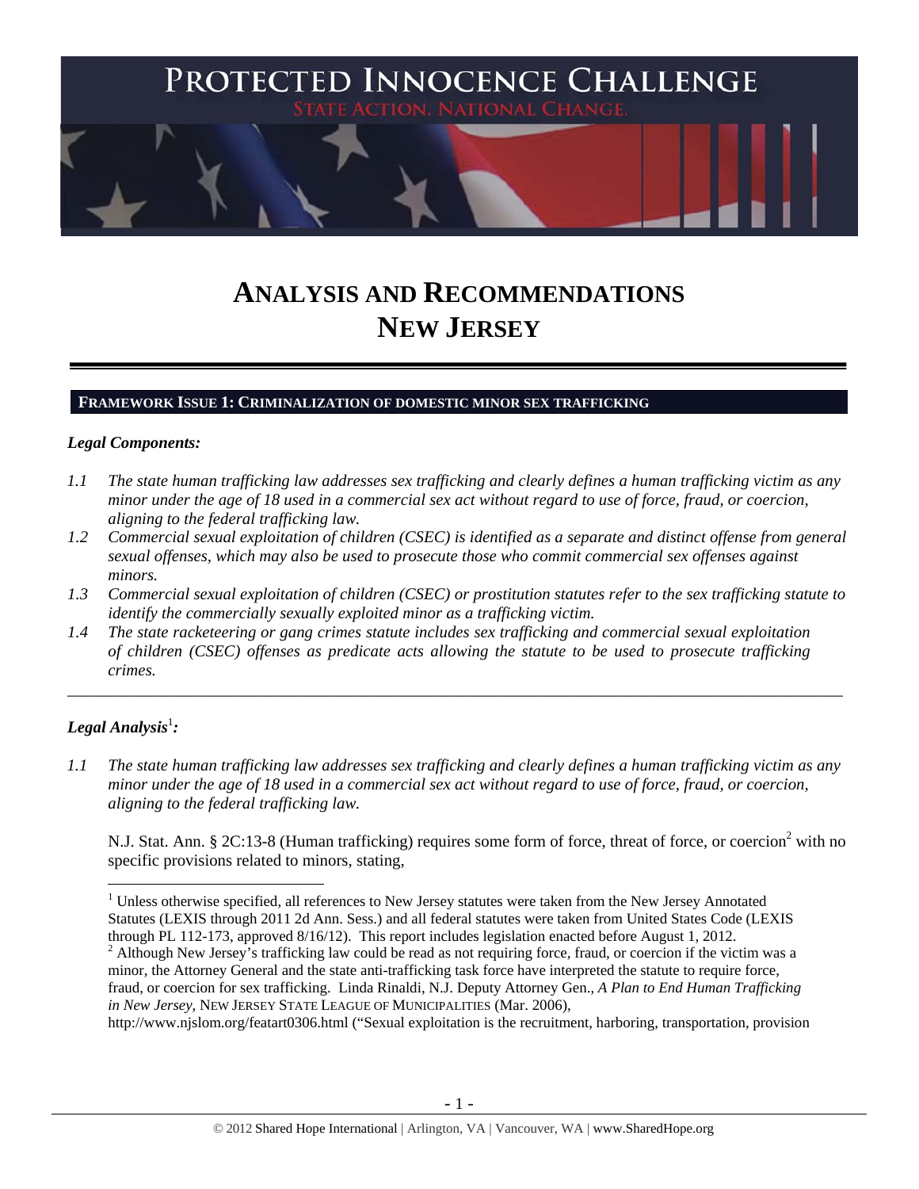# PROTECTED INNOCENCE CHALLENGE

STATE ACTION. NATIONAL CHANGE.

# ANALYSIS AND RECOMMENDATIONS
# NEW JERSEY

## FRAMEWORK ISSUE 1: CRIMINALIZATION OF DOMESTIC MINOR SEX TRAFFICKING

### *Legal Components:*

*1.1 The state human trafficking law addresses sex trafficking and clearly defines a human trafficking victim as any minor under the age of 18 used in a commercial sex act without regard to use of force, fraud, or coercion, aligning to the federal trafficking law.*

*1.2 Commercial sexual exploitation of children (CSEC) is identified as a separate and distinct offense from general sexual offenses, which may also be used to prosecute those who commit commercial sex offenses against minors.*

*1.3 Commercial sexual exploitation of children (CSEC) or prostitution statutes refer to the sex trafficking statute to identify the commercially sexually exploited minor as a trafficking victim.*

*1.4 The state racketeering or gang crimes statute includes sex trafficking and commercial sexual exploitation of children (CSEC) offenses as predicate acts allowing the statute to be used to prosecute trafficking crimes.*

---

### *Legal Analysis*[1]*:*

*1.1 The state human trafficking law addresses sex trafficking and clearly defines a human trafficking victim as any minor under the age of 18 used in a commercial sex act without regard to use of force, fraud, or coercion, aligning to the federal trafficking law.*

N.J. Stat. Ann. § 2C:13-8 (Human trafficking) requires some form of force, threat of force, or coercion[2] with no specific provisions related to minors, stating,

---

[1] Unless otherwise specified, all references to New Jersey statutes were taken from the New Jersey Annotated Statutes (LEXIS through 2011 2d Ann. Sess.) and all federal statutes were taken from United States Code (LEXIS through PL 112-173, approved 8/16/12). This report includes legislation enacted before August 1, 2012.

[2] Although New Jersey's trafficking law could be read as not requiring force, fraud, or coercion if the victim was a minor, the Attorney General and the state anti-trafficking task force have interpreted the statute to require force, fraud, or coercion for sex trafficking. Linda Rinaldi, N.J. Deputy Attorney Gen., *A Plan to End Human Trafficking in New Jersey*, NEW JERSEY STATE LEAGUE OF MUNICIPALITIES (Mar. 2006), http://www.njslom.org/featart0306.html ("Sexual exploitation is the recruitment, harboring, transportation, provision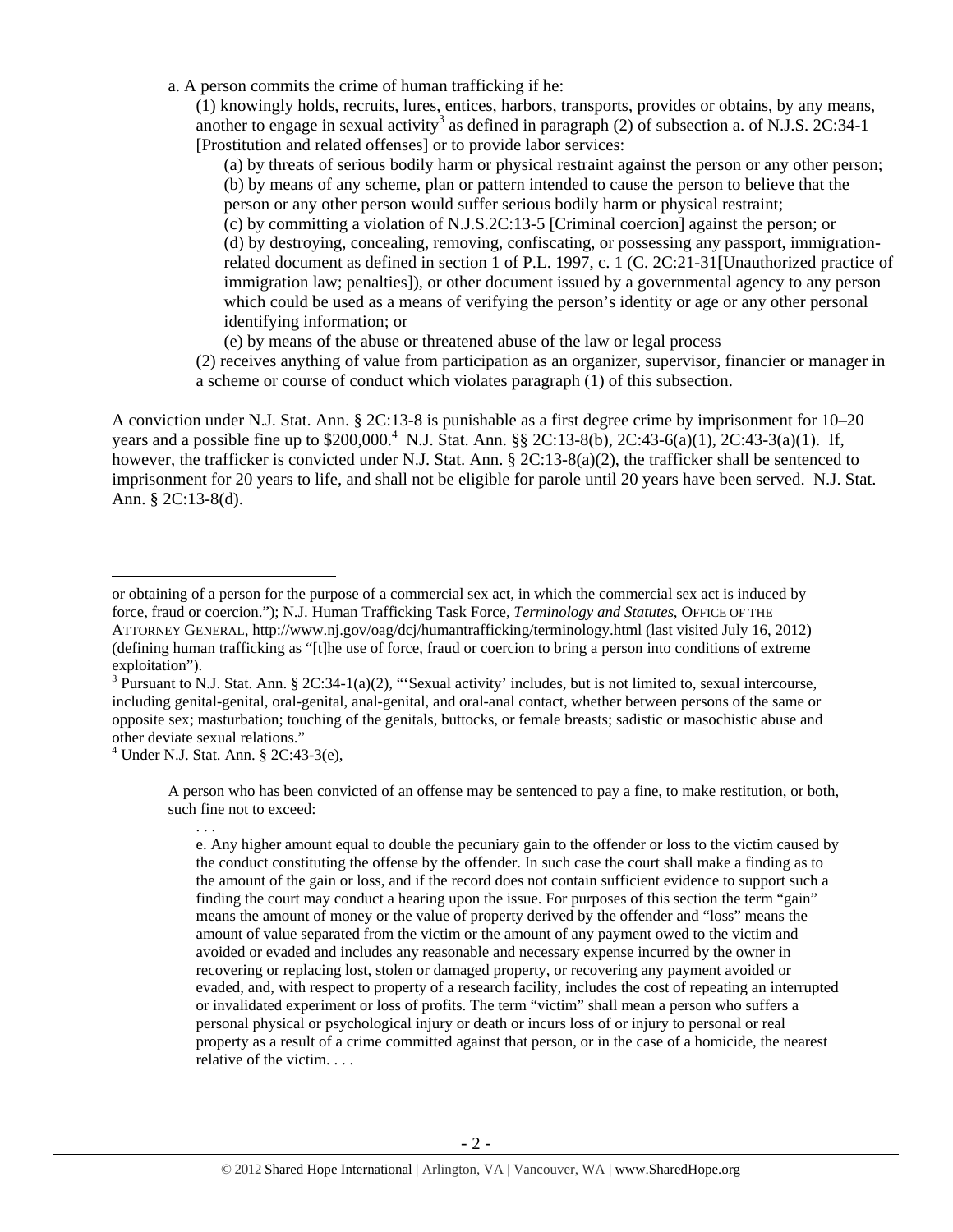a. A person commits the crime of human trafficking if he:

(1) knowingly holds, recruits, lures, entices, harbors, transports, provides or obtains, by any means, another to engage in sexual activity[3] as defined in paragraph (2) of subsection a. of N.J.S. 2C:34-1 [Prostitution and related offenses] or to provide labor services:

(a) by threats of serious bodily harm or physical restraint against the person or any other person;
(b) by means of any scheme, plan or pattern intended to cause the person to believe that the person or any other person would suffer serious bodily harm or physical restraint;
(c) by committing a violation of N.J.S.2C:13-5 [Criminal coercion] against the person; or
(d) by destroying, concealing, removing, confiscating, or possessing any passport, immigration-related document as defined in section 1 of P.L. 1997, c. 1 (C. 2C:21-31[Unauthorized practice of immigration law; penalties]), or other document issued by a governmental agency to any person which could be used as a means of verifying the person's identity or age or any other personal identifying information; or
(e) by means of the abuse or threatened abuse of the law or legal process

(2) receives anything of value from participation as an organizer, supervisor, financier or manager in a scheme or course of conduct which violates paragraph (1) of this subsection.

A conviction under N.J. Stat. Ann. § 2C:13-8 is punishable as a first degree crime by imprisonment for 10–20 years and a possible fine up to $200,000.[4] N.J. Stat. Ann. §§ 2C:13-8(b), 2C:43-6(a)(1), 2C:43-3(a)(1). If, however, the trafficker is convicted under N.J. Stat. Ann. § 2C:13-8(a)(2), the trafficker shall be sentenced to imprisonment for 20 years to life, and shall not be eligible for parole until 20 years have been served. N.J. Stat. Ann. § 2C:13-8(d).

---

or obtaining of a person for the purpose of a commercial sex act, in which the commercial sex act is induced by force, fraud or coercion."); N.J. Human Trafficking Task Force, *Terminology and Statutes*, OFFICE OF THE ATTORNEY GENERAL, http://www.nj.gov/oag/dcj/humantrafficking/terminology.html (last visited July 16, 2012) (defining human trafficking as "[t]he use of force, fraud or coercion to bring a person into conditions of extreme exploitation").

[3] Pursuant to N.J. Stat. Ann. § 2C:34-1(a)(2), "'Sexual activity' includes, but is not limited to, sexual intercourse, including genital-genital, oral-genital, anal-genital, and oral-anal contact, whether between persons of the same or opposite sex; masturbation; touching of the genitals, buttocks, or female breasts; sadistic or masochistic abuse and other deviate sexual relations."

[4] Under N.J. Stat. Ann. § 2C:43-3(e),

> A person who has been convicted of an offense may be sentenced to pay a fine, to make restitution, or both, such fine not to exceed:
>
> . . .
>
> e. Any higher amount equal to double the pecuniary gain to the offender or loss to the victim caused by the conduct constituting the offense by the offender. In such case the court shall make a finding as to the amount of the gain or loss, and if the record does not contain sufficient evidence to support such a finding the court may conduct a hearing upon the issue. For purposes of this section the term "gain" means the amount of money or the value of property derived by the offender and "loss" means the amount of value separated from the victim or the amount of any payment owed to the victim and avoided or evaded and includes any reasonable and necessary expense incurred by the owner in recovering or replacing lost, stolen or damaged property, or recovering any payment avoided or evaded, and, with respect to property of a research facility, includes the cost of repeating an interrupted or invalidated experiment or loss of profits. The term "victim" shall mean a person who suffers a personal physical or psychological injury or death or incurs loss of or injury to personal or real property as a result of a crime committed against that person, or in the case of a homicide, the nearest relative of the victim. . . .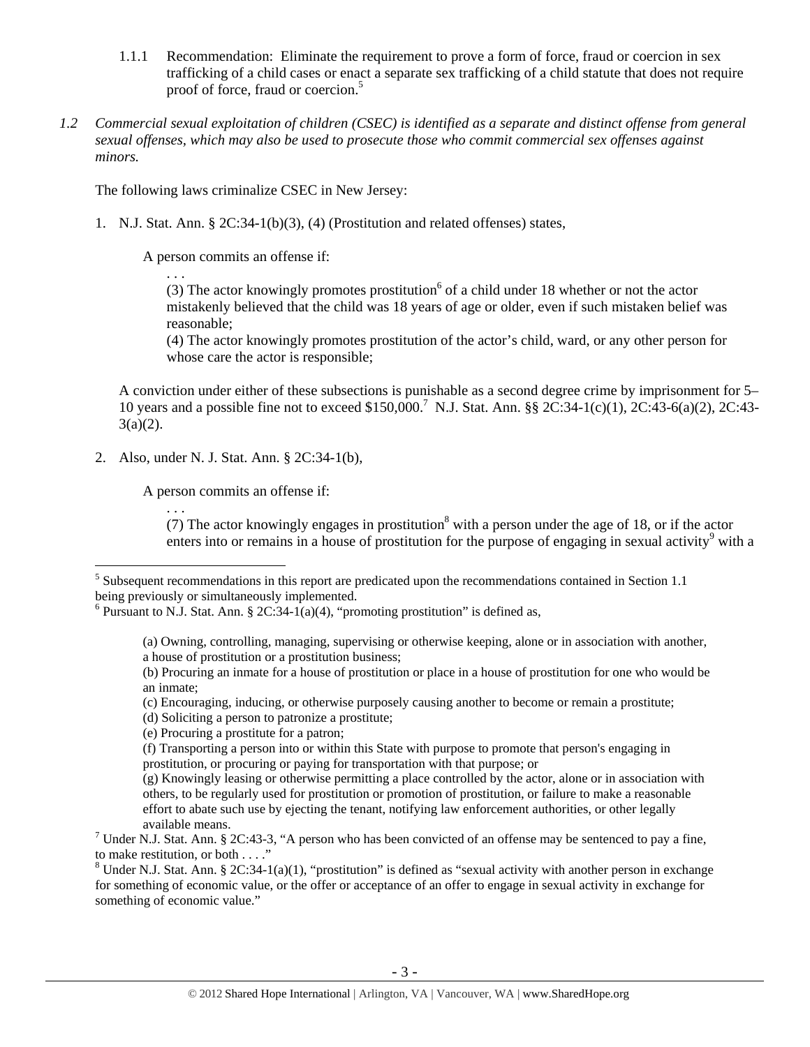1.1.1 Recommendation: Eliminate the requirement to prove a form of force, fraud or coercion in sex trafficking of a child cases or enact a separate sex trafficking of a child statute that does not require proof of force, fraud or coercion.[5]

*1.2 Commercial sexual exploitation of children (CSEC) is identified as a separate and distinct offense from general sexual offenses, which may also be used to prosecute those who commit commercial sex offenses against minors.*

The following laws criminalize CSEC in New Jersey:

1. N.J. Stat. Ann. § 2C:34-1(b)(3), (4) (Prostitution and related offenses) states,

   A person commits an offense if:

   > . . .
   > (3) The actor knowingly promotes prostitution[6] of a child under 18 whether or not the actor mistakenly believed that the child was 18 years of age or older, even if such mistaken belief was reasonable;
   > (4) The actor knowingly promotes prostitution of the actor's child, ward, or any other person for whose care the actor is responsible;

   A conviction under either of these subsections is punishable as a second degree crime by imprisonment for 5–10 years and a possible fine not to exceed $150,000.[7] N.J. Stat. Ann. §§ 2C:34-1(c)(1), 2C:43-6(a)(2), 2C:43-3(a)(2).

2. Also, under N. J. Stat. Ann. § 2C:34-1(b),

   A person commits an offense if:

   > . . .
   > (7) The actor knowingly engages in prostitution[8] with a person under the age of 18, or if the actor enters into or remains in a house of prostitution for the purpose of engaging in sexual activity[9] with a

---

[5] Subsequent recommendations in this report are predicated upon the recommendations contained in Section 1.1 being previously or simultaneously implemented.

[6] Pursuant to N.J. Stat. Ann. § 2C:34-1(a)(4), "promoting prostitution" is defined as,

> (a) Owning, controlling, managing, supervising or otherwise keeping, alone or in association with another, a house of prostitution or a prostitution business;
> (b) Procuring an inmate for a house of prostitution or place in a house of prostitution for one who would be an inmate;
> (c) Encouraging, inducing, or otherwise purposely causing another to become or remain a prostitute;
> (d) Soliciting a person to patronize a prostitute;
> (e) Procuring a prostitute for a patron;
> (f) Transporting a person into or within this State with purpose to promote that person's engaging in prostitution, or procuring or paying for transportation with that purpose; or
> (g) Knowingly leasing or otherwise permitting a place controlled by the actor, alone or in association with others, to be regularly used for prostitution or promotion of prostitution, or failure to make a reasonable effort to abate such use by ejecting the tenant, notifying law enforcement authorities, or other legally available means.

[7] Under N.J. Stat. Ann. § 2C:43-3, "A person who has been convicted of an offense may be sentenced to pay a fine, to make restitution, or both . . . ."

[8] Under N.J. Stat. Ann. § 2C:34-1(a)(1), "prostitution" is defined as "sexual activity with another person in exchange for something of economic value, or the offer or acceptance of an offer to engage in sexual activity in exchange for something of economic value."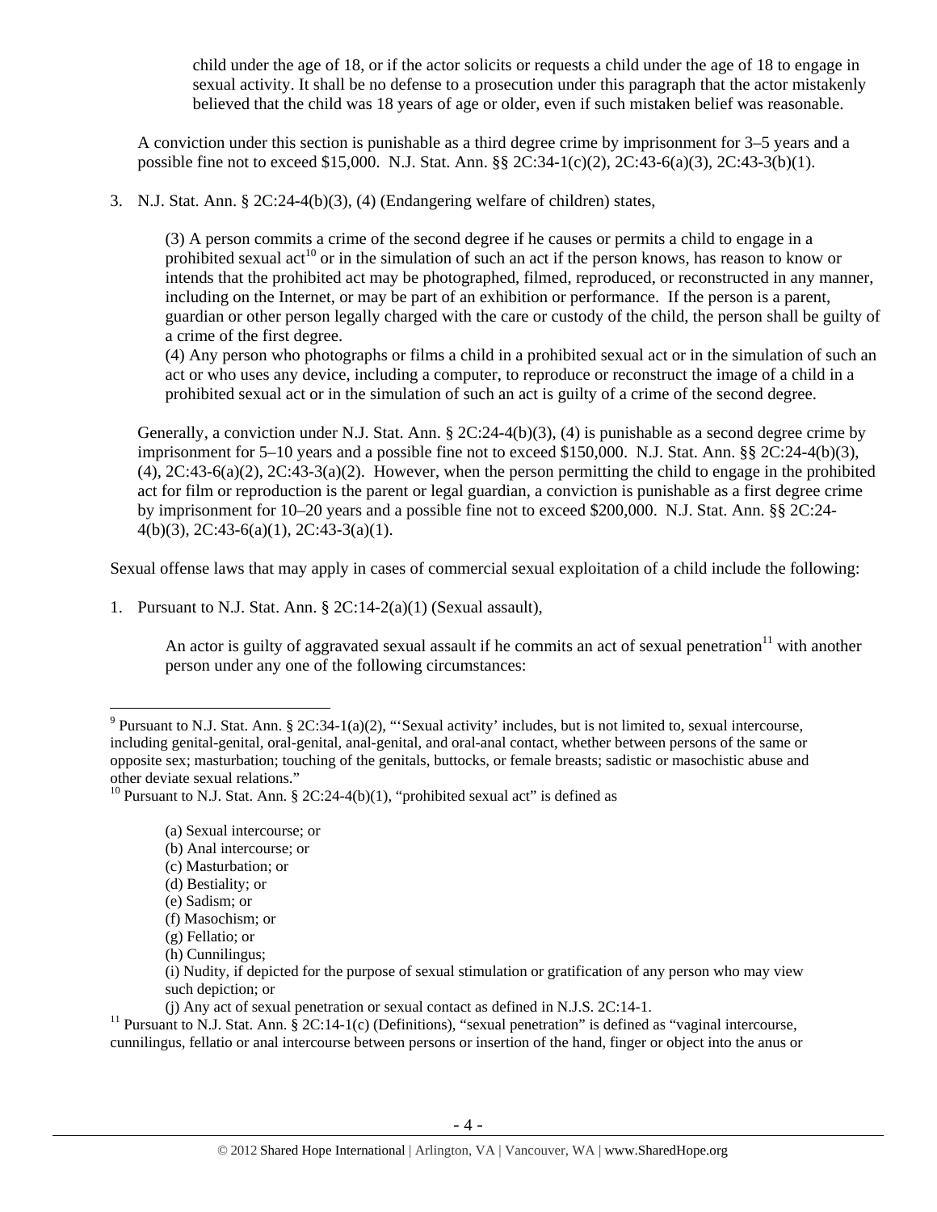child under the age of 18, or if the actor solicits or requests a child under the age of 18 to engage in sexual activity. It shall be no defense to a prosecution under this paragraph that the actor mistakenly believed that the child was 18 years of age or older, even if such mistaken belief was reasonable.

A conviction under this section is punishable as a third degree crime by imprisonment for 3–5 years and a possible fine not to exceed $15,000. N.J. Stat. Ann. §§ 2C:34-1(c)(2), 2C:43-6(a)(3), 2C:43-3(b)(1).

3. N.J. Stat. Ann. § 2C:24-4(b)(3), (4) (Endangering welfare of children) states,

   (3) A person commits a crime of the second degree if he causes or permits a child to engage in a prohibited sexual act[10] or in the simulation of such an act if the person knows, has reason to know or intends that the prohibited act may be photographed, filmed, reproduced, or reconstructed in any manner, including on the Internet, or may be part of an exhibition or performance. If the person is a parent, guardian or other person legally charged with the care or custody of the child, the person shall be guilty of a crime of the first degree.
   (4) Any person who photographs or films a child in a prohibited sexual act or in the simulation of such an act or who uses any device, including a computer, to reproduce or reconstruct the image of a child in a prohibited sexual act or in the simulation of such an act is guilty of a crime of the second degree.

   Generally, a conviction under N.J. Stat. Ann. § 2C:24-4(b)(3), (4) is punishable as a second degree crime by imprisonment for 5–10 years and a possible fine not to exceed $150,000. N.J. Stat. Ann. §§ 2C:24-4(b)(3), (4), 2C:43-6(a)(2), 2C:43-3(a)(2). However, when the person permitting the child to engage in the prohibited act for film or reproduction is the parent or legal guardian, a conviction is punishable as a first degree crime by imprisonment for 10–20 years and a possible fine not to exceed $200,000. N.J. Stat. Ann. §§ 2C:24-4(b)(3), 2C:43-6(a)(1), 2C:43-3(a)(1).

Sexual offense laws that may apply in cases of commercial sexual exploitation of a child include the following:

1. Pursuant to N.J. Stat. Ann. § 2C:14-2(a)(1) (Sexual assault),

   An actor is guilty of aggravated sexual assault if he commits an act of sexual penetration[11] with another person under any one of the following circumstances:

---

[9] Pursuant to N.J. Stat. Ann. § 2C:34-1(a)(2), "'Sexual activity' includes, but is not limited to, sexual intercourse, including genital-genital, oral-genital, anal-genital, and oral-anal contact, whether between persons of the same or opposite sex; masturbation; touching of the genitals, buttocks, or female breasts; sadistic or masochistic abuse and other deviate sexual relations."

[10] Pursuant to N.J. Stat. Ann. § 2C:24-4(b)(1), "prohibited sexual act" is defined as

(a) Sexual intercourse; or
(b) Anal intercourse; or
(c) Masturbation; or
(d) Bestiality; or
(e) Sadism; or
(f) Masochism; or
(g) Fellatio; or
(h) Cunnilingus;
(i) Nudity, if depicted for the purpose of sexual stimulation or gratification of any person who may view such depiction; or
(j) Any act of sexual penetration or sexual contact as defined in N.J.S. 2C:14-1.

[11] Pursuant to N.J. Stat. Ann. § 2C:14-1(c) (Definitions), "sexual penetration" is defined as "vaginal intercourse, cunnilingus, fellatio or anal intercourse between persons or insertion of the hand, finger or object into the anus or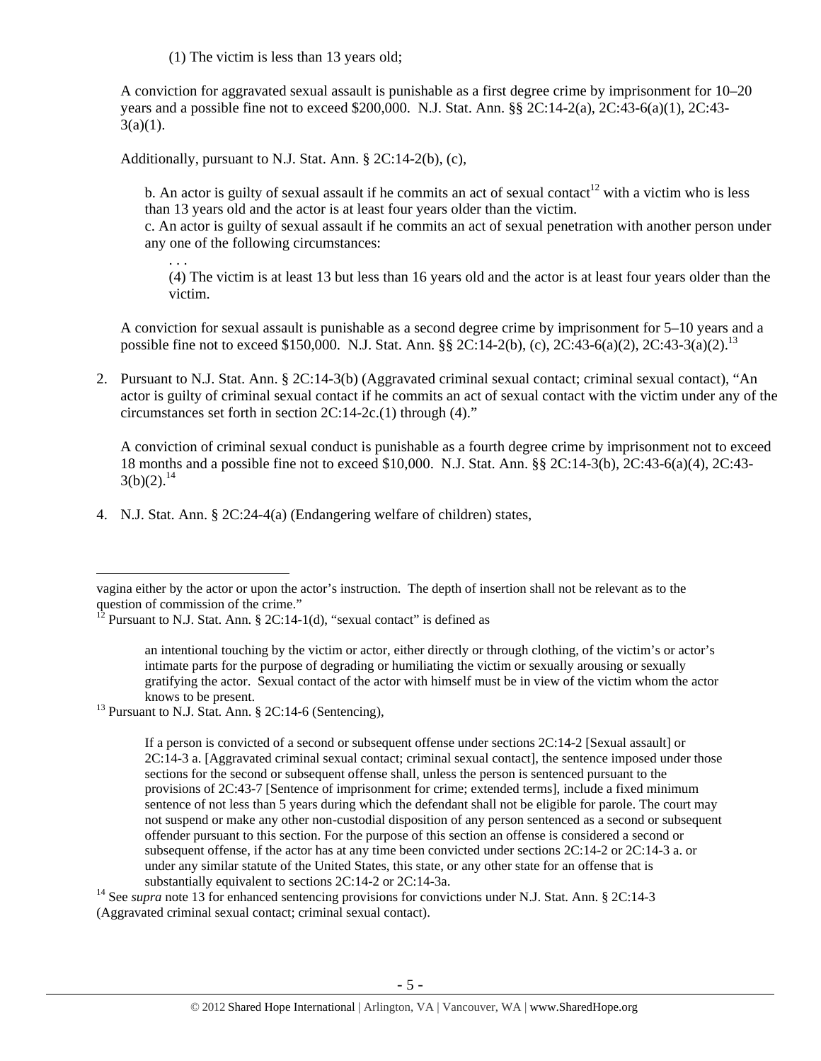(1) The victim is less than 13 years old;

A conviction for aggravated sexual assault is punishable as a first degree crime by imprisonment for 10–20 years and a possible fine not to exceed $200,000. N.J. Stat. Ann. §§ 2C:14-2(a), 2C:43-6(a)(1), 2C:43-3(a)(1).

Additionally, pursuant to N.J. Stat. Ann. § 2C:14-2(b), (c),

> b. An actor is guilty of sexual assault if he commits an act of sexual contact[12] with a victim who is less than 13 years old and the actor is at least four years older than the victim.
>
> c. An actor is guilty of sexual assault if he commits an act of sexual penetration with another person under any one of the following circumstances:
>
> . . .
>
> (4) The victim is at least 13 but less than 16 years old and the actor is at least four years older than the victim.

A conviction for sexual assault is punishable as a second degree crime by imprisonment for 5–10 years and a possible fine not to exceed $150,000. N.J. Stat. Ann. §§ 2C:14-2(b), (c), 2C:43-6(a)(2), 2C:43-3(a)(2).[13]

2. Pursuant to N.J. Stat. Ann. § 2C:14-3(b) (Aggravated criminal sexual contact; criminal sexual contact), "An actor is guilty of criminal sexual contact if he commits an act of sexual contact with the victim under any of the circumstances set forth in section 2C:14-2c.(1) through (4)."

   A conviction of criminal sexual conduct is punishable as a fourth degree crime by imprisonment not to exceed 18 months and a possible fine not to exceed $10,000. N.J. Stat. Ann. §§ 2C:14-3(b), 2C:43-6(a)(4), 2C:43-3(b)(2).[14]

4. N.J. Stat. Ann. § 2C:24-4(a) (Endangering welfare of children) states,

---

vagina either by the actor or upon the actor's instruction. The depth of insertion shall not be relevant as to the question of commission of the crime."

[12] Pursuant to N.J. Stat. Ann. § 2C:14-1(d), "sexual contact" is defined as

> an intentional touching by the victim or actor, either directly or through clothing, of the victim's or actor's intimate parts for the purpose of degrading or humiliating the victim or sexually arousing or sexually gratifying the actor. Sexual contact of the actor with himself must be in view of the victim whom the actor knows to be present.

[13] Pursuant to N.J. Stat. Ann. § 2C:14-6 (Sentencing),

> If a person is convicted of a second or subsequent offense under sections 2C:14-2 [Sexual assault] or 2C:14-3 a. [Aggravated criminal sexual contact; criminal sexual contact], the sentence imposed under those sections for the second or subsequent offense shall, unless the person is sentenced pursuant to the provisions of 2C:43-7 [Sentence of imprisonment for crime; extended terms], include a fixed minimum sentence of not less than 5 years during which the defendant shall not be eligible for parole. The court may not suspend or make any other non-custodial disposition of any person sentenced as a second or subsequent offender pursuant to this section. For the purpose of this section an offense is considered a second or subsequent offense, if the actor has at any time been convicted under sections 2C:14-2 or 2C:14-3 a. or under any similar statute of the United States, this state, or any other state for an offense that is substantially equivalent to sections 2C:14-2 or 2C:14-3a.

[14] See *supra* note 13 for enhanced sentencing provisions for convictions under N.J. Stat. Ann. § 2C:14-3 (Aggravated criminal sexual contact; criminal sexual contact).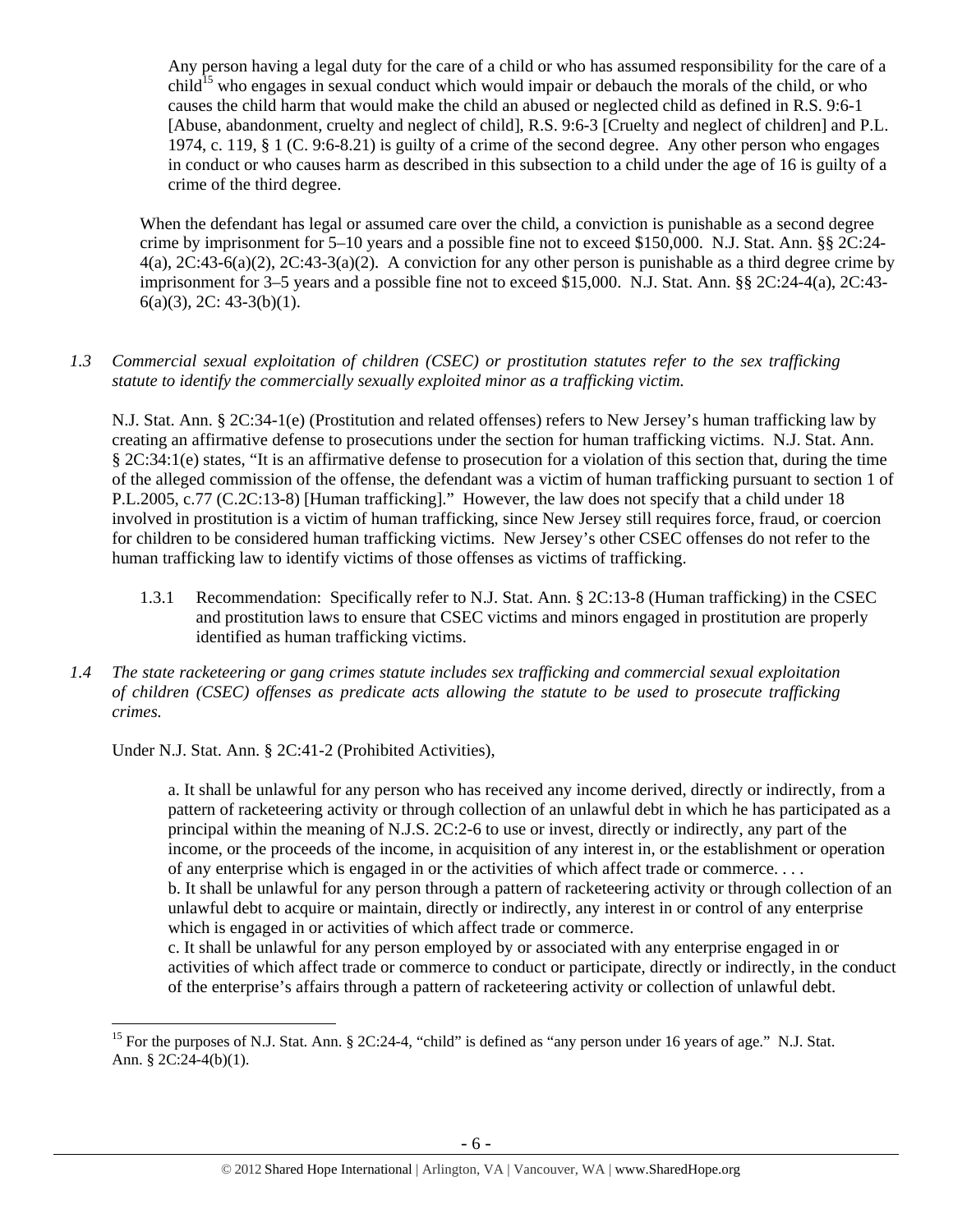> Any person having a legal duty for the care of a child or who has assumed responsibility for the care of a child[15] who engages in sexual conduct which would impair or debauch the morals of the child, or who causes the child harm that would make the child an abused or neglected child as defined in R.S. 9:6-1 [Abuse, abandonment, cruelty and neglect of child], R.S. 9:6-3 [Cruelty and neglect of children] and P.L. 1974, c. 119, § 1 (C. 9:6-8.21) is guilty of a crime of the second degree. Any other person who engages in conduct or who causes harm as described in this subsection to a child under the age of 16 is guilty of a crime of the third degree.

When the defendant has legal or assumed care over the child, a conviction is punishable as a second degree crime by imprisonment for 5–10 years and a possible fine not to exceed $150,000. N.J. Stat. Ann. §§ 2C:24-4(a), 2C:43-6(a)(2), 2C:43-3(a)(2). A conviction for any other person is punishable as a third degree crime by imprisonment for 3–5 years and a possible fine not to exceed $15,000. N.J. Stat. Ann. §§ 2C:24-4(a), 2C:43-6(a)(3), 2C: 43-3(b)(1).

*1.3 Commercial sexual exploitation of children (CSEC) or prostitution statutes refer to the sex trafficking statute to identify the commercially sexually exploited minor as a trafficking victim.*

N.J. Stat. Ann. § 2C:34-1(e) (Prostitution and related offenses) refers to New Jersey's human trafficking law by creating an affirmative defense to prosecutions under the section for human trafficking victims. N.J. Stat. Ann. § 2C:34:1(e) states, "It is an affirmative defense to prosecution for a violation of this section that, during the time of the alleged commission of the offense, the defendant was a victim of human trafficking pursuant to section 1 of P.L.2005, c.77 (C.2C:13-8) [Human trafficking]." However, the law does not specify that a child under 18 involved in prostitution is a victim of human trafficking, since New Jersey still requires force, fraud, or coercion for children to be considered human trafficking victims. New Jersey's other CSEC offenses do not refer to the human trafficking law to identify victims of those offenses as victims of trafficking.

1.3.1 Recommendation: Specifically refer to N.J. Stat. Ann. § 2C:13-8 (Human trafficking) in the CSEC and prostitution laws to ensure that CSEC victims and minors engaged in prostitution are properly identified as human trafficking victims.

*1.4 The state racketeering or gang crimes statute includes sex trafficking and commercial sexual exploitation of children (CSEC) offenses as predicate acts allowing the statute to be used to prosecute trafficking crimes.*

Under N.J. Stat. Ann. § 2C:41-2 (Prohibited Activities),

> a. It shall be unlawful for any person who has received any income derived, directly or indirectly, from a pattern of racketeering activity or through collection of an unlawful debt in which he has participated as a principal within the meaning of N.J.S. 2C:2-6 to use or invest, directly or indirectly, any part of the income, or the proceeds of the income, in acquisition of any interest in, or the establishment or operation of any enterprise which is engaged in or the activities of which affect trade or commerce. . . .
> b. It shall be unlawful for any person through a pattern of racketeering activity or through collection of an unlawful debt to acquire or maintain, directly or indirectly, any interest in or control of any enterprise which is engaged in or activities of which affect trade or commerce.
> c. It shall be unlawful for any person employed by or associated with any enterprise engaged in or activities of which affect trade or commerce to conduct or participate, directly or indirectly, in the conduct of the enterprise's affairs through a pattern of racketeering activity or collection of unlawful debt.

[15] For the purposes of N.J. Stat. Ann. § 2C:24-4, "child" is defined as "any person under 16 years of age." N.J. Stat. Ann. § 2C:24-4(b)(1).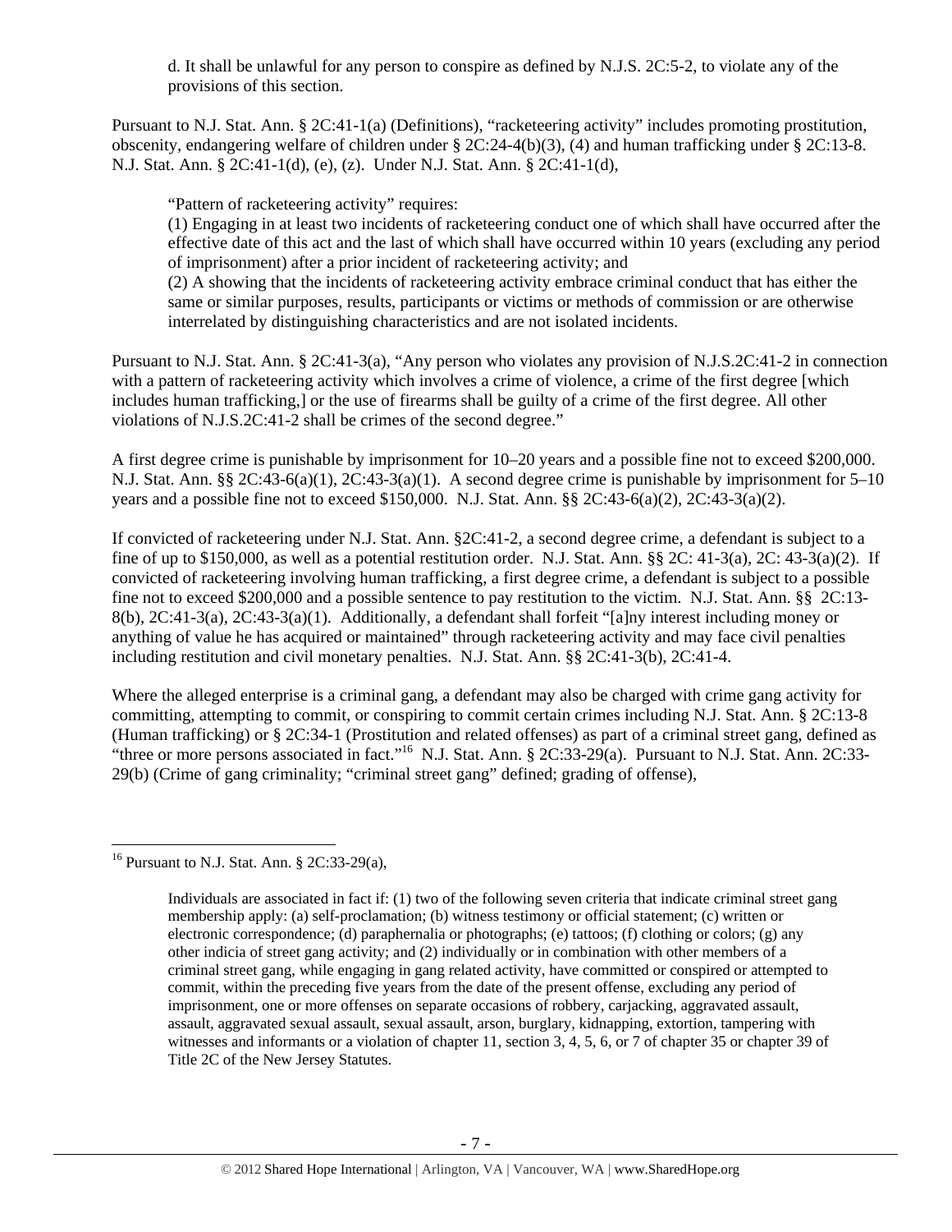d. It shall be unlawful for any person to conspire as defined by N.J.S. 2C:5-2, to violate any of the provisions of this section.

Pursuant to N.J. Stat. Ann. § 2C:41-1(a) (Definitions), "racketeering activity" includes promoting prostitution, obscenity, endangering welfare of children under § 2C:24-4(b)(3), (4) and human trafficking under § 2C:13-8. N.J. Stat. Ann. § 2C:41-1(d), (e), (z). Under N.J. Stat. Ann. § 2C:41-1(d),

> "Pattern of racketeering activity" requires:
> (1) Engaging in at least two incidents of racketeering conduct one of which shall have occurred after the effective date of this act and the last of which shall have occurred within 10 years (excluding any period of imprisonment) after a prior incident of racketeering activity; and
> (2) A showing that the incidents of racketeering activity embrace criminal conduct that has either the same or similar purposes, results, participants or victims or methods of commission or are otherwise interrelated by distinguishing characteristics and are not isolated incidents.

Pursuant to N.J. Stat. Ann. § 2C:41-3(a), "Any person who violates any provision of N.J.S.2C:41-2 in connection with a pattern of racketeering activity which involves a crime of violence, a crime of the first degree [which includes human trafficking,] or the use of firearms shall be guilty of a crime of the first degree. All other violations of N.J.S.2C:41-2 shall be crimes of the second degree."

A first degree crime is punishable by imprisonment for 10–20 years and a possible fine not to exceed $200,000. N.J. Stat. Ann. §§ 2C:43-6(a)(1), 2C:43-3(a)(1). A second degree crime is punishable by imprisonment for 5–10 years and a possible fine not to exceed $150,000. N.J. Stat. Ann. §§ 2C:43-6(a)(2), 2C:43-3(a)(2).

If convicted of racketeering under N.J. Stat. Ann. §2C:41-2, a second degree crime, a defendant is subject to a fine of up to $150,000, as well as a potential restitution order. N.J. Stat. Ann. §§ 2C: 41-3(a), 2C: 43-3(a)(2). If convicted of racketeering involving human trafficking, a first degree crime, a defendant is subject to a possible fine not to exceed $200,000 and a possible sentence to pay restitution to the victim. N.J. Stat. Ann. §§ 2C:13-8(b), 2C:41-3(a), 2C:43-3(a)(1). Additionally, a defendant shall forfeit "[a]ny interest including money or anything of value he has acquired or maintained" through racketeering activity and may face civil penalties including restitution and civil monetary penalties. N.J. Stat. Ann. §§ 2C:41-3(b), 2C:41-4.

Where the alleged enterprise is a criminal gang, a defendant may also be charged with crime gang activity for committing, attempting to commit, or conspiring to commit certain crimes including N.J. Stat. Ann. § 2C:13-8 (Human trafficking) or § 2C:34-1 (Prostitution and related offenses) as part of a criminal street gang, defined as "three or more persons associated in fact."[16] N.J. Stat. Ann. § 2C:33-29(a). Pursuant to N.J. Stat. Ann. 2C:33-29(b) (Crime of gang criminality; "criminal street gang" defined; grading of offense),

---

[16] Pursuant to N.J. Stat. Ann. § 2C:33-29(a),

> Individuals are associated in fact if: (1) two of the following seven criteria that indicate criminal street gang membership apply: (a) self-proclamation; (b) witness testimony or official statement; (c) written or electronic correspondence; (d) paraphernalia or photographs; (e) tattoos; (f) clothing or colors; (g) any other indicia of street gang activity; and (2) individually or in combination with other members of a criminal street gang, while engaging in gang related activity, have committed or conspired or attempted to commit, within the preceding five years from the date of the present offense, excluding any period of imprisonment, one or more offenses on separate occasions of robbery, carjacking, aggravated assault, assault, aggravated sexual assault, sexual assault, arson, burglary, kidnapping, extortion, tampering with witnesses and informants or a violation of chapter 11, section 3, 4, 5, 6, or 7 of chapter 35 or chapter 39 of Title 2C of the New Jersey Statutes.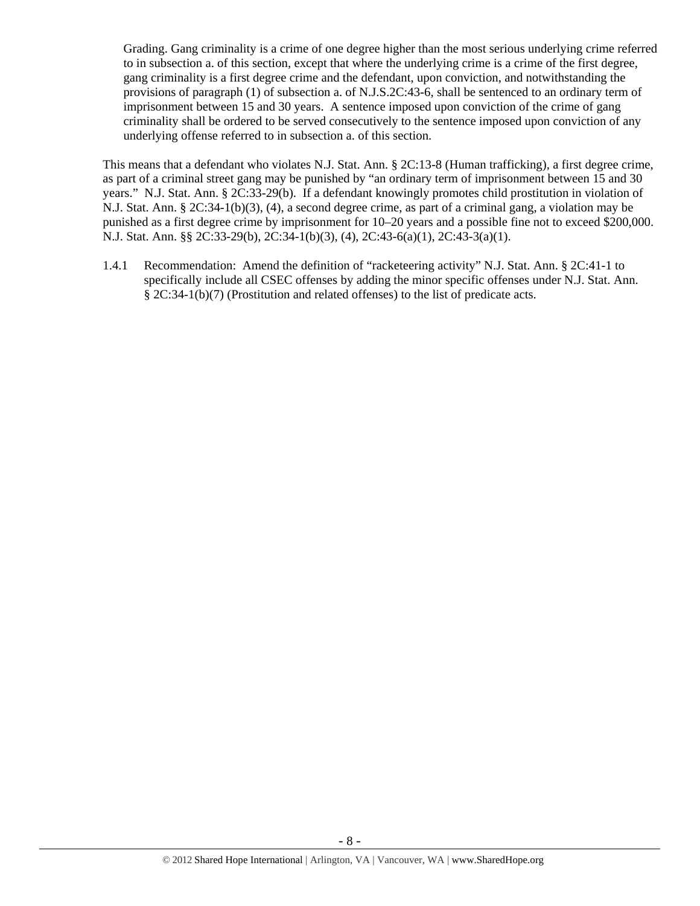> Grading. Gang criminality is a crime of one degree higher than the most serious underlying crime referred to in subsection a. of this section, except that where the underlying crime is a crime of the first degree, gang criminality is a first degree crime and the defendant, upon conviction, and notwithstanding the provisions of paragraph (1) of subsection a. of N.J.S.2C:43-6, shall be sentenced to an ordinary term of imprisonment between 15 and 30 years. A sentence imposed upon conviction of the crime of gang criminality shall be ordered to be served consecutively to the sentence imposed upon conviction of any underlying offense referred to in subsection a. of this section.

This means that a defendant who violates N.J. Stat. Ann. § 2C:13-8 (Human trafficking), a first degree crime, as part of a criminal street gang may be punished by "an ordinary term of imprisonment between 15 and 30 years." N.J. Stat. Ann. § 2C:33-29(b). If a defendant knowingly promotes child prostitution in violation of N.J. Stat. Ann. § 2C:34-1(b)(3), (4), a second degree crime, as part of a criminal gang, a violation may be punished as a first degree crime by imprisonment for 10–20 years and a possible fine not to exceed $200,000. N.J. Stat. Ann. §§ 2C:33-29(b), 2C:34-1(b)(3), (4), 2C:43-6(a)(1), 2C:43-3(a)(1).

1.4.1 Recommendation: Amend the definition of "racketeering activity" N.J. Stat. Ann. § 2C:41-1 to specifically include all CSEC offenses by adding the minor specific offenses under N.J. Stat. Ann. § 2C:34-1(b)(7) (Prostitution and related offenses) to the list of predicate acts.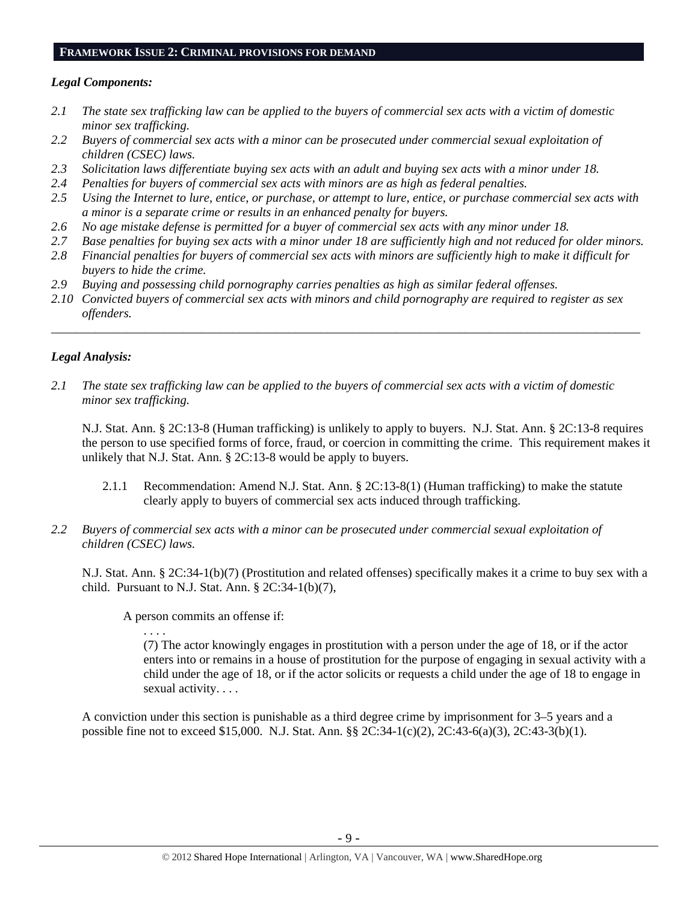## FRAMEWORK ISSUE 2: CRIMINAL PROVISIONS FOR DEMAND

***Legal Components:***

*2.1 The state sex trafficking law can be applied to the buyers of commercial sex acts with a victim of domestic minor sex trafficking.*

*2.2 Buyers of commercial sex acts with a minor can be prosecuted under commercial sexual exploitation of children (CSEC) laws.*

*2.3 Solicitation laws differentiate buying sex acts with an adult and buying sex acts with a minor under 18.*

*2.4 Penalties for buyers of commercial sex acts with minors are as high as federal penalties.*

*2.5 Using the Internet to lure, entice, or purchase, or attempt to lure, entice, or purchase commercial sex acts with a minor is a separate crime or results in an enhanced penalty for buyers.*

*2.6 No age mistake defense is permitted for a buyer of commercial sex acts with any minor under 18.*

*2.7 Base penalties for buying sex acts with a minor under 18 are sufficiently high and not reduced for older minors.*

*2.8 Financial penalties for buyers of commercial sex acts with minors are sufficiently high to make it difficult for buyers to hide the crime.*

*2.9 Buying and possessing child pornography carries penalties as high as similar federal offenses.*

*2.10 Convicted buyers of commercial sex acts with minors and child pornography are required to register as sex offenders.*

---

***Legal Analysis:***

*2.1 The state sex trafficking law can be applied to the buyers of commercial sex acts with a victim of domestic minor sex trafficking.*

N.J. Stat. Ann. § 2C:13-8 (Human trafficking) is unlikely to apply to buyers. N.J. Stat. Ann. § 2C:13-8 requires the person to use specified forms of force, fraud, or coercion in committing the crime. This requirement makes it unlikely that N.J. Stat. Ann. § 2C:13-8 would be apply to buyers.

2.1.1 Recommendation: Amend N.J. Stat. Ann. § 2C:13-8(1) (Human trafficking) to make the statute clearly apply to buyers of commercial sex acts induced through trafficking.

*2.2 Buyers of commercial sex acts with a minor can be prosecuted under commercial sexual exploitation of children (CSEC) laws.*

N.J. Stat. Ann. § 2C:34-1(b)(7) (Prostitution and related offenses) specifically makes it a crime to buy sex with a child. Pursuant to N.J. Stat. Ann. § 2C:34-1(b)(7),

> A person commits an offense if:
>
> . . . .
>
> (7) The actor knowingly engages in prostitution with a person under the age of 18, or if the actor enters into or remains in a house of prostitution for the purpose of engaging in sexual activity with a child under the age of 18, or if the actor solicits or requests a child under the age of 18 to engage in sexual activity. . . .

A conviction under this section is punishable as a third degree crime by imprisonment for 3–5 years and a possible fine not to exceed $15,000. N.J. Stat. Ann. §§ 2C:34-1(c)(2), 2C:43-6(a)(3), 2C:43-3(b)(1).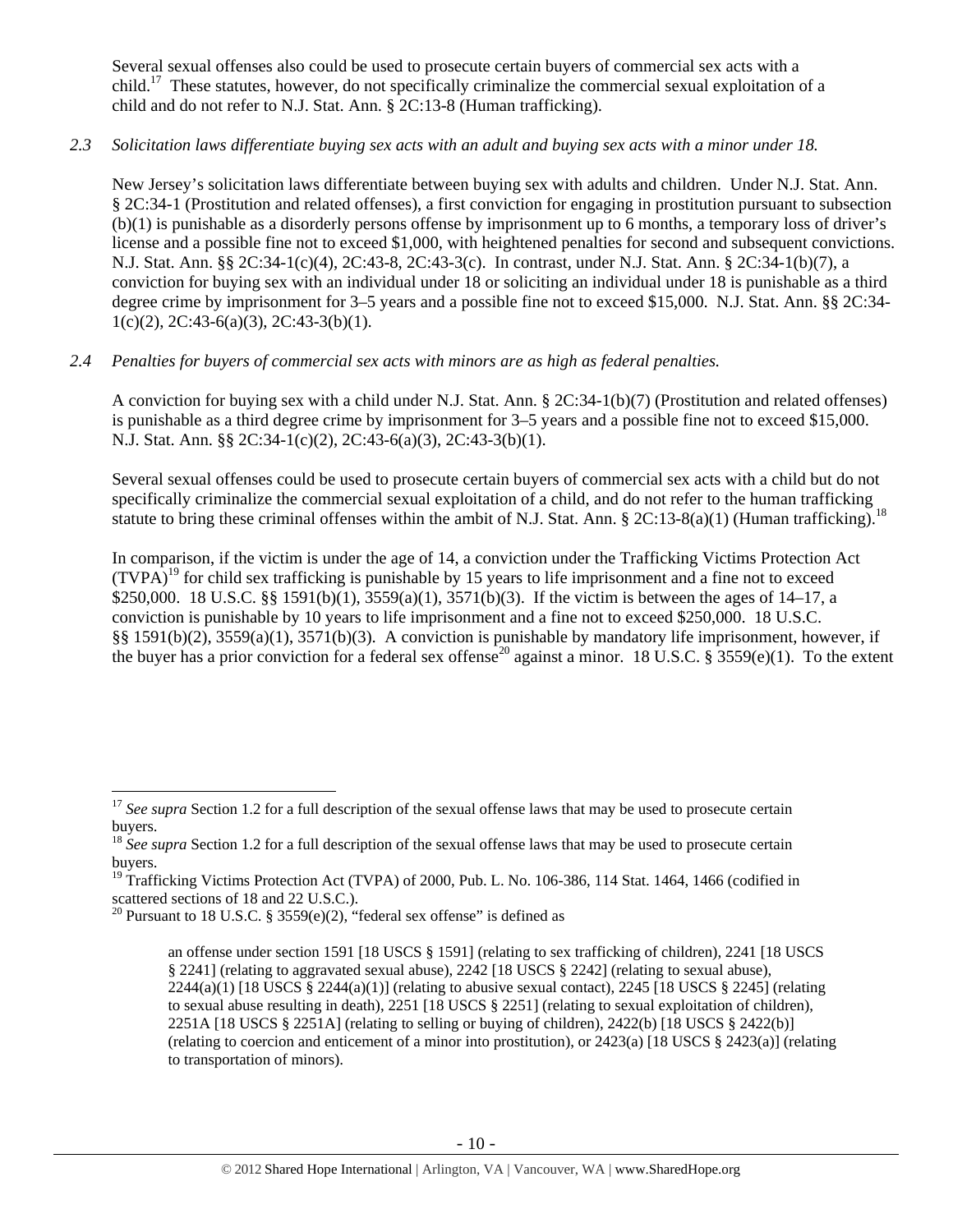Several sexual offenses also could be used to prosecute certain buyers of commercial sex acts with a child.[17] These statutes, however, do not specifically criminalize the commercial sexual exploitation of a child and do not refer to N.J. Stat. Ann. § 2C:13-8 (Human trafficking).

*2.3 Solicitation laws differentiate buying sex acts with an adult and buying sex acts with a minor under 18.*

New Jersey's solicitation laws differentiate between buying sex with adults and children. Under N.J. Stat. Ann. § 2C:34-1 (Prostitution and related offenses), a first conviction for engaging in prostitution pursuant to subsection (b)(1) is punishable as a disorderly persons offense by imprisonment up to 6 months, a temporary loss of driver's license and a possible fine not to exceed $1,000, with heightened penalties for second and subsequent convictions. N.J. Stat. Ann. §§ 2C:34-1(c)(4), 2C:43-8, 2C:43-3(c). In contrast, under N.J. Stat. Ann. § 2C:34-1(b)(7), a conviction for buying sex with an individual under 18 or soliciting an individual under 18 is punishable as a third degree crime by imprisonment for 3–5 years and a possible fine not to exceed $15,000. N.J. Stat. Ann. §§ 2C:34-1(c)(2), 2C:43-6(a)(3), 2C:43-3(b)(1).

*2.4 Penalties for buyers of commercial sex acts with minors are as high as federal penalties.*

A conviction for buying sex with a child under N.J. Stat. Ann. § 2C:34-1(b)(7) (Prostitution and related offenses) is punishable as a third degree crime by imprisonment for 3–5 years and a possible fine not to exceed $15,000. N.J. Stat. Ann. §§ 2C:34-1(c)(2), 2C:43-6(a)(3), 2C:43-3(b)(1).

Several sexual offenses could be used to prosecute certain buyers of commercial sex acts with a child but do not specifically criminalize the commercial sexual exploitation of a child, and do not refer to the human trafficking statute to bring these criminal offenses within the ambit of N.J. Stat. Ann. § 2C:13-8(a)(1) (Human trafficking).[18]

In comparison, if the victim is under the age of 14, a conviction under the Trafficking Victims Protection Act (TVPA)[19] for child sex trafficking is punishable by 15 years to life imprisonment and a fine not to exceed $250,000. 18 U.S.C. §§ 1591(b)(1), 3559(a)(1), 3571(b)(3). If the victim is between the ages of 14–17, a conviction is punishable by 10 years to life imprisonment and a fine not to exceed $250,000. 18 U.S.C. §§ 1591(b)(2), 3559(a)(1), 3571(b)(3). A conviction is punishable by mandatory life imprisonment, however, if the buyer has a prior conviction for a federal sex offense[20] against a minor. 18 U.S.C. § 3559(e)(1). To the extent

---

[17] *See supra* Section 1.2 for a full description of the sexual offense laws that may be used to prosecute certain buyers.

[18] *See supra* Section 1.2 for a full description of the sexual offense laws that may be used to prosecute certain buyers.

[19] Trafficking Victims Protection Act (TVPA) of 2000, Pub. L. No. 106-386, 114 Stat. 1464, 1466 (codified in scattered sections of 18 and 22 U.S.C.).

[20] Pursuant to 18 U.S.C. § 3559(e)(2), "federal sex offense" is defined as

> an offense under section 1591 [18 USCS § 1591] (relating to sex trafficking of children), 2241 [18 USCS § 2241] (relating to aggravated sexual abuse), 2242 [18 USCS § 2242] (relating to sexual abuse), 2244(a)(1) [18 USCS § 2244(a)(1)] (relating to abusive sexual contact), 2245 [18 USCS § 2245] (relating to sexual abuse resulting in death), 2251 [18 USCS § 2251] (relating to sexual exploitation of children), 2251A [18 USCS § 2251A] (relating to selling or buying of children), 2422(b) [18 USCS § 2422(b)] (relating to coercion and enticement of a minor into prostitution), or 2423(a) [18 USCS § 2423(a)] (relating to transportation of minors).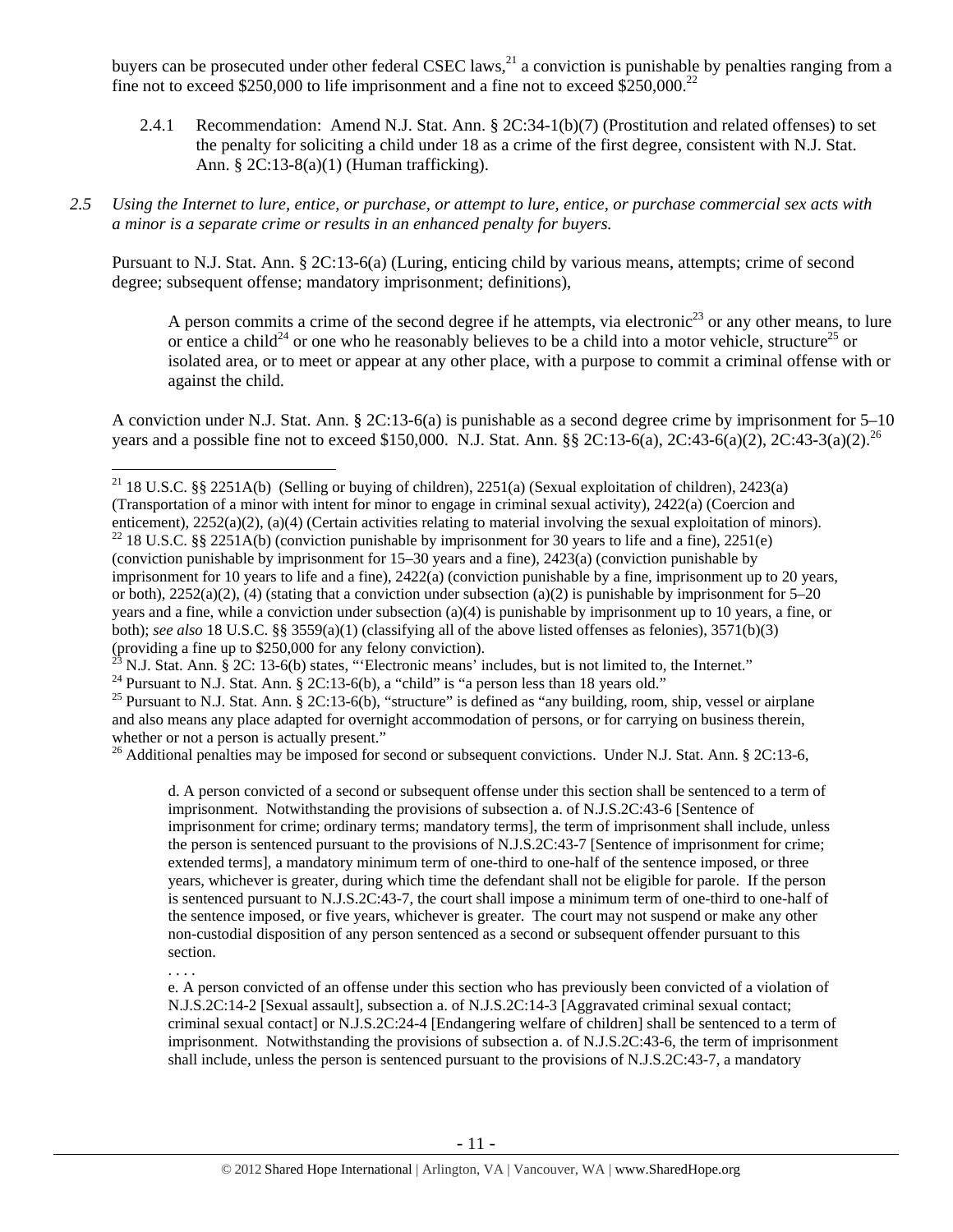buyers can be prosecuted under other federal CSEC laws,[21] a conviction is punishable by penalties ranging from a fine not to exceed $250,000 to life imprisonment and a fine not to exceed $250,000.[22]

2.4.1 Recommendation: Amend N.J. Stat. Ann. § 2C:34-1(b)(7) (Prostitution and related offenses) to set the penalty for soliciting a child under 18 as a crime of the first degree, consistent with N.J. Stat. Ann. § 2C:13-8(a)(1) (Human trafficking).

*2.5 Using the Internet to lure, entice, or purchase, or attempt to lure, entice, or purchase commercial sex acts with a minor is a separate crime or results in an enhanced penalty for buyers.*

Pursuant to N.J. Stat. Ann. § 2C:13-6(a) (Luring, enticing child by various means, attempts; crime of second degree; subsequent offense; mandatory imprisonment; definitions),

> A person commits a crime of the second degree if he attempts, via electronic[23] or any other means, to lure or entice a child[24] or one who he reasonably believes to be a child into a motor vehicle, structure[25] or isolated area, or to meet or appear at any other place, with a purpose to commit a criminal offense with or against the child.

A conviction under N.J. Stat. Ann. § 2C:13-6(a) is punishable as a second degree crime by imprisonment for 5–10 years and a possible fine not to exceed $150,000. N.J. Stat. Ann. §§ 2C:13-6(a), 2C:43-6(a)(2), 2C:43-3(a)(2).[26]

---

[21] 18 U.S.C. §§ 2251A(b) (Selling or buying of children), 2251(a) (Sexual exploitation of children), 2423(a) (Transportation of a minor with intent for minor to engage in criminal sexual activity), 2422(a) (Coercion and enticement), 2252(a)(2), (a)(4) (Certain activities relating to material involving the sexual exploitation of minors).

[22] 18 U.S.C. §§ 2251A(b) (conviction punishable by imprisonment for 30 years to life and a fine), 2251(e) (conviction punishable by imprisonment for 15–30 years and a fine), 2423(a) (conviction punishable by imprisonment for 10 years to life and a fine), 2422(a) (conviction punishable by a fine, imprisonment up to 20 years, or both), 2252(a)(2), (4) (stating that a conviction under subsection (a)(2) is punishable by imprisonment for 5–20 years and a fine, while a conviction under subsection (a)(4) is punishable by imprisonment up to 10 years, a fine, or both); *see also* 18 U.S.C. §§ 3559(a)(1) (classifying all of the above listed offenses as felonies), 3571(b)(3) (providing a fine up to $250,000 for any felony conviction).

[23] N.J. Stat. Ann. § 2C: 13-6(b) states, "'Electronic means' includes, but is not limited to, the Internet."

[24] Pursuant to N.J. Stat. Ann. § 2C:13-6(b), a "child" is "a person less than 18 years old."

[25] Pursuant to N.J. Stat. Ann. § 2C:13-6(b), "structure" is defined as "any building, room, ship, vessel or airplane and also means any place adapted for overnight accommodation of persons, or for carrying on business therein, whether or not a person is actually present."

[26] Additional penalties may be imposed for second or subsequent convictions. Under N.J. Stat. Ann. § 2C:13-6,

> d. A person convicted of a second or subsequent offense under this section shall be sentenced to a term of imprisonment. Notwithstanding the provisions of subsection a. of N.J.S.2C:43-6 [Sentence of imprisonment for crime; ordinary terms; mandatory terms], the term of imprisonment shall include, unless the person is sentenced pursuant to the provisions of N.J.S.2C:43-7 [Sentence of imprisonment for crime; extended terms], a mandatory minimum term of one-third to one-half of the sentence imposed, or three years, whichever is greater, during which time the defendant shall not be eligible for parole. If the person is sentenced pursuant to N.J.S.2C:43-7, the court shall impose a minimum term of one-third to one-half of the sentence imposed, or five years, whichever is greater. The court may not suspend or make any other non-custodial disposition of any person sentenced as a second or subsequent offender pursuant to this section.
>
> . . . .
>
> e. A person convicted of an offense under this section who has previously been convicted of a violation of N.J.S.2C:14-2 [Sexual assault], subsection a. of N.J.S.2C:14-3 [Aggravated criminal sexual contact; criminal sexual contact] or N.J.S.2C:24-4 [Endangering welfare of children] shall be sentenced to a term of imprisonment. Notwithstanding the provisions of subsection a. of N.J.S.2C:43-6, the term of imprisonment shall include, unless the person is sentenced pursuant to the provisions of N.J.S.2C:43-7, a mandatory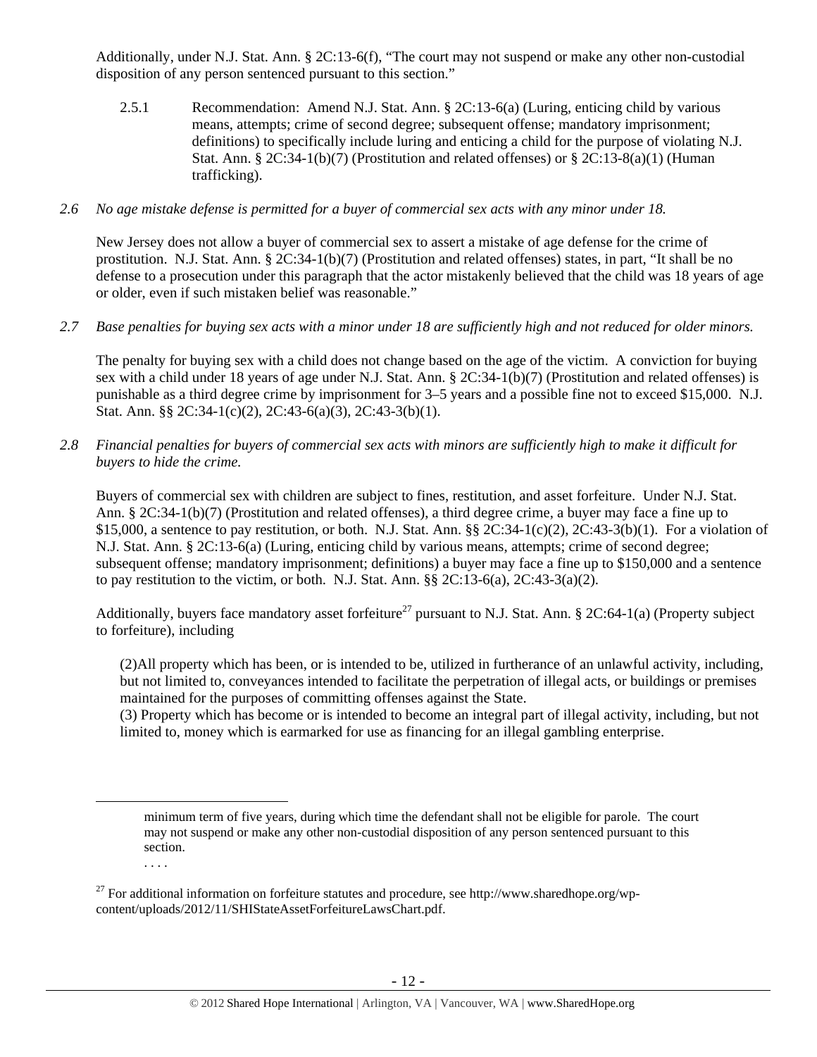Additionally, under N.J. Stat. Ann. § 2C:13-6(f), "The court may not suspend or make any other non-custodial disposition of any person sentenced pursuant to this section."

2.5.1 Recommendation: Amend N.J. Stat. Ann. § 2C:13-6(a) (Luring, enticing child by various means, attempts; crime of second degree; subsequent offense; mandatory imprisonment; definitions) to specifically include luring and enticing a child for the purpose of violating N.J. Stat. Ann. § 2C:34-1(b)(7) (Prostitution and related offenses) or § 2C:13-8(a)(1) (Human trafficking).

*2.6 No age mistake defense is permitted for a buyer of commercial sex acts with any minor under 18.*

New Jersey does not allow a buyer of commercial sex to assert a mistake of age defense for the crime of prostitution. N.J. Stat. Ann. § 2C:34-1(b)(7) (Prostitution and related offenses) states, in part, "It shall be no defense to a prosecution under this paragraph that the actor mistakenly believed that the child was 18 years of age or older, even if such mistaken belief was reasonable."

*2.7 Base penalties for buying sex acts with a minor under 18 are sufficiently high and not reduced for older minors.*

The penalty for buying sex with a child does not change based on the age of the victim. A conviction for buying sex with a child under 18 years of age under N.J. Stat. Ann. § 2C:34-1(b)(7) (Prostitution and related offenses) is punishable as a third degree crime by imprisonment for 3–5 years and a possible fine not to exceed $15,000. N.J. Stat. Ann. §§ 2C:34-1(c)(2), 2C:43-6(a)(3), 2C:43-3(b)(1).

*2.8 Financial penalties for buyers of commercial sex acts with minors are sufficiently high to make it difficult for buyers to hide the crime.*

Buyers of commercial sex with children are subject to fines, restitution, and asset forfeiture. Under N.J. Stat. Ann. § 2C:34-1(b)(7) (Prostitution and related offenses), a third degree crime, a buyer may face a fine up to $15,000, a sentence to pay restitution, or both. N.J. Stat. Ann. §§ 2C:34-1(c)(2), 2C:43-3(b)(1). For a violation of N.J. Stat. Ann. § 2C:13-6(a) (Luring, enticing child by various means, attempts; crime of second degree; subsequent offense; mandatory imprisonment; definitions) a buyer may face a fine up to $150,000 and a sentence to pay restitution to the victim, or both. N.J. Stat. Ann. §§ 2C:13-6(a), 2C:43-3(a)(2).

Additionally, buyers face mandatory asset forfeiture[27] pursuant to N.J. Stat. Ann. § 2C:64-1(a) (Property subject to forfeiture), including

> (2)All property which has been, or is intended to be, utilized in furtherance of an unlawful activity, including, but not limited to, conveyances intended to facilitate the perpetration of illegal acts, or buildings or premises maintained for the purposes of committing offenses against the State.
> (3) Property which has become or is intended to become an integral part of illegal activity, including, but not limited to, money which is earmarked for use as financing for an illegal gambling enterprise.

---

> minimum term of five years, during which time the defendant shall not be eligible for parole. The court may not suspend or make any other non-custodial disposition of any person sentenced pursuant to this section.
> . . . .

[27] For additional information on forfeiture statutes and procedure, see http://www.sharedhope.org/wp-content/uploads/2012/11/SHIStateAssetForfeitureLawsChart.pdf.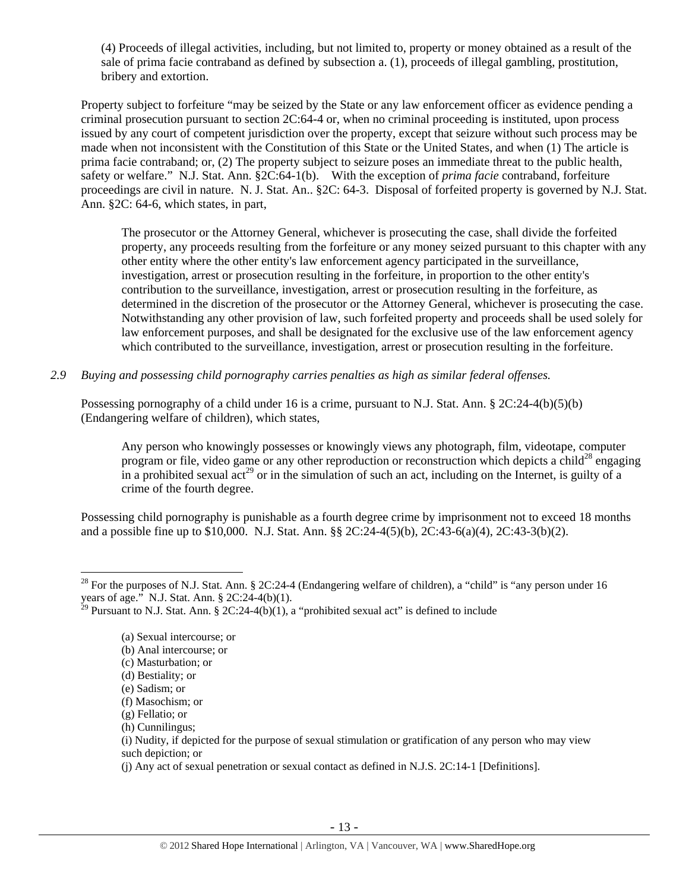(4) Proceeds of illegal activities, including, but not limited to, property or money obtained as a result of the sale of prima facie contraband as defined by subsection a. (1), proceeds of illegal gambling, prostitution, bribery and extortion.

Property subject to forfeiture "may be seized by the State or any law enforcement officer as evidence pending a criminal prosecution pursuant to section 2C:64-4 or, when no criminal proceeding is instituted, upon process issued by any court of competent jurisdiction over the property, except that seizure without such process may be made when not inconsistent with the Constitution of this State or the United States, and when (1) The article is prima facie contraband; or, (2) The property subject to seizure poses an immediate threat to the public health, safety or welfare." N.J. Stat. Ann. §2C:64-1(b). With the exception of *prima facie* contraband, forfeiture proceedings are civil in nature. N. J. Stat. An.. §2C: 64-3. Disposal of forfeited property is governed by N.J. Stat. Ann. §2C: 64-6, which states, in part,

> The prosecutor or the Attorney General, whichever is prosecuting the case, shall divide the forfeited property, any proceeds resulting from the forfeiture or any money seized pursuant to this chapter with any other entity where the other entity's law enforcement agency participated in the surveillance, investigation, arrest or prosecution resulting in the forfeiture, in proportion to the other entity's contribution to the surveillance, investigation, arrest or prosecution resulting in the forfeiture, as determined in the discretion of the prosecutor or the Attorney General, whichever is prosecuting the case. Notwithstanding any other provision of law, such forfeited property and proceeds shall be used solely for law enforcement purposes, and shall be designated for the exclusive use of the law enforcement agency which contributed to the surveillance, investigation, arrest or prosecution resulting in the forfeiture.

*2.9 Buying and possessing child pornography carries penalties as high as similar federal offenses.*

Possessing pornography of a child under 16 is a crime, pursuant to N.J. Stat. Ann. § 2C:24-4(b)(5)(b) (Endangering welfare of children), which states,

> Any person who knowingly possesses or knowingly views any photograph, film, videotape, computer program or file, video game or any other reproduction or reconstruction which depicts a child[28] engaging in a prohibited sexual act[29] or in the simulation of such an act, including on the Internet, is guilty of a crime of the fourth degree.

Possessing child pornography is punishable as a fourth degree crime by imprisonment not to exceed 18 months and a possible fine up to $10,000. N.J. Stat. Ann. §§ 2C:24-4(5)(b), 2C:43-6(a)(4), 2C:43-3(b)(2).

---

[28] For the purposes of N.J. Stat. Ann. § 2C:24-4 (Endangering welfare of children), a "child" is "any person under 16 years of age." N.J. Stat. Ann. § 2C:24-4(b)(1).

[29] Pursuant to N.J. Stat. Ann. § 2C:24-4(b)(1), a "prohibited sexual act" is defined to include

> (a) Sexual intercourse; or
> (b) Anal intercourse; or
> (c) Masturbation; or
> (d) Bestiality; or
> (e) Sadism; or
> (f) Masochism; or
> (g) Fellatio; or
> (h) Cunnilingus;
> (i) Nudity, if depicted for the purpose of sexual stimulation or gratification of any person who may view such depiction; or
> (j) Any act of sexual penetration or sexual contact as defined in N.J.S. 2C:14-1 [Definitions].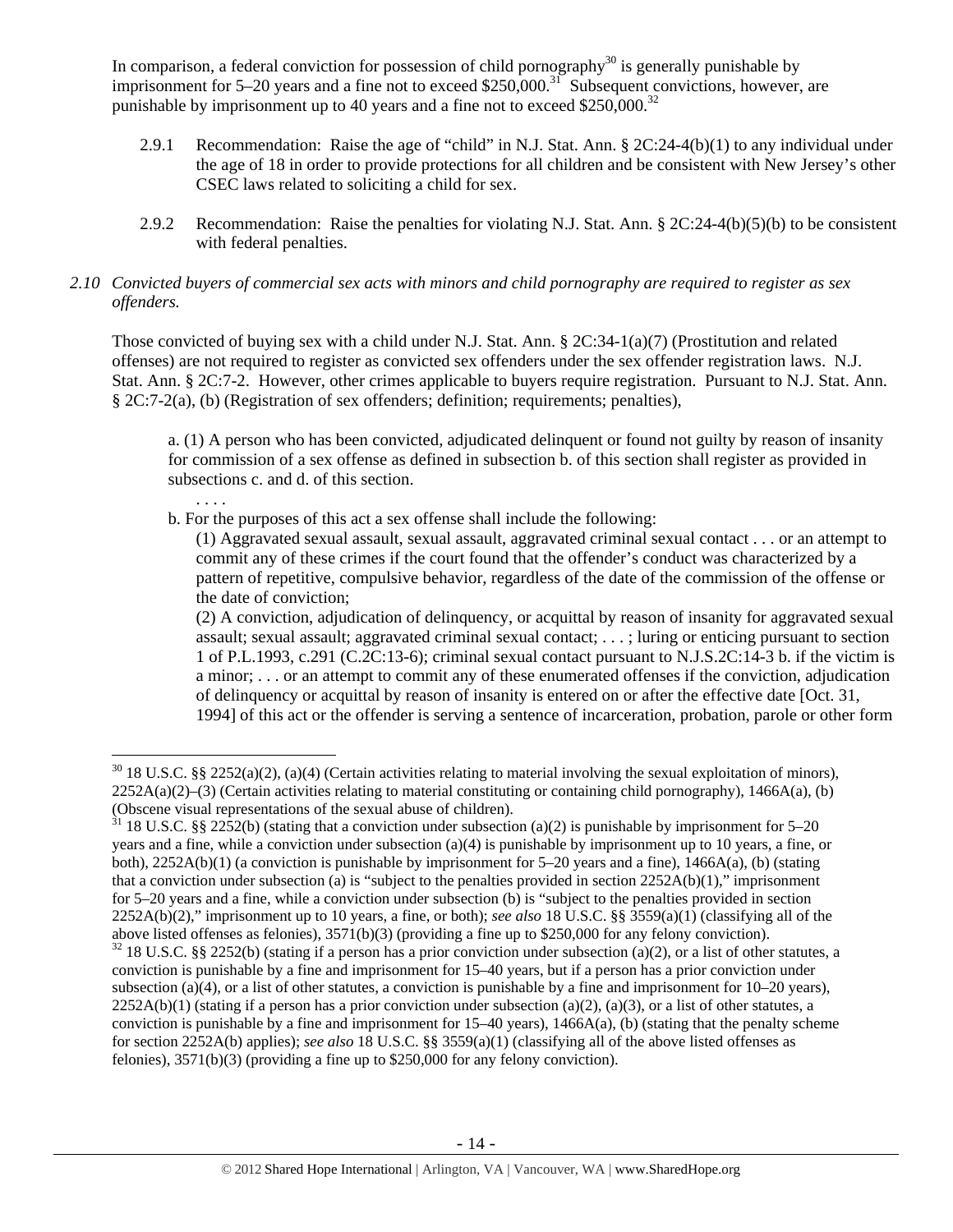In comparison, a federal conviction for possession of child pornography[30] is generally punishable by imprisonment for 5–20 years and a fine not to exceed $250,000.[31] Subsequent convictions, however, are punishable by imprisonment up to 40 years and a fine not to exceed $250,000.[32]

2.9.1 Recommendation: Raise the age of "child" in N.J. Stat. Ann. § 2C:24-4(b)(1) to any individual under the age of 18 in order to provide protections for all children and be consistent with New Jersey's other CSEC laws related to soliciting a child for sex.

2.9.2 Recommendation: Raise the penalties for violating N.J. Stat. Ann. § 2C:24-4(b)(5)(b) to be consistent with federal penalties.

*2.10 Convicted buyers of commercial sex acts with minors and child pornography are required to register as sex offenders.*

Those convicted of buying sex with a child under N.J. Stat. Ann. § 2C:34-1(a)(7) (Prostitution and related offenses) are not required to register as convicted sex offenders under the sex offender registration laws. N.J. Stat. Ann. § 2C:7-2. However, other crimes applicable to buyers require registration. Pursuant to N.J. Stat. Ann. § 2C:7-2(a), (b) (Registration of sex offenders; definition; requirements; penalties),

> a. (1) A person who has been convicted, adjudicated delinquent or found not guilty by reason of insanity for commission of a sex offense as defined in subsection b. of this section shall register as provided in subsections c. and d. of this section.
>
> . . . .
>
> b. For the purposes of this act a sex offense shall include the following:
>
> (1) Aggravated sexual assault, sexual assault, aggravated criminal sexual contact . . . or an attempt to commit any of these crimes if the court found that the offender's conduct was characterized by a pattern of repetitive, compulsive behavior, regardless of the date of the commission of the offense or the date of conviction;
>
> (2) A conviction, adjudication of delinquency, or acquittal by reason of insanity for aggravated sexual assault; sexual assault; aggravated criminal sexual contact; . . . ; luring or enticing pursuant to section 1 of P.L.1993, c.291 (C.2C:13-6); criminal sexual contact pursuant to N.J.S.2C:14-3 b. if the victim is a minor; . . . or an attempt to commit any of these enumerated offenses if the conviction, adjudication of delinquency or acquittal by reason of insanity is entered on or after the effective date [Oct. 31, 1994] of this act or the offender is serving a sentence of incarceration, probation, parole or other form

---

[30] 18 U.S.C. §§ 2252(a)(2), (a)(4) (Certain activities relating to material involving the sexual exploitation of minors), 2252A(a)(2)–(3) (Certain activities relating to material constituting or containing child pornography), 1466A(a), (b) (Obscene visual representations of the sexual abuse of children).

[31] 18 U.S.C. §§ 2252(b) (stating that a conviction under subsection (a)(2) is punishable by imprisonment for 5–20 years and a fine, while a conviction under subsection (a)(4) is punishable by imprisonment up to 10 years, a fine, or both), 2252A(b)(1) (a conviction is punishable by imprisonment for 5–20 years and a fine), 1466A(a), (b) (stating that a conviction under subsection (a) is "subject to the penalties provided in section 2252A(b)(1)," imprisonment for 5–20 years and a fine, while a conviction under subsection (b) is "subject to the penalties provided in section 2252A(b)(2)," imprisonment up to 10 years, a fine, or both); *see also* 18 U.S.C. §§ 3559(a)(1) (classifying all of the above listed offenses as felonies), 3571(b)(3) (providing a fine up to $250,000 for any felony conviction).

[32] 18 U.S.C. §§ 2252(b) (stating if a person has a prior conviction under subsection (a)(2), or a list of other statutes, a conviction is punishable by a fine and imprisonment for 15–40 years, but if a person has a prior conviction under subsection (a)(4), or a list of other statutes, a conviction is punishable by a fine and imprisonment for 10–20 years), 2252A(b)(1) (stating if a person has a prior conviction under subsection (a)(2), (a)(3), or a list of other statutes, a conviction is punishable by a fine and imprisonment for 15–40 years), 1466A(a), (b) (stating that the penalty scheme for section 2252A(b) applies); *see also* 18 U.S.C. §§ 3559(a)(1) (classifying all of the above listed offenses as felonies), 3571(b)(3) (providing a fine up to $250,000 for any felony conviction).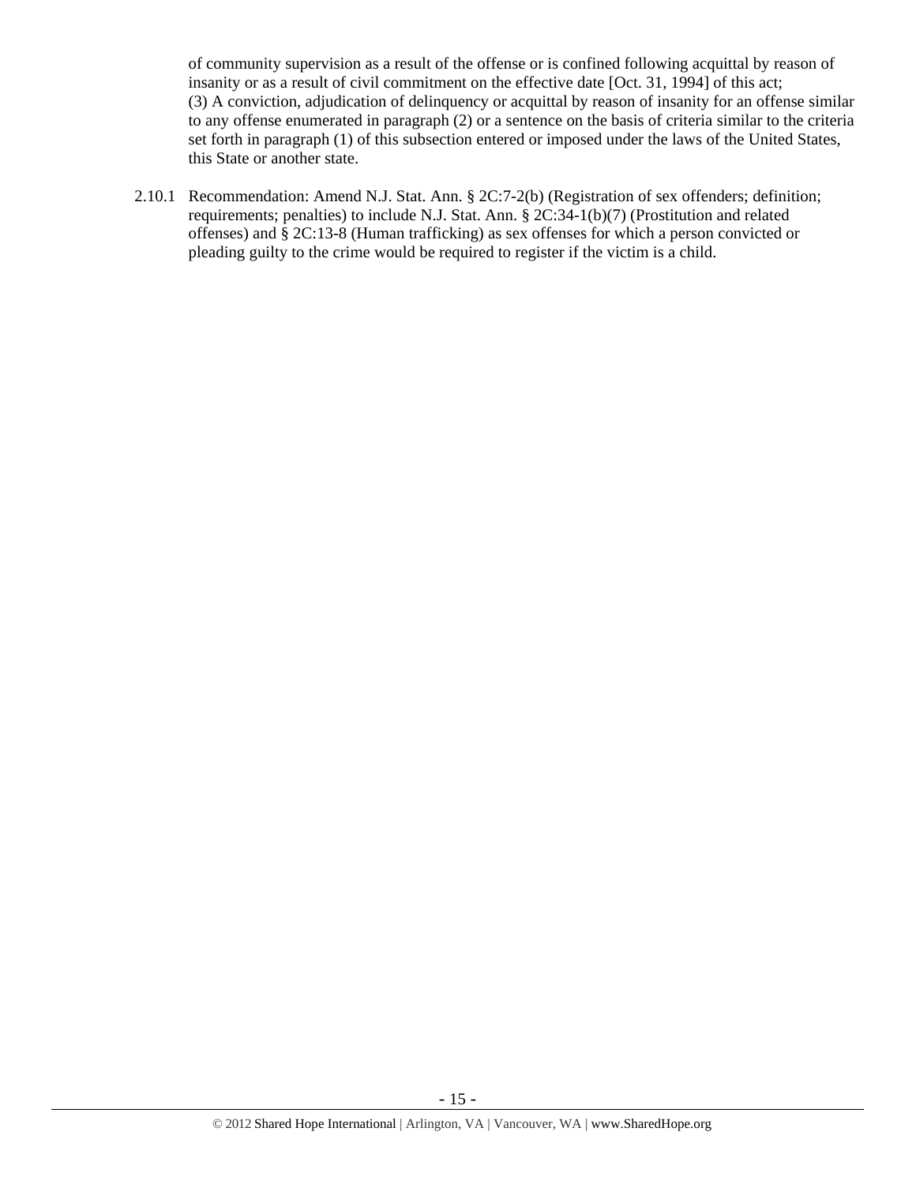of community supervision as a result of the offense or is confined following acquittal by reason of insanity or as a result of civil commitment on the effective date [Oct. 31, 1994] of this act;
(3) A conviction, adjudication of delinquency or acquittal by reason of insanity for an offense similar to any offense enumerated in paragraph (2) or a sentence on the basis of criteria similar to the criteria set forth in paragraph (1) of this subsection entered or imposed under the laws of the United States, this State or another state.

2.10.1 Recommendation: Amend N.J. Stat. Ann. § 2C:7-2(b) (Registration of sex offenders; definition; requirements; penalties) to include N.J. Stat. Ann. § 2C:34-1(b)(7) (Prostitution and related offenses) and § 2C:13-8 (Human trafficking) as sex offenses for which a person convicted or pleading guilty to the crime would be required to register if the victim is a child.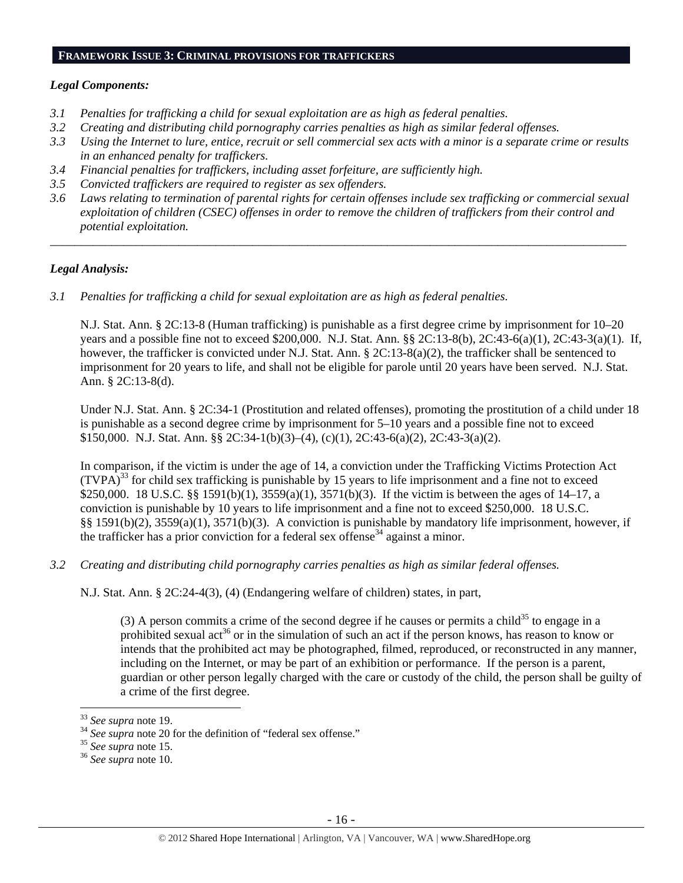## FRAMEWORK ISSUE 3: CRIMINAL PROVISIONS FOR TRAFFICKERS

*Legal Components:*

*3.1 Penalties for trafficking a child for sexual exploitation are as high as federal penalties.*
*3.2 Creating and distributing child pornography carries penalties as high as similar federal offenses.*
*3.3 Using the Internet to lure, entice, recruit or sell commercial sex acts with a minor is a separate crime or results in an enhanced penalty for traffickers.*
*3.4 Financial penalties for traffickers, including asset forfeiture, are sufficiently high.*
*3.5 Convicted traffickers are required to register as sex offenders.*
*3.6 Laws relating to termination of parental rights for certain offenses include sex trafficking or commercial sexual exploitation of children (CSEC) offenses in order to remove the children of traffickers from their control and potential exploitation.*

---

*Legal Analysis:*

*3.1 Penalties for trafficking a child for sexual exploitation are as high as federal penalties.*

N.J. Stat. Ann. § 2C:13-8 (Human trafficking) is punishable as a first degree crime by imprisonment for 10–20 years and a possible fine not to exceed $200,000. N.J. Stat. Ann. §§ 2C:13-8(b), 2C:43-6(a)(1), 2C:43-3(a)(1). If, however, the trafficker is convicted under N.J. Stat. Ann. § 2C:13-8(a)(2), the trafficker shall be sentenced to imprisonment for 20 years to life, and shall not be eligible for parole until 20 years have been served. N.J. Stat. Ann. § 2C:13-8(d).

Under N.J. Stat. Ann. § 2C:34-1 (Prostitution and related offenses), promoting the prostitution of a child under 18 is punishable as a second degree crime by imprisonment for 5–10 years and a possible fine not to exceed $150,000. N.J. Stat. Ann. §§ 2C:34-1(b)(3)–(4), (c)(1), 2C:43-6(a)(2), 2C:43-3(a)(2).

In comparison, if the victim is under the age of 14, a conviction under the Trafficking Victims Protection Act (TVPA)[33] for child sex trafficking is punishable by 15 years to life imprisonment and a fine not to exceed $250,000. 18 U.S.C. §§ 1591(b)(1), 3559(a)(1), 3571(b)(3). If the victim is between the ages of 14–17, a conviction is punishable by 10 years to life imprisonment and a fine not to exceed $250,000. 18 U.S.C. §§ 1591(b)(2), 3559(a)(1), 3571(b)(3). A conviction is punishable by mandatory life imprisonment, however, if the trafficker has a prior conviction for a federal sex offense[34] against a minor.

*3.2 Creating and distributing child pornography carries penalties as high as similar federal offenses.*

N.J. Stat. Ann. § 2C:24-4(3), (4) (Endangering welfare of children) states, in part,

> (3) A person commits a crime of the second degree if he causes or permits a child[35] to engage in a prohibited sexual act[36] or in the simulation of such an act if the person knows, has reason to know or intends that the prohibited act may be photographed, filmed, reproduced, or reconstructed in any manner, including on the Internet, or may be part of an exhibition or performance. If the person is a parent, guardian or other person legally charged with the care or custody of the child, the person shall be guilty of a crime of the first degree.

---

[33] *See supra* note 19.
[34] *See supra* note 20 for the definition of "federal sex offense."
[35] *See supra* note 15.
[36] *See supra* note 10.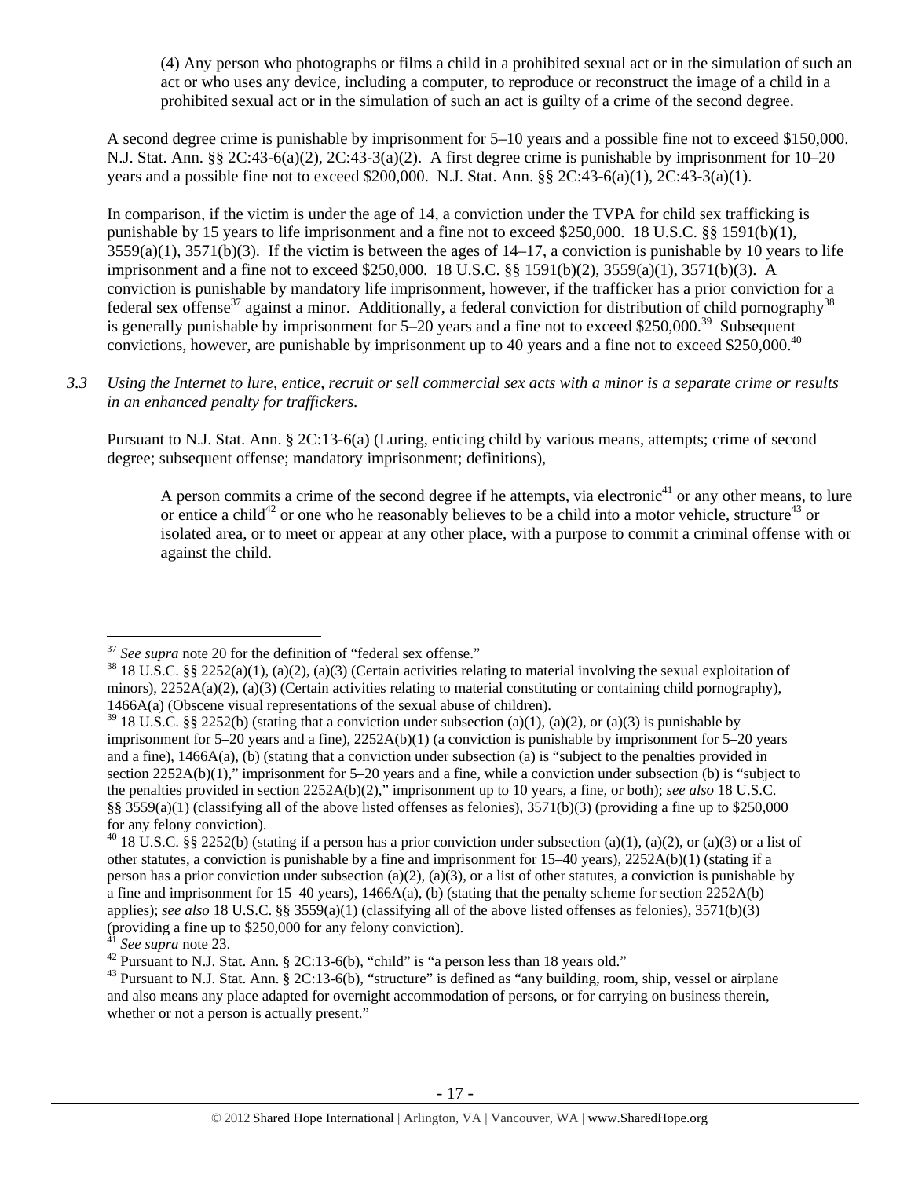> (4) Any person who photographs or films a child in a prohibited sexual act or in the simulation of such an act or who uses any device, including a computer, to reproduce or reconstruct the image of a child in a prohibited sexual act or in the simulation of such an act is guilty of a crime of the second degree.

A second degree crime is punishable by imprisonment for 5–10 years and a possible fine not to exceed $150,000. N.J. Stat. Ann. §§ 2C:43-6(a)(2), 2C:43-3(a)(2). A first degree crime is punishable by imprisonment for 10–20 years and a possible fine not to exceed $200,000. N.J. Stat. Ann. §§ 2C:43-6(a)(1), 2C:43-3(a)(1).

In comparison, if the victim is under the age of 14, a conviction under the TVPA for child sex trafficking is punishable by 15 years to life imprisonment and a fine not to exceed $250,000. 18 U.S.C. §§ 1591(b)(1), 3559(a)(1), 3571(b)(3). If the victim is between the ages of 14–17, a conviction is punishable by 10 years to life imprisonment and a fine not to exceed $250,000. 18 U.S.C. §§ 1591(b)(2), 3559(a)(1), 3571(b)(3). A conviction is punishable by mandatory life imprisonment, however, if the trafficker has a prior conviction for a federal sex offense[37] against a minor. Additionally, a federal conviction for distribution of child pornography[38] is generally punishable by imprisonment for 5–20 years and a fine not to exceed $250,000.[39] Subsequent convictions, however, are punishable by imprisonment up to 40 years and a fine not to exceed $250,000.[40]

*3.3 Using the Internet to lure, entice, recruit or sell commercial sex acts with a minor is a separate crime or results in an enhanced penalty for traffickers.*

Pursuant to N.J. Stat. Ann. § 2C:13-6(a) (Luring, enticing child by various means, attempts; crime of second degree; subsequent offense; mandatory imprisonment; definitions),

> A person commits a crime of the second degree if he attempts, via electronic[41] or any other means, to lure or entice a child[42] or one who he reasonably believes to be a child into a motor vehicle, structure[43] or isolated area, or to meet or appear at any other place, with a purpose to commit a criminal offense with or against the child.

---

[37] *See supra* note 20 for the definition of "federal sex offense."

[38] 18 U.S.C. §§ 2252(a)(1), (a)(2), (a)(3) (Certain activities relating to material involving the sexual exploitation of minors), 2252A(a)(2), (a)(3) (Certain activities relating to material constituting or containing child pornography), 1466A(a) (Obscene visual representations of the sexual abuse of children).

[39] 18 U.S.C. §§ 2252(b) (stating that a conviction under subsection (a)(1), (a)(2), or (a)(3) is punishable by imprisonment for 5–20 years and a fine), 2252A(b)(1) (a conviction is punishable by imprisonment for 5–20 years and a fine), 1466A(a), (b) (stating that a conviction under subsection (a) is "subject to the penalties provided in section 2252A(b)(1)," imprisonment for 5–20 years and a fine, while a conviction under subsection (b) is "subject to the penalties provided in section 2252A(b)(2)," imprisonment up to 10 years, a fine, or both); *see also* 18 U.S.C. §§ 3559(a)(1) (classifying all of the above listed offenses as felonies), 3571(b)(3) (providing a fine up to $250,000 for any felony conviction).

[40] 18 U.S.C. §§ 2252(b) (stating if a person has a prior conviction under subsection (a)(1), (a)(2), or (a)(3) or a list of other statutes, a conviction is punishable by a fine and imprisonment for 15–40 years), 2252A(b)(1) (stating if a person has a prior conviction under subsection (a)(2), (a)(3), or a list of other statutes, a conviction is punishable by a fine and imprisonment for 15–40 years), 1466A(a), (b) (stating that the penalty scheme for section 2252A(b) applies); *see also* 18 U.S.C. §§ 3559(a)(1) (classifying all of the above listed offenses as felonies), 3571(b)(3) (providing a fine up to $250,000 for any felony conviction).

[41] *See supra* note 23.

[42] Pursuant to N.J. Stat. Ann. § 2C:13-6(b), "child" is "a person less than 18 years old."

[43] Pursuant to N.J. Stat. Ann. § 2C:13-6(b), "structure" is defined as "any building, room, ship, vessel or airplane and also means any place adapted for overnight accommodation of persons, or for carrying on business therein, whether or not a person is actually present."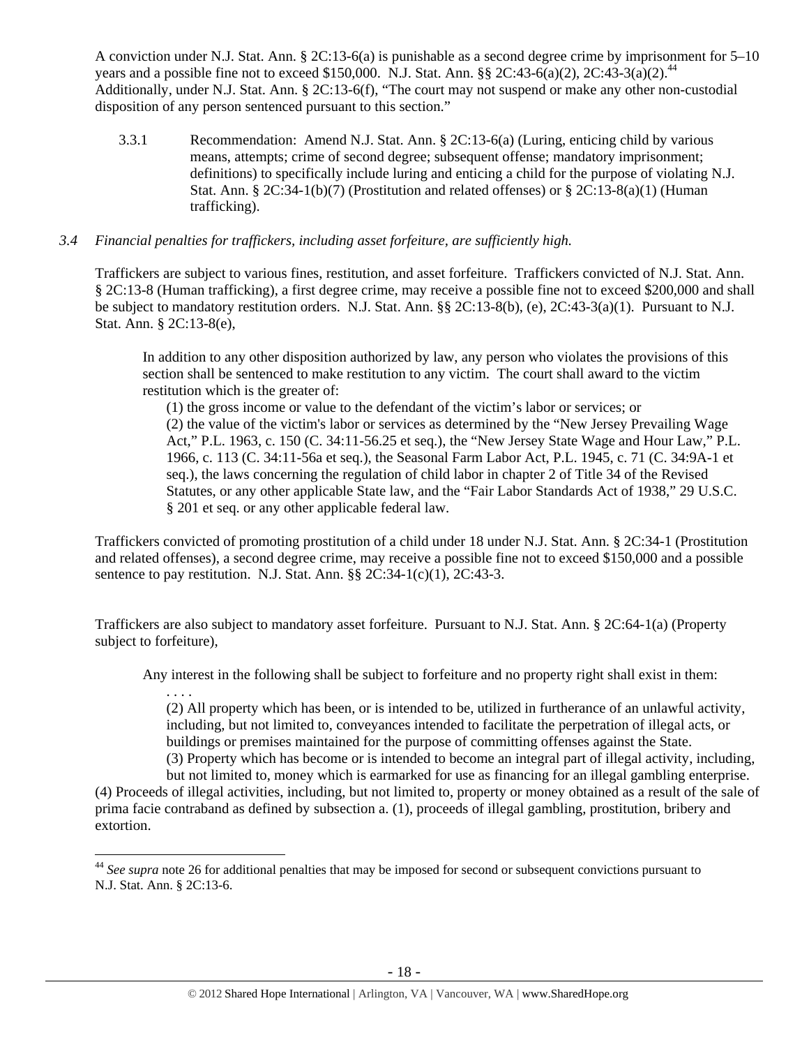A conviction under N.J. Stat. Ann. § 2C:13-6(a) is punishable as a second degree crime by imprisonment for 5–10 years and a possible fine not to exceed $150,000. N.J. Stat. Ann. §§ 2C:43-6(a)(2), 2C:43-3(a)(2).[44] Additionally, under N.J. Stat. Ann. § 2C:13-6(f), "The court may not suspend or make any other non-custodial disposition of any person sentenced pursuant to this section."

> 3.3.1 Recommendation: Amend N.J. Stat. Ann. § 2C:13-6(a) (Luring, enticing child by various means, attempts; crime of second degree; subsequent offense; mandatory imprisonment; definitions) to specifically include luring and enticing a child for the purpose of violating N.J. Stat. Ann. § 2C:34-1(b)(7) (Prostitution and related offenses) or § 2C:13-8(a)(1) (Human trafficking).

*3.4 Financial penalties for traffickers, including asset forfeiture, are sufficiently high.*

Traffickers are subject to various fines, restitution, and asset forfeiture. Traffickers convicted of N.J. Stat. Ann. § 2C:13-8 (Human trafficking), a first degree crime, may receive a possible fine not to exceed $200,000 and shall be subject to mandatory restitution orders. N.J. Stat. Ann. §§ 2C:13-8(b), (e), 2C:43-3(a)(1). Pursuant to N.J. Stat. Ann. § 2C:13-8(e),

> In addition to any other disposition authorized by law, any person who violates the provisions of this section shall be sentenced to make restitution to any victim. The court shall award to the victim restitution which is the greater of:
>
> (1) the gross income or value to the defendant of the victim's labor or services; or
> (2) the value of the victim's labor or services as determined by the "New Jersey Prevailing Wage Act," P.L. 1963, c. 150 (C. 34:11-56.25 et seq.), the "New Jersey State Wage and Hour Law," P.L. 1966, c. 113 (C. 34:11-56a et seq.), the Seasonal Farm Labor Act, P.L. 1945, c. 71 (C. 34:9A-1 et seq.), the laws concerning the regulation of child labor in chapter 2 of Title 34 of the Revised Statutes, or any other applicable State law, and the "Fair Labor Standards Act of 1938," 29 U.S.C. § 201 et seq. or any other applicable federal law.

Traffickers convicted of promoting prostitution of a child under 18 under N.J. Stat. Ann. § 2C:34-1 (Prostitution and related offenses), a second degree crime, may receive a possible fine not to exceed $150,000 and a possible sentence to pay restitution. N.J. Stat. Ann. §§ 2C:34-1(c)(1), 2C:43-3.

Traffickers are also subject to mandatory asset forfeiture. Pursuant to N.J. Stat. Ann. § 2C:64-1(a) (Property subject to forfeiture),

> Any interest in the following shall be subject to forfeiture and no property right shall exist in them:
>
> . . . .
>
> (2) All property which has been, or is intended to be, utilized in furtherance of an unlawful activity, including, but not limited to, conveyances intended to facilitate the perpetration of illegal acts, or buildings or premises maintained for the purpose of committing offenses against the State.
> (3) Property which has become or is intended to become an integral part of illegal activity, including, but not limited to, money which is earmarked for use as financing for an illegal gambling enterprise.
> (4) Proceeds of illegal activities, including, but not limited to, property or money obtained as a result of the sale of prima facie contraband as defined by subsection a. (1), proceeds of illegal gambling, prostitution, bribery and extortion.

---

[44] *See supra* note 26 for additional penalties that may be imposed for second or subsequent convictions pursuant to N.J. Stat. Ann. § 2C:13-6.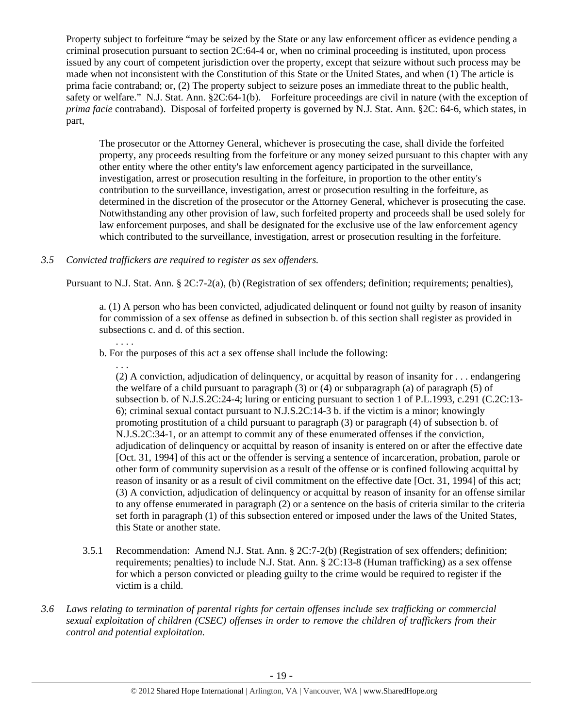Property subject to forfeiture "may be seized by the State or any law enforcement officer as evidence pending a criminal prosecution pursuant to section 2C:64-4 or, when no criminal proceeding is instituted, upon process issued by any court of competent jurisdiction over the property, except that seizure without such process may be made when not inconsistent with the Constitution of this State or the United States, and when (1) The article is prima facie contraband; or, (2) The property subject to seizure poses an immediate threat to the public health, safety or welfare." N.J. Stat. Ann. §2C:64-1(b). Forfeiture proceedings are civil in nature (with the exception of *prima facie* contraband). Disposal of forfeited property is governed by N.J. Stat. Ann. §2C: 64-6, which states, in part,

> The prosecutor or the Attorney General, whichever is prosecuting the case, shall divide the forfeited property, any proceeds resulting from the forfeiture or any money seized pursuant to this chapter with any other entity where the other entity's law enforcement agency participated in the surveillance, investigation, arrest or prosecution resulting in the forfeiture, in proportion to the other entity's contribution to the surveillance, investigation, arrest or prosecution resulting in the forfeiture, as determined in the discretion of the prosecutor or the Attorney General, whichever is prosecuting the case. Notwithstanding any other provision of law, such forfeited property and proceeds shall be used solely for law enforcement purposes, and shall be designated for the exclusive use of the law enforcement agency which contributed to the surveillance, investigation, arrest or prosecution resulting in the forfeiture.

*3.5 Convicted traffickers are required to register as sex offenders.*

Pursuant to N.J. Stat. Ann. § 2C:7-2(a), (b) (Registration of sex offenders; definition; requirements; penalties),

> a. (1) A person who has been convicted, adjudicated delinquent or found not guilty by reason of insanity for commission of a sex offense as defined in subsection b. of this section shall register as provided in subsections c. and d. of this section.
>
> . . . .
>
> b. For the purposes of this act a sex offense shall include the following:
>
> . . .
>
> (2) A conviction, adjudication of delinquency, or acquittal by reason of insanity for . . . endangering the welfare of a child pursuant to paragraph (3) or (4) or subparagraph (a) of paragraph (5) of subsection b. of N.J.S.2C:24-4; luring or enticing pursuant to section 1 of P.L.1993, c.291 (C.2C:13-6); criminal sexual contact pursuant to N.J.S.2C:14-3 b. if the victim is a minor; knowingly promoting prostitution of a child pursuant to paragraph (3) or paragraph (4) of subsection b. of N.J.S.2C:34-1, or an attempt to commit any of these enumerated offenses if the conviction, adjudication of delinquency or acquittal by reason of insanity is entered on or after the effective date [Oct. 31, 1994] of this act or the offender is serving a sentence of incarceration, probation, parole or other form of community supervision as a result of the offense or is confined following acquittal by reason of insanity or as a result of civil commitment on the effective date [Oct. 31, 1994] of this act;
>
> (3) A conviction, adjudication of delinquency or acquittal by reason of insanity for an offense similar to any offense enumerated in paragraph (2) or a sentence on the basis of criteria similar to the criteria set forth in paragraph (1) of this subsection entered or imposed under the laws of the United States, this State or another state.

3.5.1 Recommendation: Amend N.J. Stat. Ann. § 2C:7-2(b) (Registration of sex offenders; definition; requirements; penalties) to include N.J. Stat. Ann. § 2C:13-8 (Human trafficking) as a sex offense for which a person convicted or pleading guilty to the crime would be required to register if the victim is a child.

*3.6 Laws relating to termination of parental rights for certain offenses include sex trafficking or commercial sexual exploitation of children (CSEC) offenses in order to remove the children of traffickers from their control and potential exploitation.*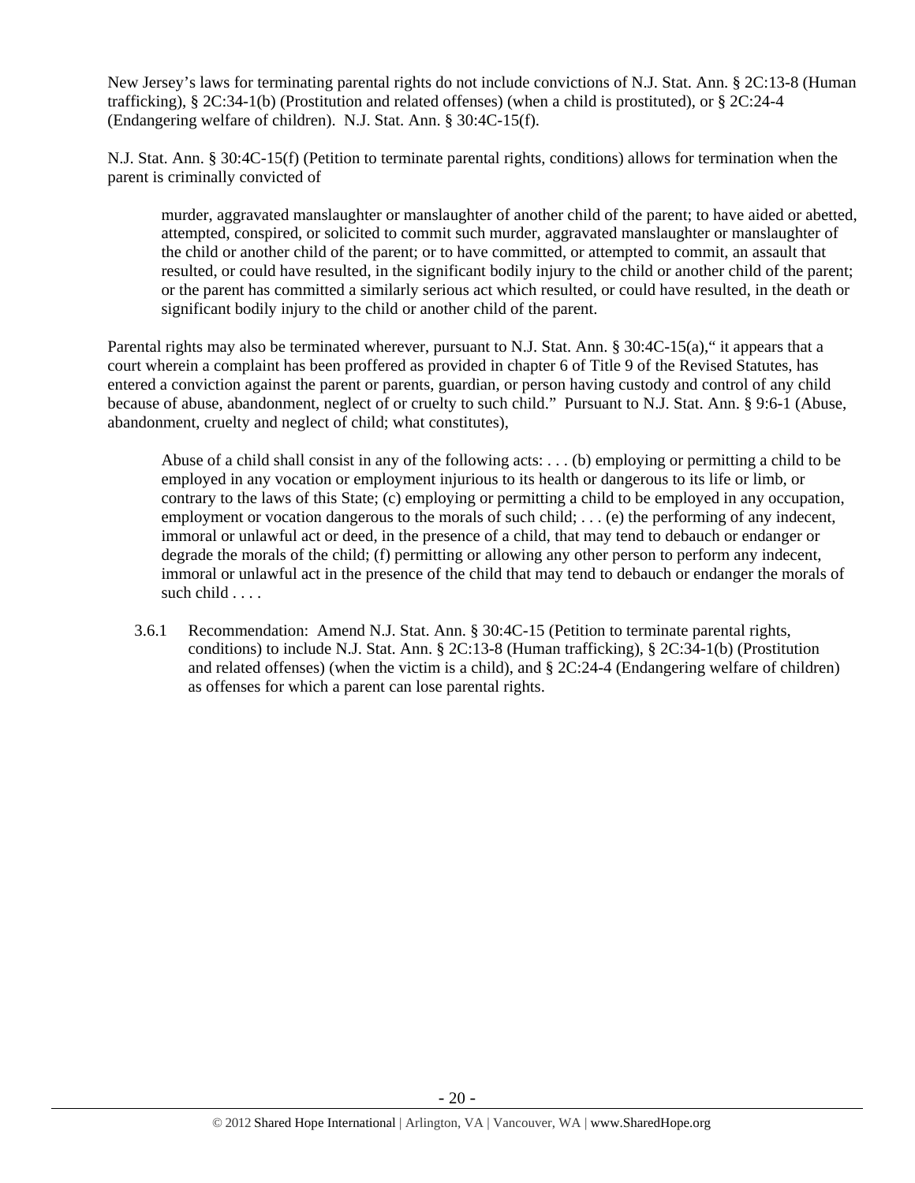New Jersey's laws for terminating parental rights do not include convictions of N.J. Stat. Ann. § 2C:13-8 (Human trafficking), § 2C:34-1(b) (Prostitution and related offenses) (when a child is prostituted), or § 2C:24-4 (Endangering welfare of children). N.J. Stat. Ann. § 30:4C-15(f).

N.J. Stat. Ann. § 30:4C-15(f) (Petition to terminate parental rights, conditions) allows for termination when the parent is criminally convicted of

> murder, aggravated manslaughter or manslaughter of another child of the parent; to have aided or abetted, attempted, conspired, or solicited to commit such murder, aggravated manslaughter or manslaughter of the child or another child of the parent; or to have committed, or attempted to commit, an assault that resulted, or could have resulted, in the significant bodily injury to the child or another child of the parent; or the parent has committed a similarly serious act which resulted, or could have resulted, in the death or significant bodily injury to the child or another child of the parent.

Parental rights may also be terminated wherever, pursuant to N.J. Stat. Ann. § 30:4C-15(a)," it appears that a court wherein a complaint has been proffered as provided in chapter 6 of Title 9 of the Revised Statutes, has entered a conviction against the parent or parents, guardian, or person having custody and control of any child because of abuse, abandonment, neglect of or cruelty to such child." Pursuant to N.J. Stat. Ann. § 9:6-1 (Abuse, abandonment, cruelty and neglect of child; what constitutes),

> Abuse of a child shall consist in any of the following acts: . . . (b) employing or permitting a child to be employed in any vocation or employment injurious to its health or dangerous to its life or limb, or contrary to the laws of this State; (c) employing or permitting a child to be employed in any occupation, employment or vocation dangerous to the morals of such child; . . . (e) the performing of any indecent, immoral or unlawful act or deed, in the presence of a child, that may tend to debauch or endanger or degrade the morals of the child; (f) permitting or allowing any other person to perform any indecent, immoral or unlawful act in the presence of the child that may tend to debauch or endanger the morals of such child . . . .

3.6.1 Recommendation: Amend N.J. Stat. Ann. § 30:4C-15 (Petition to terminate parental rights, conditions) to include N.J. Stat. Ann. § 2C:13-8 (Human trafficking), § 2C:34-1(b) (Prostitution and related offenses) (when the victim is a child), and § 2C:24-4 (Endangering welfare of children) as offenses for which a parent can lose parental rights.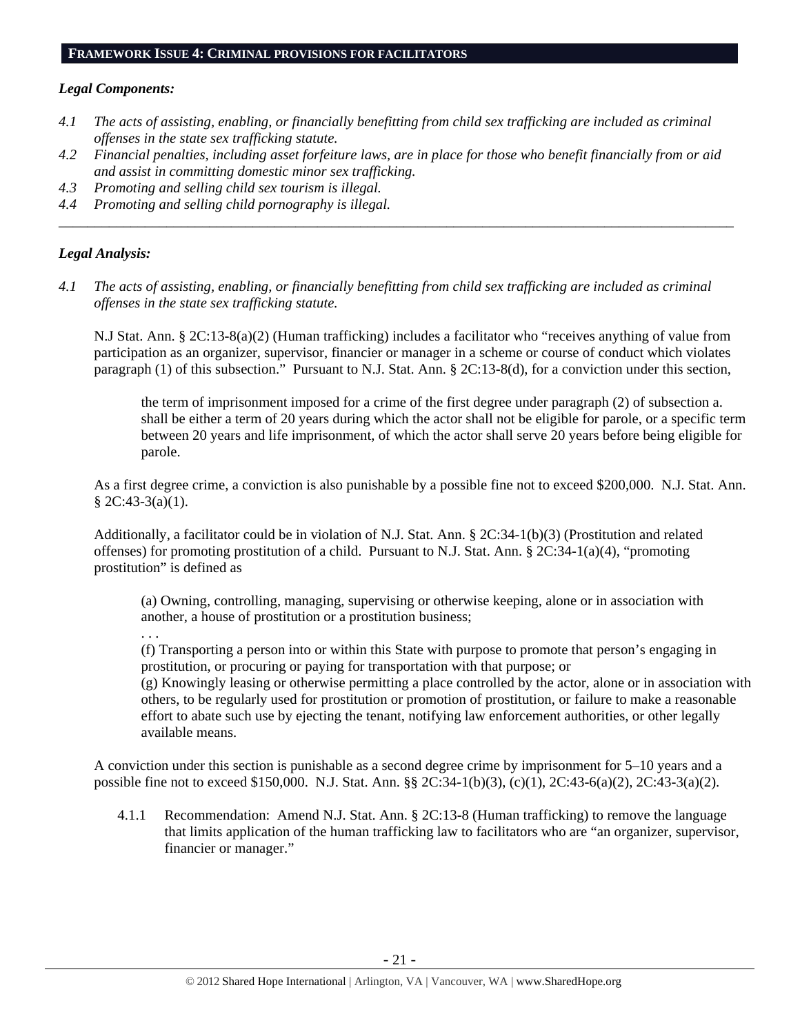## FRAMEWORK ISSUE 4: CRIMINAL PROVISIONS FOR FACILITATORS

***Legal Components:***

*4.1 The acts of assisting, enabling, or financially benefitting from child sex trafficking are included as criminal offenses in the state sex trafficking statute.*

*4.2 Financial penalties, including asset forfeiture laws, are in place for those who benefit financially from or aid and assist in committing domestic minor sex trafficking.*

*4.3 Promoting and selling child sex tourism is illegal.*

*4.4 Promoting and selling child pornography is illegal.*

---

***Legal Analysis:***

*4.1 The acts of assisting, enabling, or financially benefitting from child sex trafficking are included as criminal offenses in the state sex trafficking statute.*

N.J Stat. Ann. § 2C:13-8(a)(2) (Human trafficking) includes a facilitator who "receives anything of value from participation as an organizer, supervisor, financier or manager in a scheme or course of conduct which violates paragraph (1) of this subsection." Pursuant to N.J. Stat. Ann. § 2C:13-8(d), for a conviction under this section,

> the term of imprisonment imposed for a crime of the first degree under paragraph (2) of subsection a. shall be either a term of 20 years during which the actor shall not be eligible for parole, or a specific term between 20 years and life imprisonment, of which the actor shall serve 20 years before being eligible for parole.

As a first degree crime, a conviction is also punishable by a possible fine not to exceed $200,000. N.J. Stat. Ann. § 2C:43-3(a)(1).

Additionally, a facilitator could be in violation of N.J. Stat. Ann. § 2C:34-1(b)(3) (Prostitution and related offenses) for promoting prostitution of a child. Pursuant to N.J. Stat. Ann. § 2C:34-1(a)(4), "promoting prostitution" is defined as

> (a) Owning, controlling, managing, supervising or otherwise keeping, alone or in association with another, a house of prostitution or a prostitution business;
>
> . . .
>
> (f) Transporting a person into or within this State with purpose to promote that person's engaging in prostitution, or procuring or paying for transportation with that purpose; or
>
> (g) Knowingly leasing or otherwise permitting a place controlled by the actor, alone or in association with others, to be regularly used for prostitution or promotion of prostitution, or failure to make a reasonable effort to abate such use by ejecting the tenant, notifying law enforcement authorities, or other legally available means.

A conviction under this section is punishable as a second degree crime by imprisonment for 5–10 years and a possible fine not to exceed $150,000. N.J. Stat. Ann. §§ 2C:34-1(b)(3), (c)(1), 2C:43-6(a)(2), 2C:43-3(a)(2).

4.1.1 Recommendation: Amend N.J. Stat. Ann. § 2C:13-8 (Human trafficking) to remove the language that limits application of the human trafficking law to facilitators who are "an organizer, supervisor, financier or manager."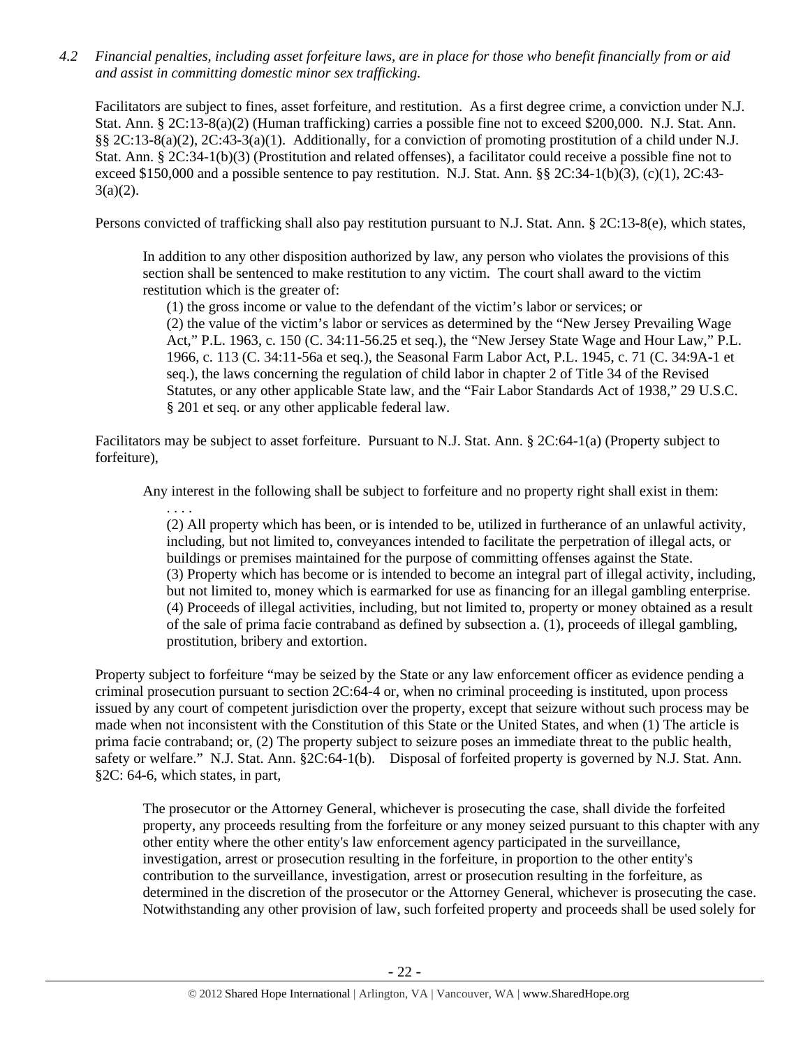*4.2 Financial penalties, including asset forfeiture laws, are in place for those who benefit financially from or aid and assist in committing domestic minor sex trafficking.*

Facilitators are subject to fines, asset forfeiture, and restitution. As a first degree crime, a conviction under N.J. Stat. Ann. § 2C:13-8(a)(2) (Human trafficking) carries a possible fine not to exceed $200,000. N.J. Stat. Ann. §§ 2C:13-8(a)(2), 2C:43-3(a)(1). Additionally, for a conviction of promoting prostitution of a child under N.J. Stat. Ann. § 2C:34-1(b)(3) (Prostitution and related offenses), a facilitator could receive a possible fine not to exceed $150,000 and a possible sentence to pay restitution. N.J. Stat. Ann. §§ 2C:34-1(b)(3), (c)(1), 2C:43-3(a)(2).

Persons convicted of trafficking shall also pay restitution pursuant to N.J. Stat. Ann. § 2C:13-8(e), which states,

> In addition to any other disposition authorized by law, any person who violates the provisions of this section shall be sentenced to make restitution to any victim. The court shall award to the victim restitution which is the greater of:
>
> (1) the gross income or value to the defendant of the victim's labor or services; or
>
> (2) the value of the victim's labor or services as determined by the "New Jersey Prevailing Wage Act," P.L. 1963, c. 150 (C. 34:11-56.25 et seq.), the "New Jersey State Wage and Hour Law," P.L. 1966, c. 113 (C. 34:11-56a et seq.), the Seasonal Farm Labor Act, P.L. 1945, c. 71 (C. 34:9A-1 et seq.), the laws concerning the regulation of child labor in chapter 2 of Title 34 of the Revised Statutes, or any other applicable State law, and the "Fair Labor Standards Act of 1938," 29 U.S.C. § 201 et seq. or any other applicable federal law.

Facilitators may be subject to asset forfeiture. Pursuant to N.J. Stat. Ann. § 2C:64-1(a) (Property subject to forfeiture),

> Any interest in the following shall be subject to forfeiture and no property right shall exist in them:
>
> . . . .
>
> (2) All property which has been, or is intended to be, utilized in furtherance of an unlawful activity, including, but not limited to, conveyances intended to facilitate the perpetration of illegal acts, or buildings or premises maintained for the purpose of committing offenses against the State.
>
> (3) Property which has become or is intended to become an integral part of illegal activity, including, but not limited to, money which is earmarked for use as financing for an illegal gambling enterprise.
>
> (4) Proceeds of illegal activities, including, but not limited to, property or money obtained as a result of the sale of prima facie contraband as defined by subsection a. (1), proceeds of illegal gambling, prostitution, bribery and extortion.

Property subject to forfeiture "may be seized by the State or any law enforcement officer as evidence pending a criminal prosecution pursuant to section 2C:64-4 or, when no criminal proceeding is instituted, upon process issued by any court of competent jurisdiction over the property, except that seizure without such process may be made when not inconsistent with the Constitution of this State or the United States, and when (1) The article is prima facie contraband; or, (2) The property subject to seizure poses an immediate threat to the public health, safety or welfare." N.J. Stat. Ann. §2C:64-1(b). Disposal of forfeited property is governed by N.J. Stat. Ann. §2C: 64-6, which states, in part,

> The prosecutor or the Attorney General, whichever is prosecuting the case, shall divide the forfeited property, any proceeds resulting from the forfeiture or any money seized pursuant to this chapter with any other entity where the other entity's law enforcement agency participated in the surveillance, investigation, arrest or prosecution resulting in the forfeiture, in proportion to the other entity's contribution to the surveillance, investigation, arrest or prosecution resulting in the forfeiture, as determined in the discretion of the prosecutor or the Attorney General, whichever is prosecuting the case. Notwithstanding any other provision of law, such forfeited property and proceeds shall be used solely for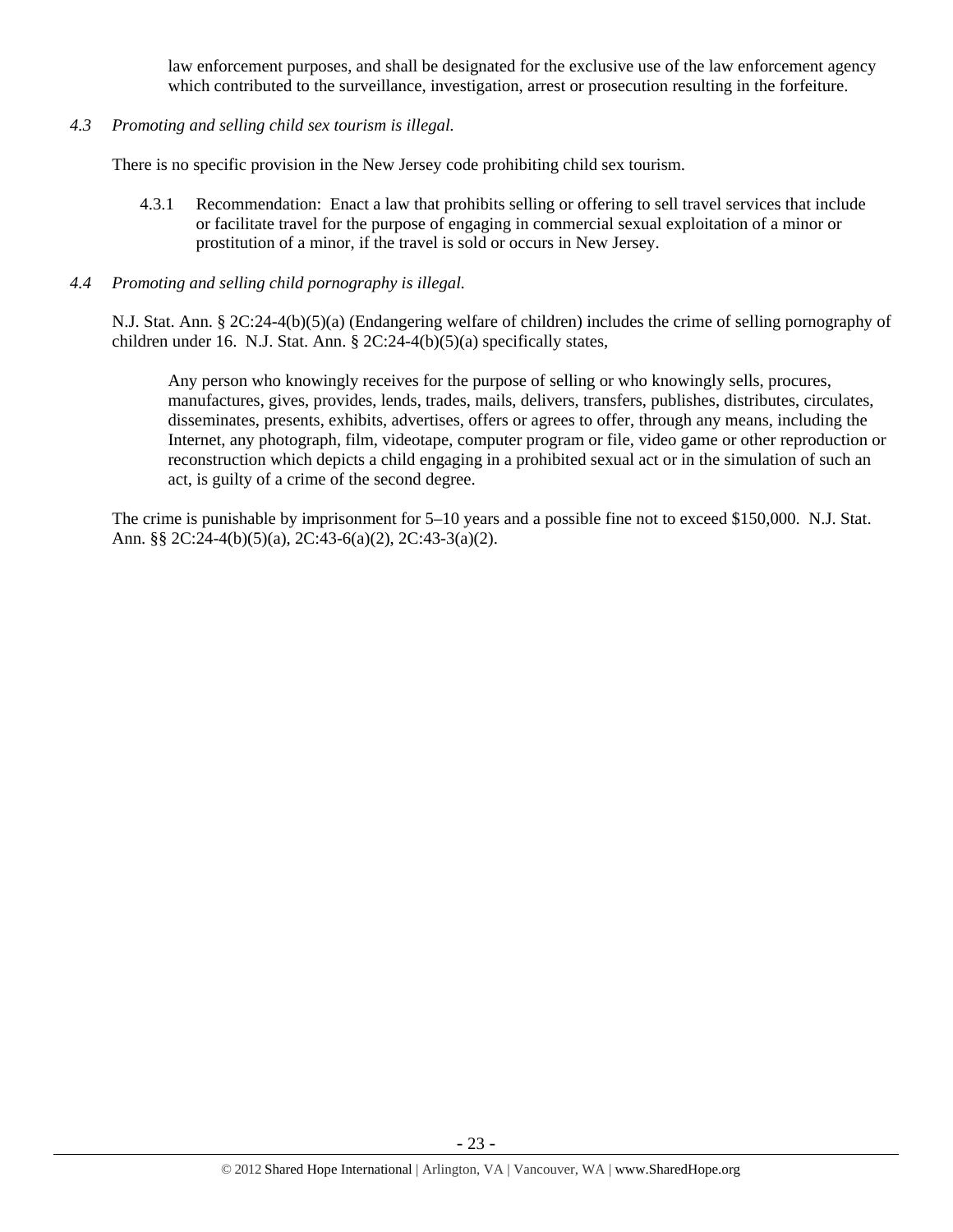law enforcement purposes, and shall be designated for the exclusive use of the law enforcement agency which contributed to the surveillance, investigation, arrest or prosecution resulting in the forfeiture.

*4.3 Promoting and selling child sex tourism is illegal.*

There is no specific provision in the New Jersey code prohibiting child sex tourism.

4.3.1 Recommendation: Enact a law that prohibits selling or offering to sell travel services that include or facilitate travel for the purpose of engaging in commercial sexual exploitation of a minor or prostitution of a minor, if the travel is sold or occurs in New Jersey.

*4.4 Promoting and selling child pornography is illegal.*

N.J. Stat. Ann. § 2C:24-4(b)(5)(a) (Endangering welfare of children) includes the crime of selling pornography of children under 16. N.J. Stat. Ann. § 2C:24-4(b)(5)(a) specifically states,

> Any person who knowingly receives for the purpose of selling or who knowingly sells, procures, manufactures, gives, provides, lends, trades, mails, delivers, transfers, publishes, distributes, circulates, disseminates, presents, exhibits, advertises, offers or agrees to offer, through any means, including the Internet, any photograph, film, videotape, computer program or file, video game or other reproduction or reconstruction which depicts a child engaging in a prohibited sexual act or in the simulation of such an act, is guilty of a crime of the second degree.

The crime is punishable by imprisonment for 5–10 years and a possible fine not to exceed $150,000. N.J. Stat. Ann. §§ 2C:24-4(b)(5)(a), 2C:43-6(a)(2), 2C:43-3(a)(2).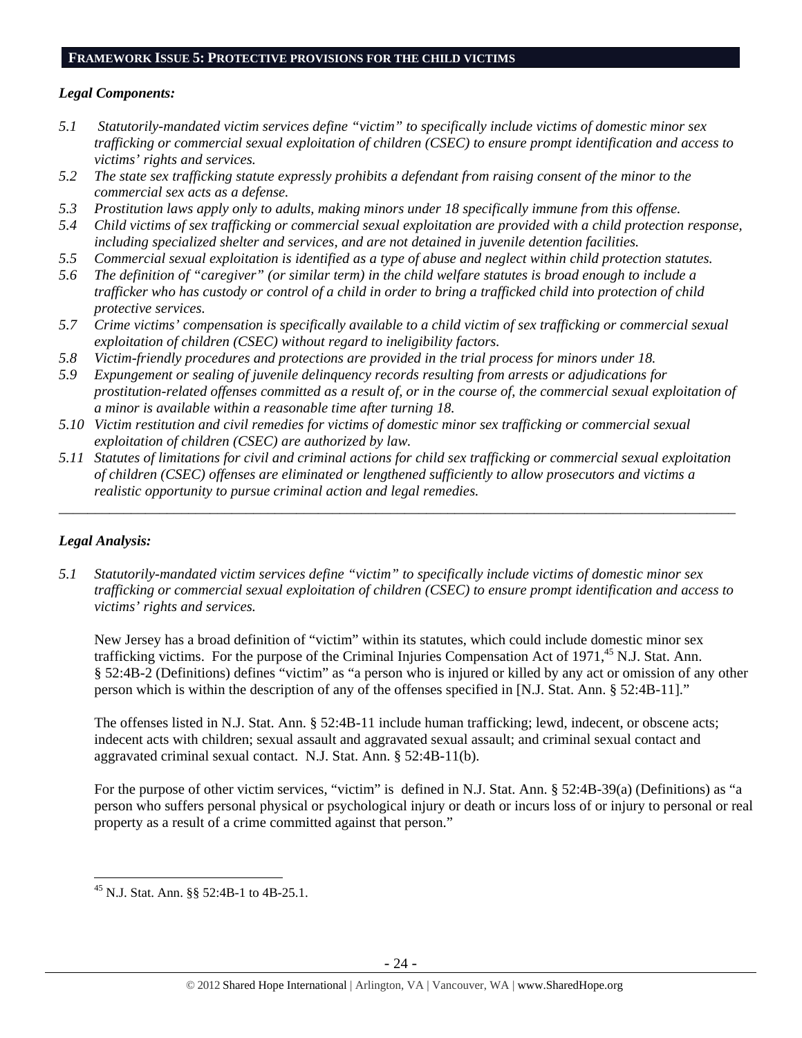## FRAMEWORK ISSUE 5: PROTECTIVE PROVISIONS FOR THE CHILD VICTIMS

***Legal Components:***

*5.1 Statutorily-mandated victim services define "victim" to specifically include victims of domestic minor sex trafficking or commercial sexual exploitation of children (CSEC) to ensure prompt identification and access to victims' rights and services.*

*5.2 The state sex trafficking statute expressly prohibits a defendant from raising consent of the minor to the commercial sex acts as a defense.*

*5.3 Prostitution laws apply only to adults, making minors under 18 specifically immune from this offense.*

*5.4 Child victims of sex trafficking or commercial sexual exploitation are provided with a child protection response, including specialized shelter and services, and are not detained in juvenile detention facilities.*

*5.5 Commercial sexual exploitation is identified as a type of abuse and neglect within child protection statutes.*

*5.6 The definition of "caregiver" (or similar term) in the child welfare statutes is broad enough to include a trafficker who has custody or control of a child in order to bring a trafficked child into protection of child protective services.*

*5.7 Crime victims' compensation is specifically available to a child victim of sex trafficking or commercial sexual exploitation of children (CSEC) without regard to ineligibility factors.*

*5.8 Victim-friendly procedures and protections are provided in the trial process for minors under 18.*

*5.9 Expungement or sealing of juvenile delinquency records resulting from arrests or adjudications for prostitution-related offenses committed as a result of, or in the course of, the commercial sexual exploitation of a minor is available within a reasonable time after turning 18.*

*5.10 Victim restitution and civil remedies for victims of domestic minor sex trafficking or commercial sexual exploitation of children (CSEC) are authorized by law.*

*5.11 Statutes of limitations for civil and criminal actions for child sex trafficking or commercial sexual exploitation of children (CSEC) offenses are eliminated or lengthened sufficiently to allow prosecutors and victims a realistic opportunity to pursue criminal action and legal remedies.*

---

***Legal Analysis:***

*5.1 Statutorily-mandated victim services define "victim" to specifically include victims of domestic minor sex trafficking or commercial sexual exploitation of children (CSEC) to ensure prompt identification and access to victims' rights and services.*

New Jersey has a broad definition of "victim" within its statutes, which could include domestic minor sex trafficking victims. For the purpose of the Criminal Injuries Compensation Act of 1971,[45] N.J. Stat. Ann. § 52:4B-2 (Definitions) defines "victim" as "a person who is injured or killed by any act or omission of any other person which is within the description of any of the offenses specified in [N.J. Stat. Ann. § 52:4B-11]."

The offenses listed in N.J. Stat. Ann. § 52:4B-11 include human trafficking; lewd, indecent, or obscene acts; indecent acts with children; sexual assault and aggravated sexual assault; and criminal sexual contact and aggravated criminal sexual contact. N.J. Stat. Ann. § 52:4B-11(b).

For the purpose of other victim services, "victim" is defined in N.J. Stat. Ann. § 52:4B-39(a) (Definitions) as "a person who suffers personal physical or psychological injury or death or incurs loss of or injury to personal or real property as a result of a crime committed against that person."

---

[45] N.J. Stat. Ann. §§ 52:4B-1 to 4B-25.1.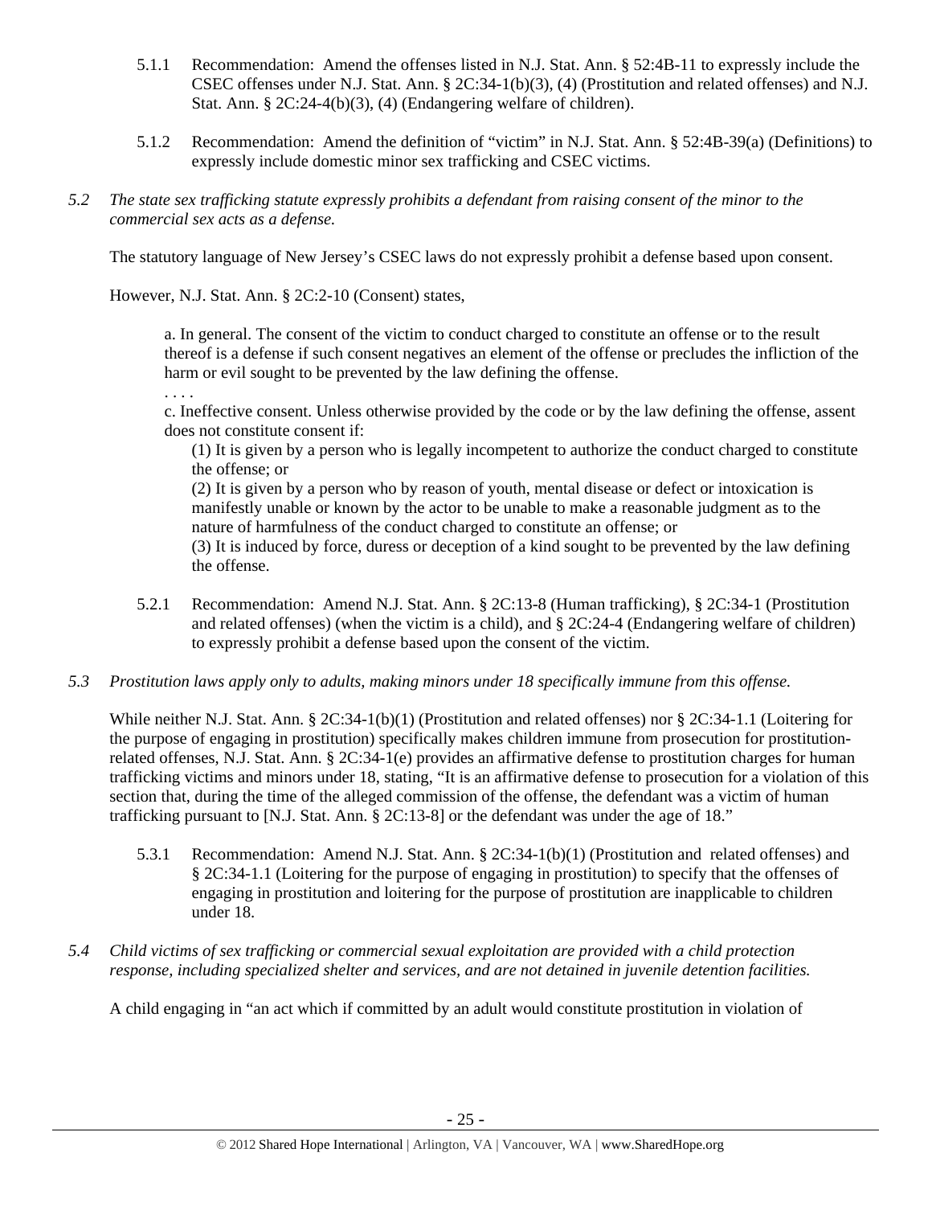5.1.1 Recommendation: Amend the offenses listed in N.J. Stat. Ann. § 52:4B-11 to expressly include the CSEC offenses under N.J. Stat. Ann. § 2C:34-1(b)(3), (4) (Prostitution and related offenses) and N.J. Stat. Ann. § 2C:24-4(b)(3), (4) (Endangering welfare of children).

5.1.2 Recommendation: Amend the definition of "victim" in N.J. Stat. Ann. § 52:4B-39(a) (Definitions) to expressly include domestic minor sex trafficking and CSEC victims.

*5.2 The state sex trafficking statute expressly prohibits a defendant from raising consent of the minor to the commercial sex acts as a defense.*

The statutory language of New Jersey's CSEC laws do not expressly prohibit a defense based upon consent.

However, N.J. Stat. Ann. § 2C:2-10 (Consent) states,

> a. In general. The consent of the victim to conduct charged to constitute an offense or to the result thereof is a defense if such consent negatives an element of the offense or precludes the infliction of the harm or evil sought to be prevented by the law defining the offense.
>
> . . . .
>
> c. Ineffective consent. Unless otherwise provided by the code or by the law defining the offense, assent does not constitute consent if:
>
> (1) It is given by a person who is legally incompetent to authorize the conduct charged to constitute the offense; or
>
> (2) It is given by a person who by reason of youth, mental disease or defect or intoxication is manifestly unable or known by the actor to be unable to make a reasonable judgment as to the nature of harmfulness of the conduct charged to constitute an offense; or
>
> (3) It is induced by force, duress or deception of a kind sought to be prevented by the law defining the offense.

5.2.1 Recommendation: Amend N.J. Stat. Ann. § 2C:13-8 (Human trafficking), § 2C:34-1 (Prostitution and related offenses) (when the victim is a child), and § 2C:24-4 (Endangering welfare of children) to expressly prohibit a defense based upon the consent of the victim.

*5.3 Prostitution laws apply only to adults, making minors under 18 specifically immune from this offense.*

While neither N.J. Stat. Ann. § 2C:34-1(b)(1) (Prostitution and related offenses) nor § 2C:34-1.1 (Loitering for the purpose of engaging in prostitution) specifically makes children immune from prosecution for prostitution-related offenses, N.J. Stat. Ann. § 2C:34-1(e) provides an affirmative defense to prostitution charges for human trafficking victims and minors under 18, stating, "It is an affirmative defense to prosecution for a violation of this section that, during the time of the alleged commission of the offense, the defendant was a victim of human trafficking pursuant to [N.J. Stat. Ann. § 2C:13-8] or the defendant was under the age of 18."

5.3.1 Recommendation: Amend N.J. Stat. Ann. § 2C:34-1(b)(1) (Prostitution and related offenses) and § 2C:34-1.1 (Loitering for the purpose of engaging in prostitution) to specify that the offenses of engaging in prostitution and loitering for the purpose of prostitution are inapplicable to children under 18.

*5.4 Child victims of sex trafficking or commercial sexual exploitation are provided with a child protection response, including specialized shelter and services, and are not detained in juvenile detention facilities.*

A child engaging in "an act which if committed by an adult would constitute prostitution in violation of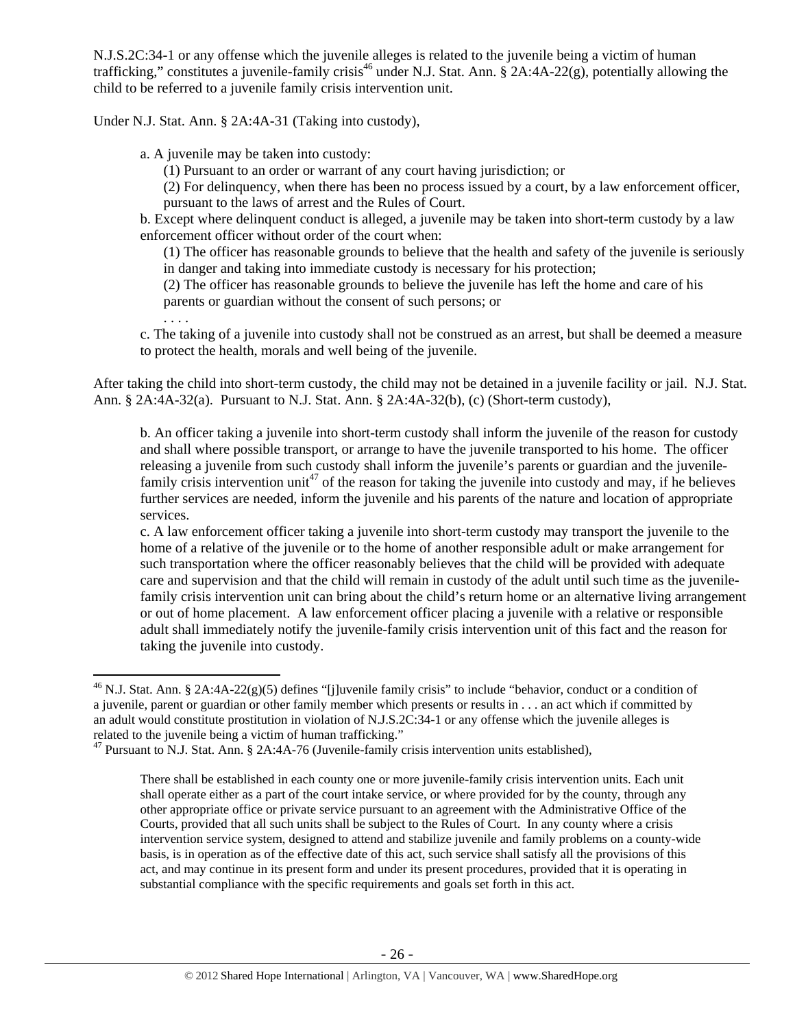N.J.S.2C:34-1 or any offense which the juvenile alleges is related to the juvenile being a victim of human trafficking," constitutes a juvenile-family crisis[46] under N.J. Stat. Ann. § 2A:4A-22(g), potentially allowing the child to be referred to a juvenile family crisis intervention unit.

Under N.J. Stat. Ann. § 2A:4A-31 (Taking into custody),

> a. A juvenile may be taken into custody:
>
> (1) Pursuant to an order or warrant of any court having jurisdiction; or
>
> (2) For delinquency, when there has been no process issued by a court, by a law enforcement officer, pursuant to the laws of arrest and the Rules of Court.
>
> b. Except where delinquent conduct is alleged, a juvenile may be taken into short-term custody by a law enforcement officer without order of the court when:
>
> (1) The officer has reasonable grounds to believe that the health and safety of the juvenile is seriously in danger and taking into immediate custody is necessary for his protection;
>
> (2) The officer has reasonable grounds to believe the juvenile has left the home and care of his parents or guardian without the consent of such persons; or
>
> . . . .
>
> c. The taking of a juvenile into custody shall not be construed as an arrest, but shall be deemed a measure to protect the health, morals and well being of the juvenile.

After taking the child into short-term custody, the child may not be detained in a juvenile facility or jail. N.J. Stat. Ann. § 2A:4A-32(a). Pursuant to N.J. Stat. Ann. § 2A:4A-32(b), (c) (Short-term custody),

> b. An officer taking a juvenile into short-term custody shall inform the juvenile of the reason for custody and shall where possible transport, or arrange to have the juvenile transported to his home. The officer releasing a juvenile from such custody shall inform the juvenile's parents or guardian and the juvenile-family crisis intervention unit[47] of the reason for taking the juvenile into custody and may, if he believes further services are needed, inform the juvenile and his parents of the nature and location of appropriate services.
>
> c. A law enforcement officer taking a juvenile into short-term custody may transport the juvenile to the home of a relative of the juvenile or to the home of another responsible adult or make arrangement for such transportation where the officer reasonably believes that the child will be provided with adequate care and supervision and that the child will remain in custody of the adult until such time as the juvenile-family crisis intervention unit can bring about the child's return home or an alternative living arrangement or out of home placement. A law enforcement officer placing a juvenile with a relative or responsible adult shall immediately notify the juvenile-family crisis intervention unit of this fact and the reason for taking the juvenile into custody.

---

[46] N.J. Stat. Ann. § 2A:4A-22(g)(5) defines "[j]uvenile family crisis" to include "behavior, conduct or a condition of a juvenile, parent or guardian or other family member which presents or results in . . . an act which if committed by an adult would constitute prostitution in violation of N.J.S.2C:34-1 or any offense which the juvenile alleges is related to the juvenile being a victim of human trafficking."

[47] Pursuant to N.J. Stat. Ann. § 2A:4A-76 (Juvenile-family crisis intervention units established),

> There shall be established in each county one or more juvenile-family crisis intervention units. Each unit shall operate either as a part of the court intake service, or where provided for by the county, through any other appropriate office or private service pursuant to an agreement with the Administrative Office of the Courts, provided that all such units shall be subject to the Rules of Court. In any county where a crisis intervention service system, designed to attend and stabilize juvenile and family problems on a county-wide basis, is in operation as of the effective date of this act, such service shall satisfy all the provisions of this act, and may continue in its present form and under its present procedures, provided that it is operating in substantial compliance with the specific requirements and goals set forth in this act.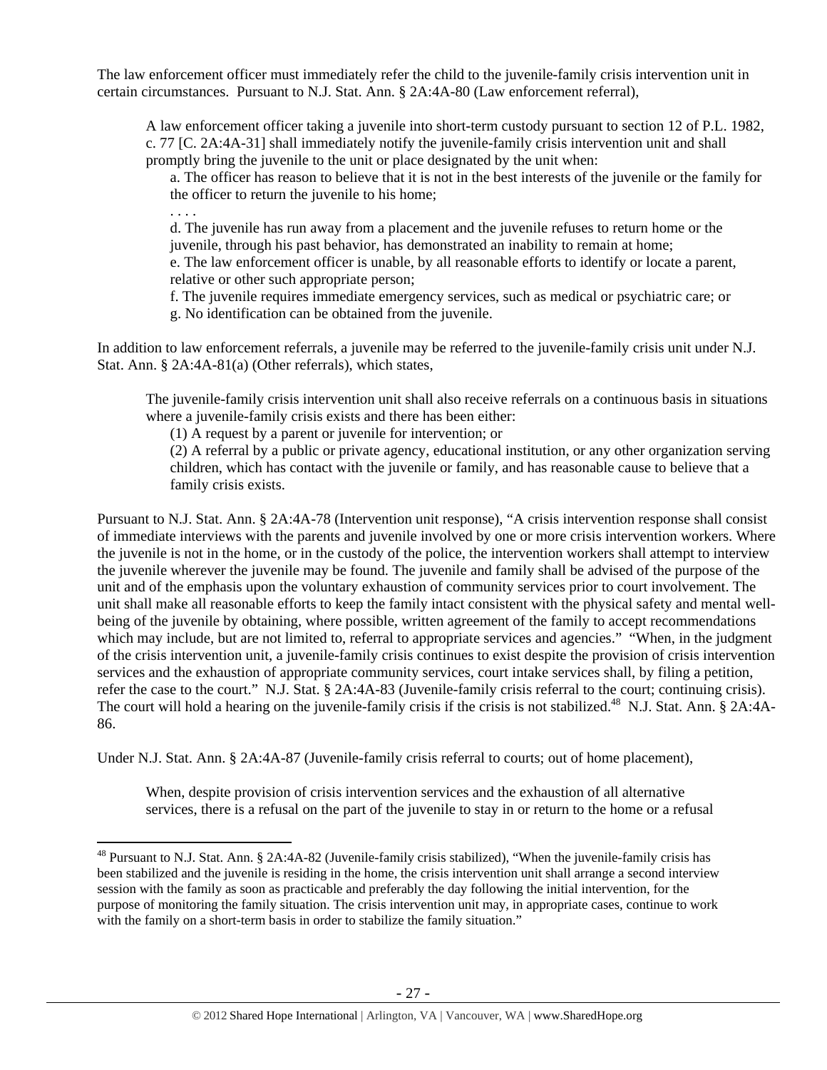The law enforcement officer must immediately refer the child to the juvenile-family crisis intervention unit in certain circumstances. Pursuant to N.J. Stat. Ann. § 2A:4A-80 (Law enforcement referral),

> A law enforcement officer taking a juvenile into short-term custody pursuant to section 12 of P.L. 1982, c. 77 [C. 2A:4A-31] shall immediately notify the juvenile-family crisis intervention unit and shall promptly bring the juvenile to the unit or place designated by the unit when:
>
> a. The officer has reason to believe that it is not in the best interests of the juvenile or the family for the officer to return the juvenile to his home;
>
> . . . .
>
> d. The juvenile has run away from a placement and the juvenile refuses to return home or the juvenile, through his past behavior, has demonstrated an inability to remain at home;
>
> e. The law enforcement officer is unable, by all reasonable efforts to identify or locate a parent, relative or other such appropriate person;
>
> f. The juvenile requires immediate emergency services, such as medical or psychiatric care; or
>
> g. No identification can be obtained from the juvenile.

In addition to law enforcement referrals, a juvenile may be referred to the juvenile-family crisis unit under N.J. Stat. Ann. § 2A:4A-81(a) (Other referrals), which states,

> The juvenile-family crisis intervention unit shall also receive referrals on a continuous basis in situations where a juvenile-family crisis exists and there has been either:
>
> (1) A request by a parent or juvenile for intervention; or
>
> (2) A referral by a public or private agency, educational institution, or any other organization serving children, which has contact with the juvenile or family, and has reasonable cause to believe that a family crisis exists.

Pursuant to N.J. Stat. Ann. § 2A:4A-78 (Intervention unit response), "A crisis intervention response shall consist of immediate interviews with the parents and juvenile involved by one or more crisis intervention workers. Where the juvenile is not in the home, or in the custody of the police, the intervention workers shall attempt to interview the juvenile wherever the juvenile may be found. The juvenile and family shall be advised of the purpose of the unit and of the emphasis upon the voluntary exhaustion of community services prior to court involvement. The unit shall make all reasonable efforts to keep the family intact consistent with the physical safety and mental well-being of the juvenile by obtaining, where possible, written agreement of the family to accept recommendations which may include, but are not limited to, referral to appropriate services and agencies." "When, in the judgment of the crisis intervention unit, a juvenile-family crisis continues to exist despite the provision of crisis intervention services and the exhaustion of appropriate community services, court intake services shall, by filing a petition, refer the case to the court." N.J. Stat. § 2A:4A-83 (Juvenile-family crisis referral to the court; continuing crisis). The court will hold a hearing on the juvenile-family crisis if the crisis is not stabilized.[48] N.J. Stat. Ann. § 2A:4A-86.

Under N.J. Stat. Ann. § 2A:4A-87 (Juvenile-family crisis referral to courts; out of home placement),

> When, despite provision of crisis intervention services and the exhaustion of all alternative services, there is a refusal on the part of the juvenile to stay in or return to the home or a refusal

---

[48] Pursuant to N.J. Stat. Ann. § 2A:4A-82 (Juvenile-family crisis stabilized), "When the juvenile-family crisis has been stabilized and the juvenile is residing in the home, the crisis intervention unit shall arrange a second interview session with the family as soon as practicable and preferably the day following the initial intervention, for the purpose of monitoring the family situation. The crisis intervention unit may, in appropriate cases, continue to work with the family on a short-term basis in order to stabilize the family situation."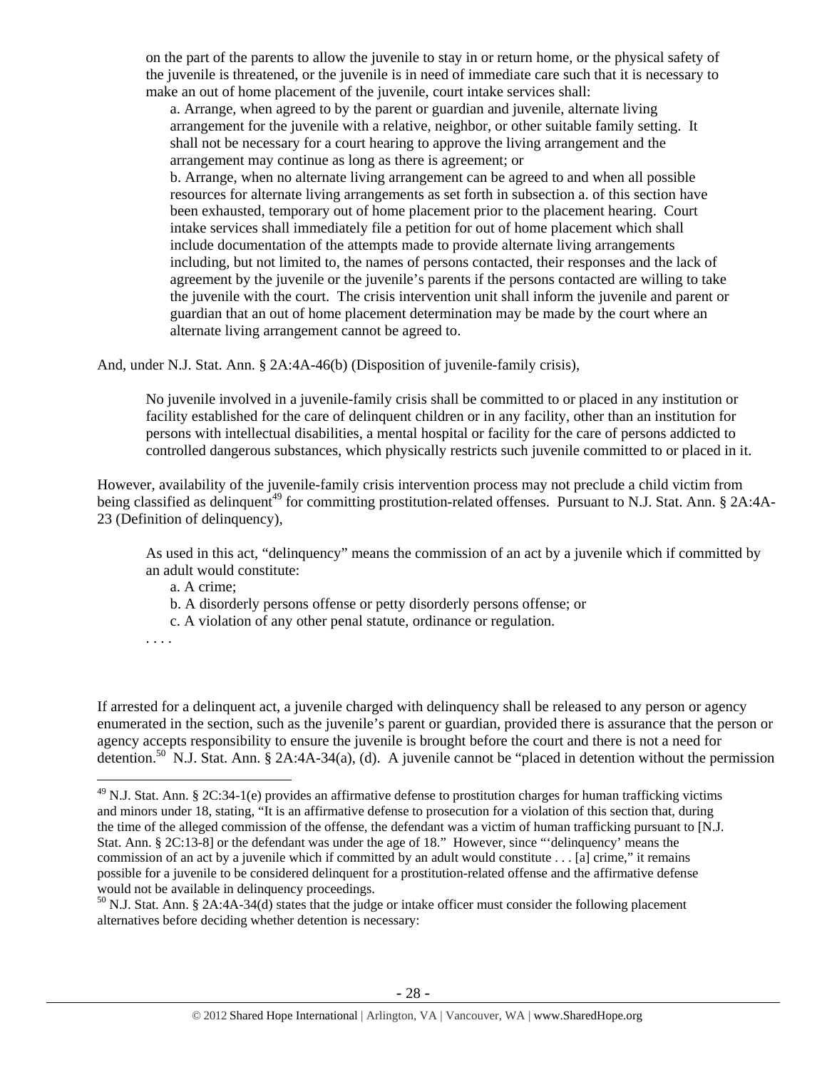on the part of the parents to allow the juvenile to stay in or return home, or the physical safety of the juvenile is threatened, or the juvenile is in need of immediate care such that it is necessary to make an out of home placement of the juvenile, court intake services shall:

> a. Arrange, when agreed to by the parent or guardian and juvenile, alternate living arrangement for the juvenile with a relative, neighbor, or other suitable family setting. It shall not be necessary for a court hearing to approve the living arrangement and the arrangement may continue as long as there is agreement; or
>
> b. Arrange, when no alternate living arrangement can be agreed to and when all possible resources for alternate living arrangements as set forth in subsection a. of this section have been exhausted, temporary out of home placement prior to the placement hearing. Court intake services shall immediately file a petition for out of home placement which shall include documentation of the attempts made to provide alternate living arrangements including, but not limited to, the names of persons contacted, their responses and the lack of agreement by the juvenile or the juvenile's parents if the persons contacted are willing to take the juvenile with the court. The crisis intervention unit shall inform the juvenile and parent or guardian that an out of home placement determination may be made by the court where an alternate living arrangement cannot be agreed to.

And, under N.J. Stat. Ann. § 2A:4A-46(b) (Disposition of juvenile-family crisis),

> No juvenile involved in a juvenile-family crisis shall be committed to or placed in any institution or facility established for the care of delinquent children or in any facility, other than an institution for persons with intellectual disabilities, a mental hospital or facility for the care of persons addicted to controlled dangerous substances, which physically restricts such juvenile committed to or placed in it.

However, availability of the juvenile-family crisis intervention process may not preclude a child victim from being classified as delinquent[49] for committing prostitution-related offenses. Pursuant to N.J. Stat. Ann. § 2A:4A-23 (Definition of delinquency),

> As used in this act, "delinquency" means the commission of an act by a juvenile which if committed by an adult would constitute:
>
> a. A crime;
>
> b. A disorderly persons offense or petty disorderly persons offense; or
>
> c. A violation of any other penal statute, ordinance or regulation.
>
> . . . .

If arrested for a delinquent act, a juvenile charged with delinquency shall be released to any person or agency enumerated in the section, such as the juvenile's parent or guardian, provided there is assurance that the person or agency accepts responsibility to ensure the juvenile is brought before the court and there is not a need for detention.[50] N.J. Stat. Ann. § 2A:4A-34(a), (d). A juvenile cannot be "placed in detention without the permission

---

[49] N.J. Stat. Ann. § 2C:34-1(e) provides an affirmative defense to prostitution charges for human trafficking victims and minors under 18, stating, "It is an affirmative defense to prosecution for a violation of this section that, during the time of the alleged commission of the offense, the defendant was a victim of human trafficking pursuant to [N.J. Stat. Ann. § 2C:13-8] or the defendant was under the age of 18." However, since "'delinquency' means the commission of an act by a juvenile which if committed by an adult would constitute . . . [a] crime," it remains possible for a juvenile to be considered delinquent for a prostitution-related offense and the affirmative defense would not be available in delinquency proceedings.

[50] N.J. Stat. Ann. § 2A:4A-34(d) states that the judge or intake officer must consider the following placement alternatives before deciding whether detention is necessary: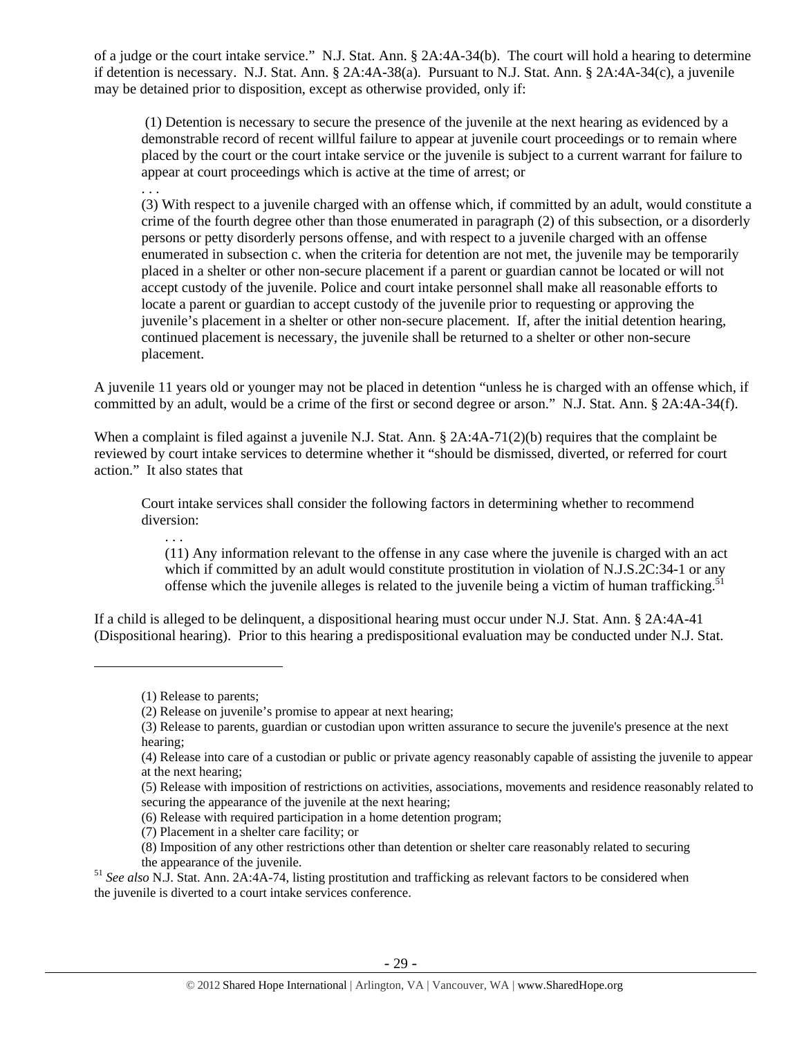of a judge or the court intake service." N.J. Stat. Ann. § 2A:4A-34(b). The court will hold a hearing to determine if detention is necessary. N.J. Stat. Ann. § 2A:4A-38(a). Pursuant to N.J. Stat. Ann. § 2A:4A-34(c), a juvenile may be detained prior to disposition, except as otherwise provided, only if:

> (1) Detention is necessary to secure the presence of the juvenile at the next hearing as evidenced by a demonstrable record of recent willful failure to appear at juvenile court proceedings or to remain where placed by the court or the court intake service or the juvenile is subject to a current warrant for failure to appear at court proceedings which is active at the time of arrest; or
>
> . . .
>
> (3) With respect to a juvenile charged with an offense which, if committed by an adult, would constitute a crime of the fourth degree other than those enumerated in paragraph (2) of this subsection, or a disorderly persons or petty disorderly persons offense, and with respect to a juvenile charged with an offense enumerated in subsection c. when the criteria for detention are not met, the juvenile may be temporarily placed in a shelter or other non-secure placement if a parent or guardian cannot be located or will not accept custody of the juvenile. Police and court intake personnel shall make all reasonable efforts to locate a parent or guardian to accept custody of the juvenile prior to requesting or approving the juvenile's placement in a shelter or other non-secure placement. If, after the initial detention hearing, continued placement is necessary, the juvenile shall be returned to a shelter or other non-secure placement.

A juvenile 11 years old or younger may not be placed in detention "unless he is charged with an offense which, if committed by an adult, would be a crime of the first or second degree or arson." N.J. Stat. Ann. § 2A:4A-34(f).

When a complaint is filed against a juvenile N.J. Stat. Ann. § 2A:4A-71(2)(b) requires that the complaint be reviewed by court intake services to determine whether it "should be dismissed, diverted, or referred for court action." It also states that

> Court intake services shall consider the following factors in determining whether to recommend diversion:
>
> > . . .
> >
> > (11) Any information relevant to the offense in any case where the juvenile is charged with an act which if committed by an adult would constitute prostitution in violation of N.J.S.2C:34-1 or any offense which the juvenile alleges is related to the juvenile being a victim of human trafficking.[51]

If a child is alleged to be delinquent, a dispositional hearing must occur under N.J. Stat. Ann. § 2A:4A-41 (Dispositional hearing). Prior to this hearing a predispositional evaluation may be conducted under N.J. Stat.

---

(1) Release to parents;
(2) Release on juvenile's promise to appear at next hearing;
(3) Release to parents, guardian or custodian upon written assurance to secure the juvenile's presence at the next hearing;
(4) Release into care of a custodian or public or private agency reasonably capable of assisting the juvenile to appear at the next hearing;
(5) Release with imposition of restrictions on activities, associations, movements and residence reasonably related to securing the appearance of the juvenile at the next hearing;
(6) Release with required participation in a home detention program;
(7) Placement in a shelter care facility; or
(8) Imposition of any other restrictions other than detention or shelter care reasonably related to securing the appearance of the juvenile.

[51] *See also* N.J. Stat. Ann. 2A:4A-74, listing prostitution and trafficking as relevant factors to be considered when the juvenile is diverted to a court intake services conference.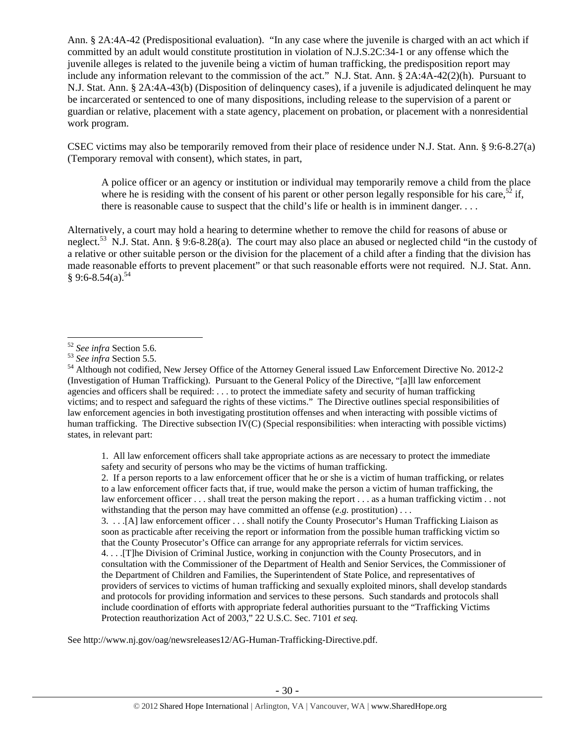Ann. § 2A:4A-42 (Predispositional evaluation). "In any case where the juvenile is charged with an act which if committed by an adult would constitute prostitution in violation of N.J.S.2C:34-1 or any offense which the juvenile alleges is related to the juvenile being a victim of human trafficking, the predisposition report may include any information relevant to the commission of the act." N.J. Stat. Ann. § 2A:4A-42(2)(h). Pursuant to N.J. Stat. Ann. § 2A:4A-43(b) (Disposition of delinquency cases), if a juvenile is adjudicated delinquent he may be incarcerated or sentenced to one of many dispositions, including release to the supervision of a parent or guardian or relative, placement with a state agency, placement on probation, or placement with a nonresidential work program.

CSEC victims may also be temporarily removed from their place of residence under N.J. Stat. Ann. § 9:6-8.27(a) (Temporary removal with consent), which states, in part,

> A police officer or an agency or institution or individual may temporarily remove a child from the place where he is residing with the consent of his parent or other person legally responsible for his care,[52] if, there is reasonable cause to suspect that the child's life or health is in imminent danger. . . .

Alternatively, a court may hold a hearing to determine whether to remove the child for reasons of abuse or neglect.[53] N.J. Stat. Ann. § 9:6-8.28(a). The court may also place an abused or neglected child "in the custody of a relative or other suitable person or the division for the placement of a child after a finding that the division has made reasonable efforts to prevent placement" or that such reasonable efforts were not required. N.J. Stat. Ann. § 9:6-8.54(a).[54]

---

[52] *See infra* Section 5.6.

[53] *See infra* Section 5.5.

[54] Although not codified, New Jersey Office of the Attorney General issued Law Enforcement Directive No. 2012-2 (Investigation of Human Trafficking). Pursuant to the General Policy of the Directive, "[a]ll law enforcement agencies and officers shall be required: . . . to protect the immediate safety and security of human trafficking victims; and to respect and safeguard the rights of these victims." The Directive outlines special responsibilities of law enforcement agencies in both investigating prostitution offenses and when interacting with possible victims of human trafficking. The Directive subsection IV(C) (Special responsibilities: when interacting with possible victims) states, in relevant part:

> 1. All law enforcement officers shall take appropriate actions as are necessary to protect the immediate safety and security of persons who may be the victims of human trafficking.
> 2. If a person reports to a law enforcement officer that he or she is a victim of human trafficking, or relates to a law enforcement officer facts that, if true, would make the person a victim of human trafficking, the law enforcement officer . . . shall treat the person making the report . . . as a human trafficking victim . . not withstanding that the person may have committed an offense (*e.g.* prostitution) . . .
> 3. . . .[A] law enforcement officer . . . shall notify the County Prosecutor's Human Trafficking Liaison as soon as practicable after receiving the report or information from the possible human trafficking victim so that the County Prosecutor's Office can arrange for any appropriate referrals for victim services.
> 4. . . .[T]he Division of Criminal Justice, working in conjunction with the County Prosecutors, and in consultation with the Commissioner of the Department of Health and Senior Services, the Commissioner of the Department of Children and Families, the Superintendent of State Police, and representatives of providers of services to victims of human trafficking and sexually exploited minors, shall develop standards and protocols for providing information and services to these persons. Such standards and protocols shall include coordination of efforts with appropriate federal authorities pursuant to the "Trafficking Victims Protection reauthorization Act of 2003," 22 U.S.C. Sec. 7101 *et seq.*

See http://www.nj.gov/oag/newsreleases12/AG-Human-Trafficking-Directive.pdf.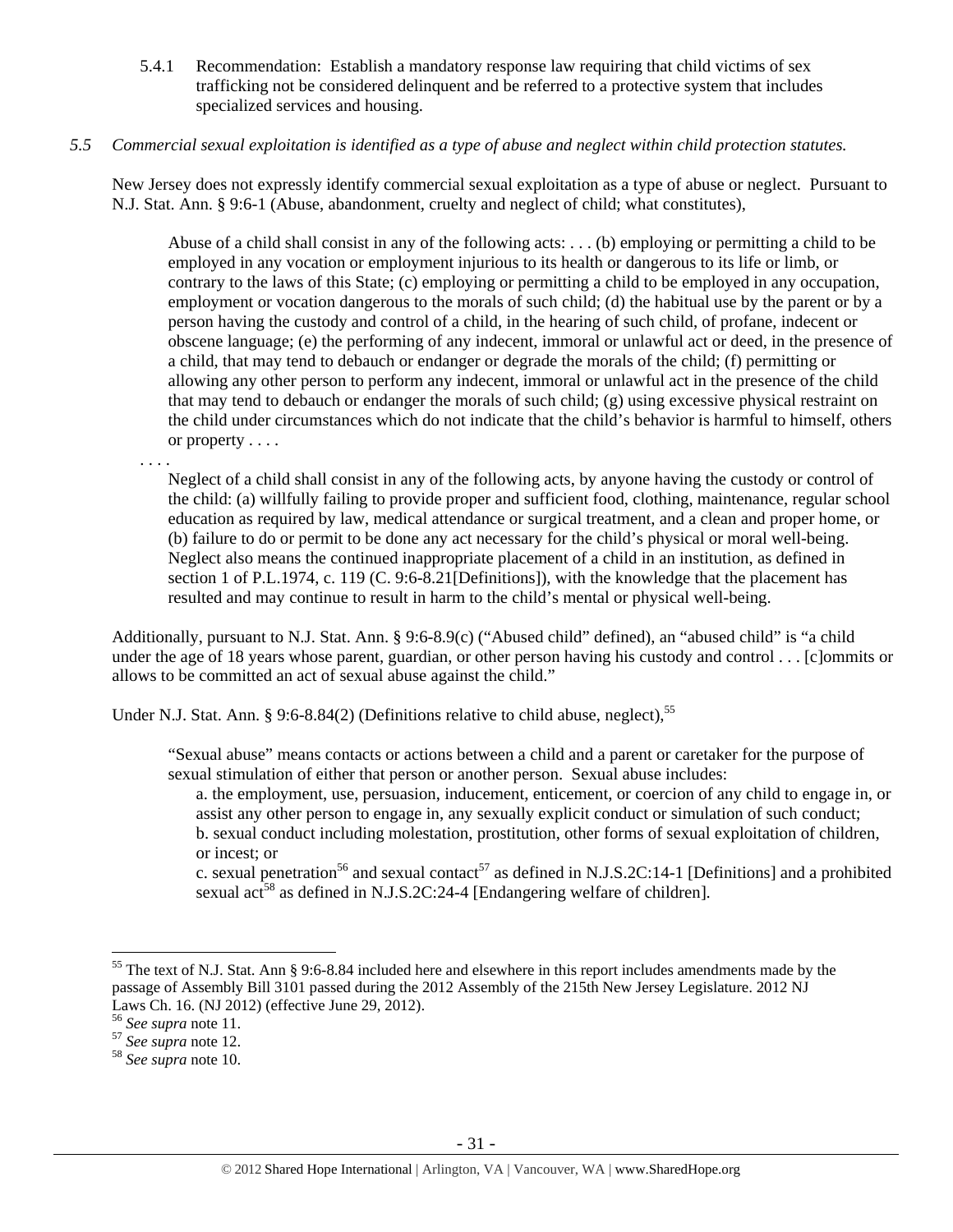5.4.1 Recommendation: Establish a mandatory response law requiring that child victims of sex trafficking not be considered delinquent and be referred to a protective system that includes specialized services and housing.

*5.5 Commercial sexual exploitation is identified as a type of abuse and neglect within child protection statutes.*

New Jersey does not expressly identify commercial sexual exploitation as a type of abuse or neglect. Pursuant to N.J. Stat. Ann. § 9:6-1 (Abuse, abandonment, cruelty and neglect of child; what constitutes),

> Abuse of a child shall consist in any of the following acts: . . . (b) employing or permitting a child to be employed in any vocation or employment injurious to its health or dangerous to its life or limb, or contrary to the laws of this State; (c) employing or permitting a child to be employed in any occupation, employment or vocation dangerous to the morals of such child; (d) the habitual use by the parent or by a person having the custody and control of a child, in the hearing of such child, of profane, indecent or obscene language; (e) the performing of any indecent, immoral or unlawful act or deed, in the presence of a child, that may tend to debauch or endanger or degrade the morals of the child; (f) permitting or allowing any other person to perform any indecent, immoral or unlawful act in the presence of the child that may tend to debauch or endanger the morals of such child; (g) using excessive physical restraint on the child under circumstances which do not indicate that the child's behavior is harmful to himself, others or property . . . .
>
> . . . .
>
> Neglect of a child shall consist in any of the following acts, by anyone having the custody or control of the child: (a) willfully failing to provide proper and sufficient food, clothing, maintenance, regular school education as required by law, medical attendance or surgical treatment, and a clean and proper home, or (b) failure to do or permit to be done any act necessary for the child's physical or moral well-being. Neglect also means the continued inappropriate placement of a child in an institution, as defined in section 1 of P.L.1974, c. 119 (C. 9:6-8.21[Definitions]), with the knowledge that the placement has resulted and may continue to result in harm to the child's mental or physical well-being.

Additionally, pursuant to N.J. Stat. Ann. § 9:6-8.9(c) ("Abused child" defined), an "abused child" is "a child under the age of 18 years whose parent, guardian, or other person having his custody and control . . . [c]ommits or allows to be committed an act of sexual abuse against the child."

Under N.J. Stat. Ann. § 9:6-8.84(2) (Definitions relative to child abuse, neglect),[55]

> "Sexual abuse" means contacts or actions between a child and a parent or caretaker for the purpose of sexual stimulation of either that person or another person. Sexual abuse includes:
>
> a. the employment, use, persuasion, inducement, enticement, or coercion of any child to engage in, or assist any other person to engage in, any sexually explicit conduct or simulation of such conduct;
>
> b. sexual conduct including molestation, prostitution, other forms of sexual exploitation of children, or incest; or
>
> c. sexual penetration[56] and sexual contact[57] as defined in N.J.S.2C:14-1 [Definitions] and a prohibited sexual act[58] as defined in N.J.S.2C:24-4 [Endangering welfare of children].

---

[55] The text of N.J. Stat. Ann § 9:6-8.84 included here and elsewhere in this report includes amendments made by the passage of Assembly Bill 3101 passed during the 2012 Assembly of the 215th New Jersey Legislature. 2012 NJ Laws Ch. 16. (NJ 2012) (effective June 29, 2012).

[56] *See supra* note 11.

[57] *See supra* note 12.

[58] *See supra* note 10.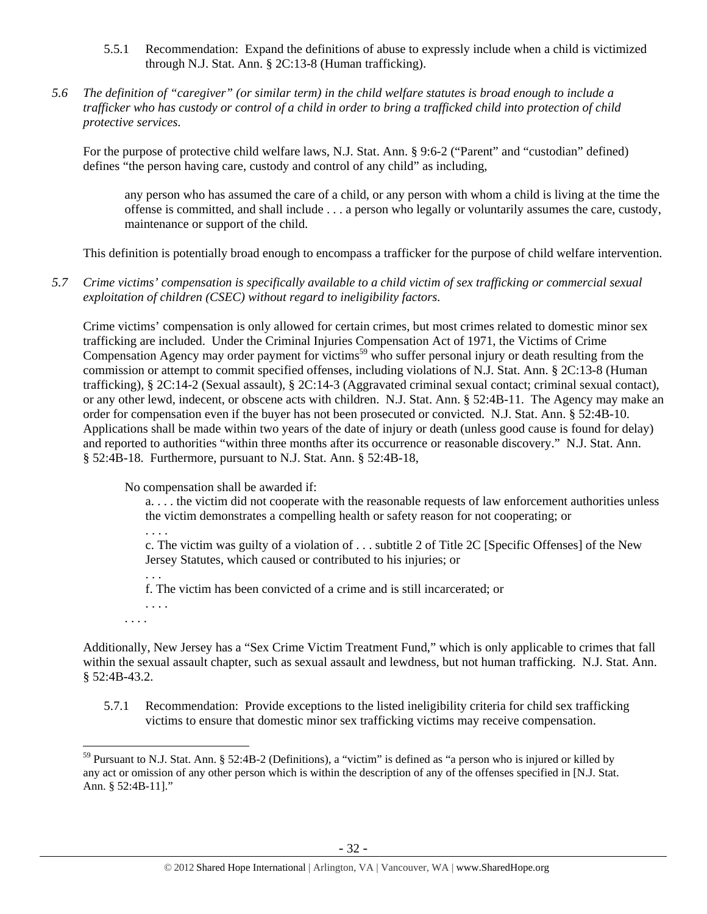5.5.1 Recommendation: Expand the definitions of abuse to expressly include when a child is victimized through N.J. Stat. Ann. § 2C:13-8 (Human trafficking).

*5.6 The definition of "caregiver" (or similar term) in the child welfare statutes is broad enough to include a trafficker who has custody or control of a child in order to bring a trafficked child into protection of child protective services.*

For the purpose of protective child welfare laws, N.J. Stat. Ann. § 9:6-2 ("Parent" and "custodian" defined) defines "the person having care, custody and control of any child" as including,

> any person who has assumed the care of a child, or any person with whom a child is living at the time the offense is committed, and shall include . . . a person who legally or voluntarily assumes the care, custody, maintenance or support of the child.

This definition is potentially broad enough to encompass a trafficker for the purpose of child welfare intervention.

*5.7 Crime victims' compensation is specifically available to a child victim of sex trafficking or commercial sexual exploitation of children (CSEC) without regard to ineligibility factors.*

Crime victims' compensation is only allowed for certain crimes, but most crimes related to domestic minor sex trafficking are included. Under the Criminal Injuries Compensation Act of 1971, the Victims of Crime Compensation Agency may order payment for victims[59] who suffer personal injury or death resulting from the commission or attempt to commit specified offenses, including violations of N.J. Stat. Ann. § 2C:13-8 (Human trafficking), § 2C:14-2 (Sexual assault), § 2C:14-3 (Aggravated criminal sexual contact; criminal sexual contact), or any other lewd, indecent, or obscene acts with children. N.J. Stat. Ann. § 52:4B-11. The Agency may make an order for compensation even if the buyer has not been prosecuted or convicted. N.J. Stat. Ann. § 52:4B-10. Applications shall be made within two years of the date of injury or death (unless good cause is found for delay) and reported to authorities "within three months after its occurrence or reasonable discovery." N.J. Stat. Ann. § 52:4B-18. Furthermore, pursuant to N.J. Stat. Ann. § 52:4B-18,

> No compensation shall be awarded if:
>
> a. . . . the victim did not cooperate with the reasonable requests of law enforcement authorities unless the victim demonstrates a compelling health or safety reason for not cooperating; or
>
> . . . .
>
> c. The victim was guilty of a violation of . . . subtitle 2 of Title 2C [Specific Offenses] of the New Jersey Statutes, which caused or contributed to his injuries; or
>
> . . .
>
> f. The victim has been convicted of a crime and is still incarcerated; or
>
> . . . .
>
> . . . .

Additionally, New Jersey has a "Sex Crime Victim Treatment Fund," which is only applicable to crimes that fall within the sexual assault chapter, such as sexual assault and lewdness, but not human trafficking. N.J. Stat. Ann. § 52:4B-43.2.

5.7.1 Recommendation: Provide exceptions to the listed ineligibility criteria for child sex trafficking victims to ensure that domestic minor sex trafficking victims may receive compensation.

---

[59] Pursuant to N.J. Stat. Ann. § 52:4B-2 (Definitions), a "victim" is defined as "a person who is injured or killed by any act or omission of any other person which is within the description of any of the offenses specified in [N.J. Stat. Ann. § 52:4B-11]."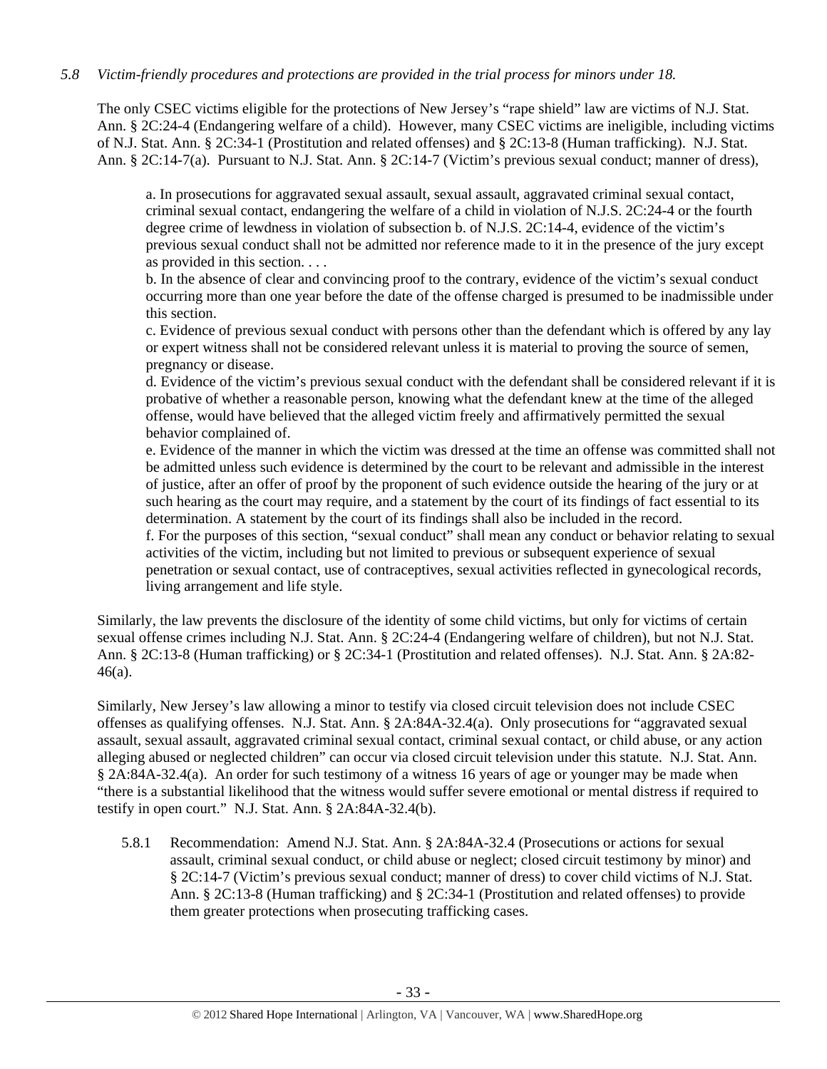*5.8 Victim-friendly procedures and protections are provided in the trial process for minors under 18.*

The only CSEC victims eligible for the protections of New Jersey's "rape shield" law are victims of N.J. Stat. Ann. § 2C:24-4 (Endangering welfare of a child). However, many CSEC victims are ineligible, including victims of N.J. Stat. Ann. § 2C:34-1 (Prostitution and related offenses) and § 2C:13-8 (Human trafficking). N.J. Stat. Ann. § 2C:14-7(a). Pursuant to N.J. Stat. Ann. § 2C:14-7 (Victim's previous sexual conduct; manner of dress),

> a. In prosecutions for aggravated sexual assault, sexual assault, aggravated criminal sexual contact, criminal sexual contact, endangering the welfare of a child in violation of N.J.S. 2C:24-4 or the fourth degree crime of lewdness in violation of subsection b. of N.J.S. 2C:14-4, evidence of the victim's previous sexual conduct shall not be admitted nor reference made to it in the presence of the jury except as provided in this section. . . .
>
> b. In the absence of clear and convincing proof to the contrary, evidence of the victim's sexual conduct occurring more than one year before the date of the offense charged is presumed to be inadmissible under this section.
>
> c. Evidence of previous sexual conduct with persons other than the defendant which is offered by any lay or expert witness shall not be considered relevant unless it is material to proving the source of semen, pregnancy or disease.
>
> d. Evidence of the victim's previous sexual conduct with the defendant shall be considered relevant if it is probative of whether a reasonable person, knowing what the defendant knew at the time of the alleged offense, would have believed that the alleged victim freely and affirmatively permitted the sexual behavior complained of.
>
> e. Evidence of the manner in which the victim was dressed at the time an offense was committed shall not be admitted unless such evidence is determined by the court to be relevant and admissible in the interest of justice, after an offer of proof by the proponent of such evidence outside the hearing of the jury or at such hearing as the court may require, and a statement by the court of its findings of fact essential to its determination. A statement by the court of its findings shall also be included in the record.
>
> f. For the purposes of this section, "sexual conduct" shall mean any conduct or behavior relating to sexual activities of the victim, including but not limited to previous or subsequent experience of sexual penetration or sexual contact, use of contraceptives, sexual activities reflected in gynecological records, living arrangement and life style.

Similarly, the law prevents the disclosure of the identity of some child victims, but only for victims of certain sexual offense crimes including N.J. Stat. Ann. § 2C:24-4 (Endangering welfare of children), but not N.J. Stat. Ann. § 2C:13-8 (Human trafficking) or § 2C:34-1 (Prostitution and related offenses). N.J. Stat. Ann. § 2A:82-46(a).

Similarly, New Jersey's law allowing a minor to testify via closed circuit television does not include CSEC offenses as qualifying offenses. N.J. Stat. Ann. § 2A:84A-32.4(a). Only prosecutions for "aggravated sexual assault, sexual assault, aggravated criminal sexual contact, criminal sexual contact, or child abuse, or any action alleging abused or neglected children" can occur via closed circuit television under this statute. N.J. Stat. Ann. § 2A:84A-32.4(a). An order for such testimony of a witness 16 years of age or younger may be made when "there is a substantial likelihood that the witness would suffer severe emotional or mental distress if required to testify in open court." N.J. Stat. Ann. § 2A:84A-32.4(b).

5.8.1 Recommendation: Amend N.J. Stat. Ann. § 2A:84A-32.4 (Prosecutions or actions for sexual assault, criminal sexual conduct, or child abuse or neglect; closed circuit testimony by minor) and § 2C:14-7 (Victim's previous sexual conduct; manner of dress) to cover child victims of N.J. Stat. Ann. § 2C:13-8 (Human trafficking) and § 2C:34-1 (Prostitution and related offenses) to provide them greater protections when prosecuting trafficking cases.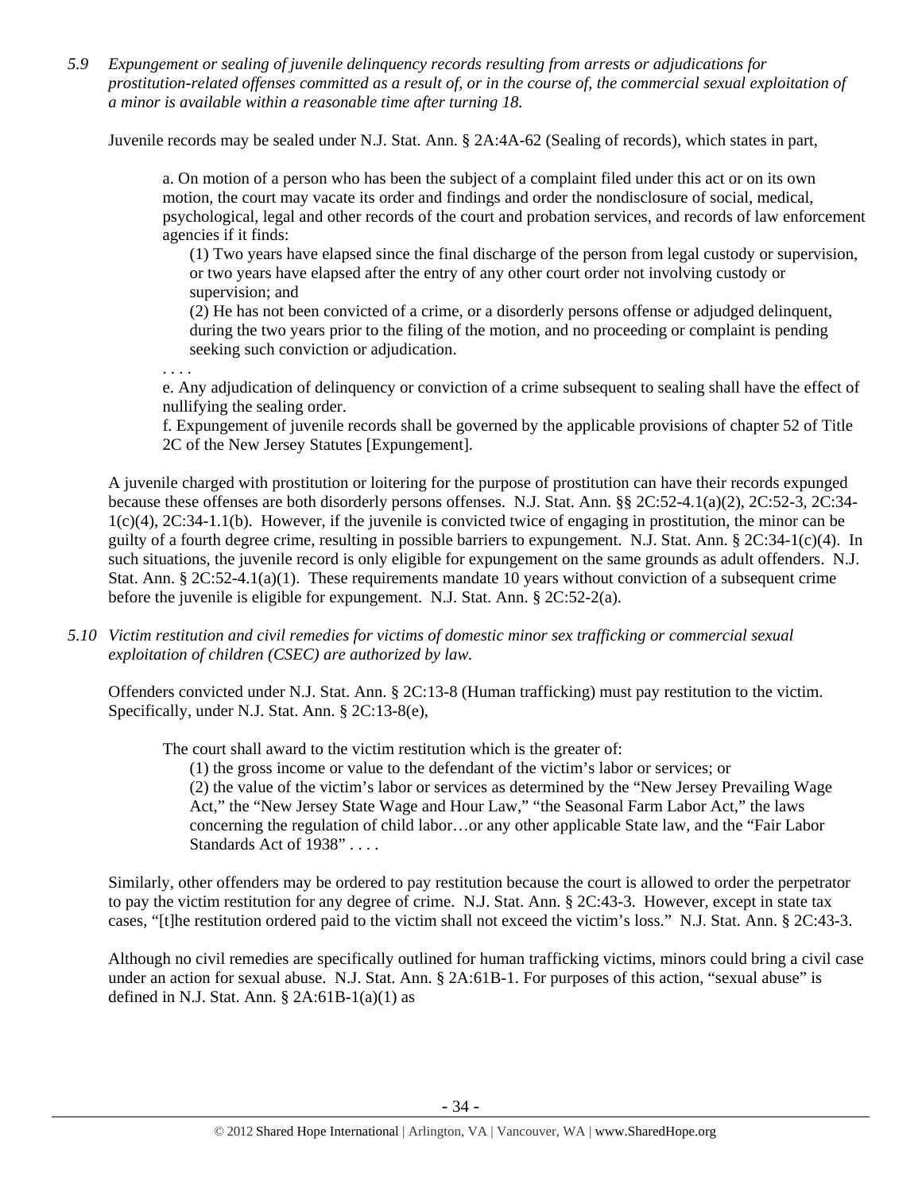*5.9 Expungement or sealing of juvenile delinquency records resulting from arrests or adjudications for prostitution-related offenses committed as a result of, or in the course of, the commercial sexual exploitation of a minor is available within a reasonable time after turning 18.*

Juvenile records may be sealed under N.J. Stat. Ann. § 2A:4A-62 (Sealing of records), which states in part,

> a. On motion of a person who has been the subject of a complaint filed under this act or on its own motion, the court may vacate its order and findings and order the nondisclosure of social, medical, psychological, legal and other records of the court and probation services, and records of law enforcement agencies if it finds:
>
> (1) Two years have elapsed since the final discharge of the person from legal custody or supervision, or two years have elapsed after the entry of any other court order not involving custody or supervision; and
>
> (2) He has not been convicted of a crime, or a disorderly persons offense or adjudged delinquent, during the two years prior to the filing of the motion, and no proceeding or complaint is pending seeking such conviction or adjudication.
>
> . . . .
>
> e. Any adjudication of delinquency or conviction of a crime subsequent to sealing shall have the effect of nullifying the sealing order.
>
> f. Expungement of juvenile records shall be governed by the applicable provisions of chapter 52 of Title 2C of the New Jersey Statutes [Expungement].

A juvenile charged with prostitution or loitering for the purpose of prostitution can have their records expunged because these offenses are both disorderly persons offenses. N.J. Stat. Ann. §§ 2C:52-4.1(a)(2), 2C:52-3, 2C:34-1(c)(4), 2C:34-1.1(b). However, if the juvenile is convicted twice of engaging in prostitution, the minor can be guilty of a fourth degree crime, resulting in possible barriers to expungement. N.J. Stat. Ann. § 2C:34-1(c)(4). In such situations, the juvenile record is only eligible for expungement on the same grounds as adult offenders. N.J. Stat. Ann. § 2C:52-4.1(a)(1). These requirements mandate 10 years without conviction of a subsequent crime before the juvenile is eligible for expungement. N.J. Stat. Ann. § 2C:52-2(a).

*5.10 Victim restitution and civil remedies for victims of domestic minor sex trafficking or commercial sexual exploitation of children (CSEC) are authorized by law.*

Offenders convicted under N.J. Stat. Ann. § 2C:13-8 (Human trafficking) must pay restitution to the victim. Specifically, under N.J. Stat. Ann. § 2C:13-8(e),

> The court shall award to the victim restitution which is the greater of:
>
> (1) the gross income or value to the defendant of the victim's labor or services; or
>
> (2) the value of the victim's labor or services as determined by the "New Jersey Prevailing Wage Act," the "New Jersey State Wage and Hour Law," "the Seasonal Farm Labor Act," the laws concerning the regulation of child labor…or any other applicable State law, and the "Fair Labor Standards Act of 1938" . . . .

Similarly, other offenders may be ordered to pay restitution because the court is allowed to order the perpetrator to pay the victim restitution for any degree of crime. N.J. Stat. Ann. § 2C:43-3. However, except in state tax cases, "[t]he restitution ordered paid to the victim shall not exceed the victim's loss." N.J. Stat. Ann. § 2C:43-3.

Although no civil remedies are specifically outlined for human trafficking victims, minors could bring a civil case under an action for sexual abuse. N.J. Stat. Ann. § 2A:61B-1. For purposes of this action, "sexual abuse" is defined in N.J. Stat. Ann. § 2A:61B-1(a)(1) as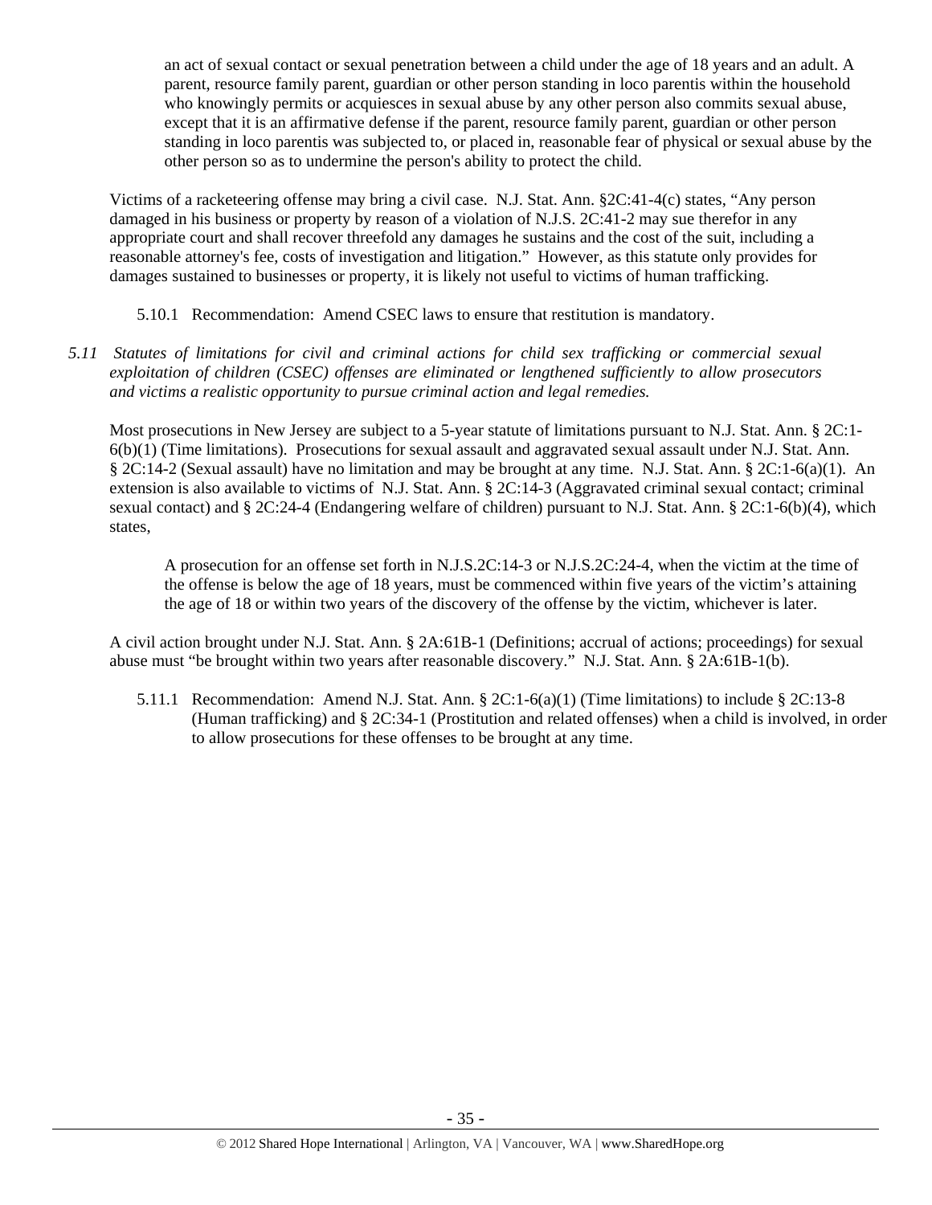> an act of sexual contact or sexual penetration between a child under the age of 18 years and an adult. A parent, resource family parent, guardian or other person standing in loco parentis within the household who knowingly permits or acquiesces in sexual abuse by any other person also commits sexual abuse, except that it is an affirmative defense if the parent, resource family parent, guardian or other person standing in loco parentis was subjected to, or placed in, reasonable fear of physical or sexual abuse by the other person so as to undermine the person's ability to protect the child.

Victims of a racketeering offense may bring a civil case. N.J. Stat. Ann. §2C:41-4(c) states, "Any person damaged in his business or property by reason of a violation of N.J.S. 2C:41-2 may sue therefor in any appropriate court and shall recover threefold any damages he sustains and the cost of the suit, including a reasonable attorney's fee, costs of investigation and litigation." However, as this statute only provides for damages sustained to businesses or property, it is likely not useful to victims of human trafficking.

5.10.1 Recommendation: Amend CSEC laws to ensure that restitution is mandatory.

*5.11 Statutes of limitations for civil and criminal actions for child sex trafficking or commercial sexual exploitation of children (CSEC) offenses are eliminated or lengthened sufficiently to allow prosecutors and victims a realistic opportunity to pursue criminal action and legal remedies.*

Most prosecutions in New Jersey are subject to a 5-year statute of limitations pursuant to N.J. Stat. Ann. § 2C:1-6(b)(1) (Time limitations). Prosecutions for sexual assault and aggravated sexual assault under N.J. Stat. Ann. § 2C:14-2 (Sexual assault) have no limitation and may be brought at any time. N.J. Stat. Ann. § 2C:1-6(a)(1). An extension is also available to victims of N.J. Stat. Ann. § 2C:14-3 (Aggravated criminal sexual contact; criminal sexual contact) and § 2C:24-4 (Endangering welfare of children) pursuant to N.J. Stat. Ann. § 2C:1-6(b)(4), which states,

> A prosecution for an offense set forth in N.J.S.2C:14-3 or N.J.S.2C:24-4, when the victim at the time of the offense is below the age of 18 years, must be commenced within five years of the victim's attaining the age of 18 or within two years of the discovery of the offense by the victim, whichever is later.

A civil action brought under N.J. Stat. Ann. § 2A:61B-1 (Definitions; accrual of actions; proceedings) for sexual abuse must "be brought within two years after reasonable discovery." N.J. Stat. Ann. § 2A:61B-1(b).

5.11.1 Recommendation: Amend N.J. Stat. Ann. § 2C:1-6(a)(1) (Time limitations) to include § 2C:13-8 (Human trafficking) and § 2C:34-1 (Prostitution and related offenses) when a child is involved, in order to allow prosecutions for these offenses to be brought at any time.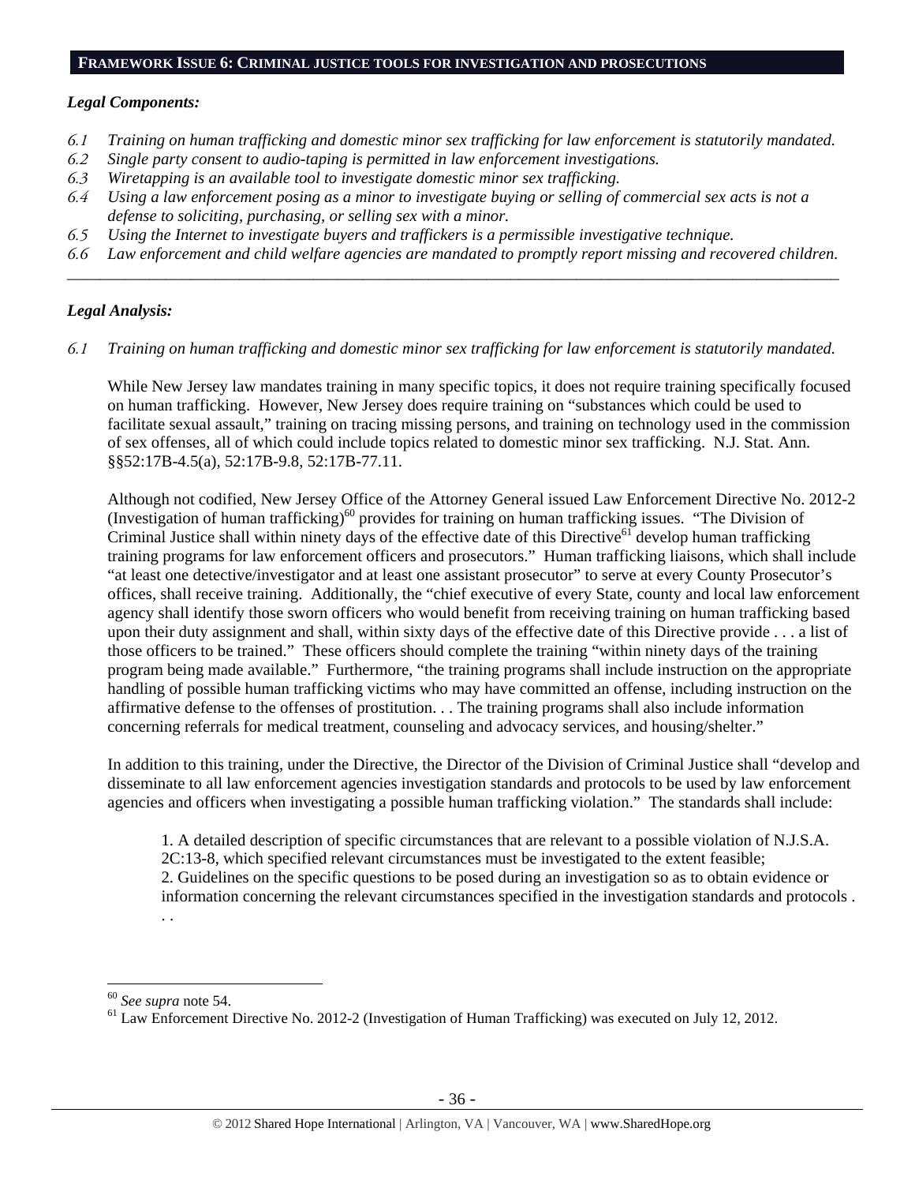## FRAMEWORK ISSUE 6: CRIMINAL JUSTICE TOOLS FOR INVESTIGATION AND PROSECUTIONS

***Legal Components:***

*6.1 Training on human trafficking and domestic minor sex trafficking for law enforcement is statutorily mandated.*
*6.2 Single party consent to audio-taping is permitted in law enforcement investigations.*
*6.3 Wiretapping is an available tool to investigate domestic minor sex trafficking.*
*6.4 Using a law enforcement posing as a minor to investigate buying or selling of commercial sex acts is not a defense to soliciting, purchasing, or selling sex with a minor.*
*6.5 Using the Internet to investigate buyers and traffickers is a permissible investigative technique.*
*6.6 Law enforcement and child welfare agencies are mandated to promptly report missing and recovered children.*

---

***Legal Analysis:***

*6.1 Training on human trafficking and domestic minor sex trafficking for law enforcement is statutorily mandated.*

While New Jersey law mandates training in many specific topics, it does not require training specifically focused on human trafficking. However, New Jersey does require training on "substances which could be used to facilitate sexual assault," training on tracing missing persons, and training on technology used in the commission of sex offenses, all of which could include topics related to domestic minor sex trafficking. N.J. Stat. Ann. §§52:17B-4.5(a), 52:17B-9.8, 52:17B-77.11.

Although not codified, New Jersey Office of the Attorney General issued Law Enforcement Directive No. 2012-2 (Investigation of human trafficking)[60] provides for training on human trafficking issues. "The Division of Criminal Justice shall within ninety days of the effective date of this Directive[61] develop human trafficking training programs for law enforcement officers and prosecutors." Human trafficking liaisons, which shall include "at least one detective/investigator and at least one assistant prosecutor" to serve at every County Prosecutor's offices, shall receive training. Additionally, the "chief executive of every State, county and local law enforcement agency shall identify those sworn officers who would benefit from receiving training on human trafficking based upon their duty assignment and shall, within sixty days of the effective date of this Directive provide . . . a list of those officers to be trained." These officers should complete the training "within ninety days of the training program being made available." Furthermore, "the training programs shall include instruction on the appropriate handling of possible human trafficking victims who may have committed an offense, including instruction on the affirmative defense to the offenses of prostitution. . . The training programs shall also include information concerning referrals for medical treatment, counseling and advocacy services, and housing/shelter."

In addition to this training, under the Directive, the Director of the Division of Criminal Justice shall "develop and disseminate to all law enforcement agencies investigation standards and protocols to be used by law enforcement agencies and officers when investigating a possible human trafficking violation." The standards shall include:

> 1. A detailed description of specific circumstances that are relevant to a possible violation of N.J.S.A. 2C:13-8, which specified relevant circumstances must be investigated to the extent feasible;
> 2. Guidelines on the specific questions to be posed during an investigation so as to obtain evidence or information concerning the relevant circumstances specified in the investigation standards and protocols . . .

---

[60] *See supra* note 54.

[61] Law Enforcement Directive No. 2012-2 (Investigation of Human Trafficking) was executed on July 12, 2012.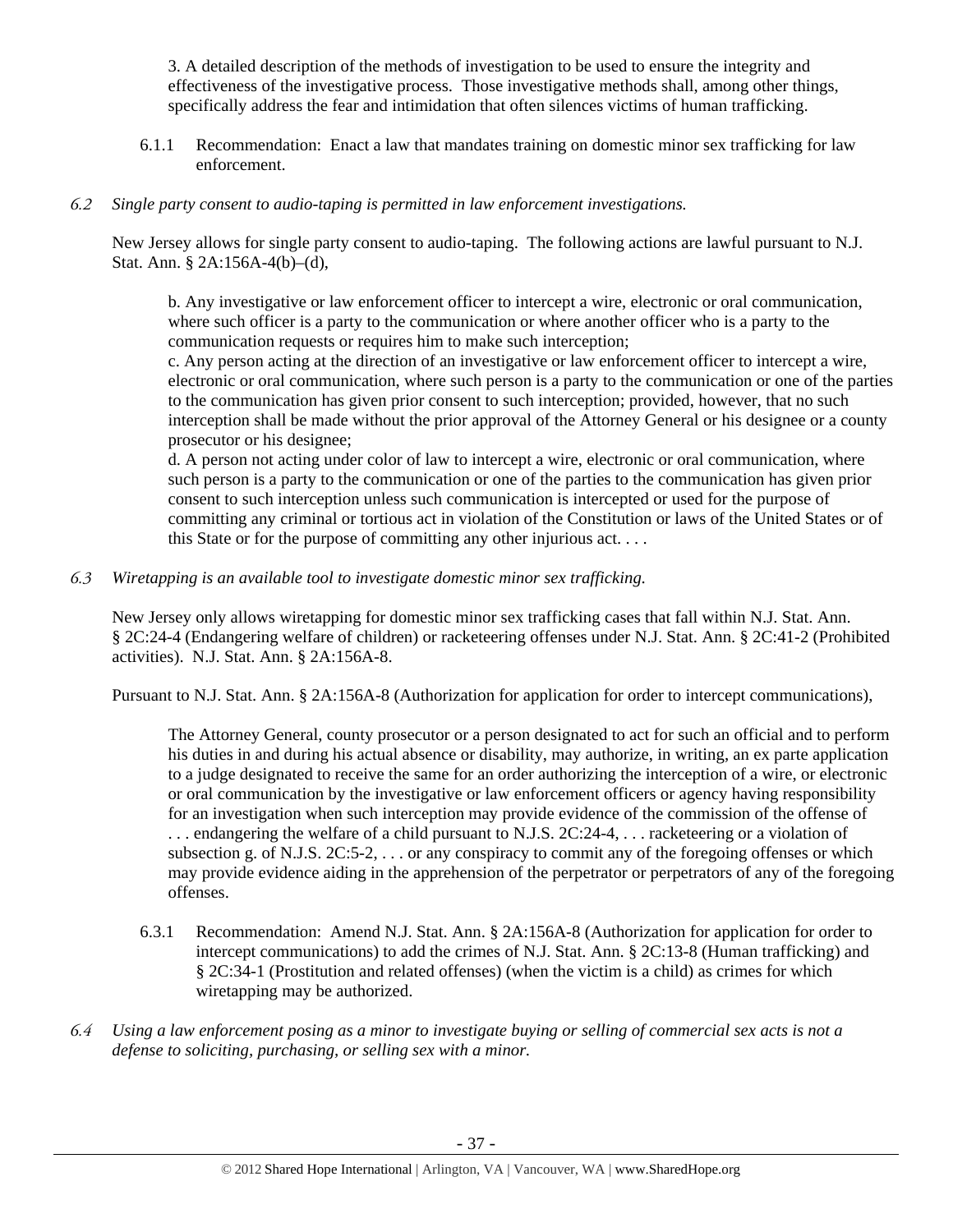3. A detailed description of the methods of investigation to be used to ensure the integrity and effectiveness of the investigative process. Those investigative methods shall, among other things, specifically address the fear and intimidation that often silences victims of human trafficking.

6.1.1 Recommendation: Enact a law that mandates training on domestic minor sex trafficking for law enforcement.

*6.2 Single party consent to audio-taping is permitted in law enforcement investigations.*

New Jersey allows for single party consent to audio-taping. The following actions are lawful pursuant to N.J. Stat. Ann. § 2A:156A-4(b)–(d),

> b. Any investigative or law enforcement officer to intercept a wire, electronic or oral communication, where such officer is a party to the communication or where another officer who is a party to the communication requests or requires him to make such interception;
> c. Any person acting at the direction of an investigative or law enforcement officer to intercept a wire, electronic or oral communication, where such person is a party to the communication or one of the parties to the communication has given prior consent to such interception; provided, however, that no such interception shall be made without the prior approval of the Attorney General or his designee or a county prosecutor or his designee;
> d. A person not acting under color of law to intercept a wire, electronic or oral communication, where such person is a party to the communication or one of the parties to the communication has given prior consent to such interception unless such communication is intercepted or used for the purpose of committing any criminal or tortious act in violation of the Constitution or laws of the United States or of this State or for the purpose of committing any other injurious act. . . .

*6.3 Wiretapping is an available tool to investigate domestic minor sex trafficking.*

New Jersey only allows wiretapping for domestic minor sex trafficking cases that fall within N.J. Stat. Ann. § 2C:24-4 (Endangering welfare of children) or racketeering offenses under N.J. Stat. Ann. § 2C:41-2 (Prohibited activities). N.J. Stat. Ann. § 2A:156A-8.

Pursuant to N.J. Stat. Ann. § 2A:156A-8 (Authorization for application for order to intercept communications),

> The Attorney General, county prosecutor or a person designated to act for such an official and to perform his duties in and during his actual absence or disability, may authorize, in writing, an ex parte application to a judge designated to receive the same for an order authorizing the interception of a wire, or electronic or oral communication by the investigative or law enforcement officers or agency having responsibility for an investigation when such interception may provide evidence of the commission of the offense of . . . endangering the welfare of a child pursuant to N.J.S. 2C:24-4, . . . racketeering or a violation of subsection g. of N.J.S. 2C:5-2, . . . or any conspiracy to commit any of the foregoing offenses or which may provide evidence aiding in the apprehension of the perpetrator or perpetrators of any of the foregoing offenses.

6.3.1 Recommendation: Amend N.J. Stat. Ann. § 2A:156A-8 (Authorization for application for order to intercept communications) to add the crimes of N.J. Stat. Ann. § 2C:13-8 (Human trafficking) and § 2C:34-1 (Prostitution and related offenses) (when the victim is a child) as crimes for which wiretapping may be authorized.

*6.4 Using a law enforcement posing as a minor to investigate buying or selling of commercial sex acts is not a defense to soliciting, purchasing, or selling sex with a minor.*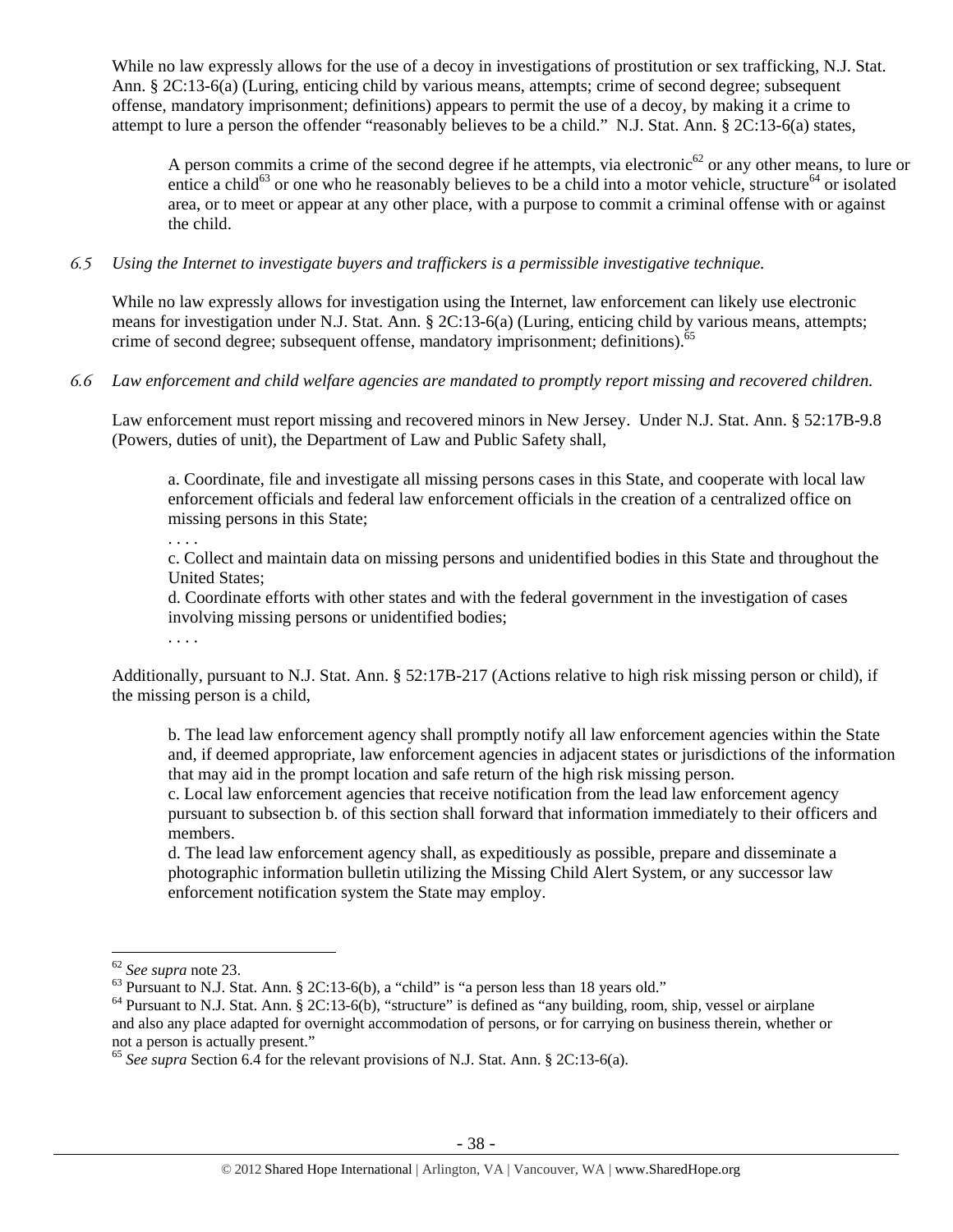While no law expressly allows for the use of a decoy in investigations of prostitution or sex trafficking, N.J. Stat. Ann. § 2C:13-6(a) (Luring, enticing child by various means, attempts; crime of second degree; subsequent offense, mandatory imprisonment; definitions) appears to permit the use of a decoy, by making it a crime to attempt to lure a person the offender "reasonably believes to be a child." N.J. Stat. Ann. § 2C:13-6(a) states,

> A person commits a crime of the second degree if he attempts, via electronic[62] or any other means, to lure or entice a child[63] or one who he reasonably believes to be a child into a motor vehicle, structure[64] or isolated area, or to meet or appear at any other place, with a purpose to commit a criminal offense with or against the child.

*6.5 Using the Internet to investigate buyers and traffickers is a permissible investigative technique.*

While no law expressly allows for investigation using the Internet, law enforcement can likely use electronic means for investigation under N.J. Stat. Ann. § 2C:13-6(a) (Luring, enticing child by various means, attempts; crime of second degree; subsequent offense, mandatory imprisonment; definitions).[65]

*6.6 Law enforcement and child welfare agencies are mandated to promptly report missing and recovered children.*

Law enforcement must report missing and recovered minors in New Jersey. Under N.J. Stat. Ann. § 52:17B-9.8 (Powers, duties of unit), the Department of Law and Public Safety shall,

> a. Coordinate, file and investigate all missing persons cases in this State, and cooperate with local law enforcement officials and federal law enforcement officials in the creation of a centralized office on missing persons in this State;
> . . . .
> c. Collect and maintain data on missing persons and unidentified bodies in this State and throughout the United States;
> d. Coordinate efforts with other states and with the federal government in the investigation of cases involving missing persons or unidentified bodies;
> . . . .

Additionally, pursuant to N.J. Stat. Ann. § 52:17B-217 (Actions relative to high risk missing person or child), if the missing person is a child,

> b. The lead law enforcement agency shall promptly notify all law enforcement agencies within the State and, if deemed appropriate, law enforcement agencies in adjacent states or jurisdictions of the information that may aid in the prompt location and safe return of the high risk missing person.
> c. Local law enforcement agencies that receive notification from the lead law enforcement agency pursuant to subsection b. of this section shall forward that information immediately to their officers and members.
> d. The lead law enforcement agency shall, as expeditiously as possible, prepare and disseminate a photographic information bulletin utilizing the Missing Child Alert System, or any successor law enforcement notification system the State may employ.

---

[62] *See supra* note 23.

[63] Pursuant to N.J. Stat. Ann. § 2C:13-6(b), a "child" is "a person less than 18 years old."

[64] Pursuant to N.J. Stat. Ann. § 2C:13-6(b), "structure" is defined as "any building, room, ship, vessel or airplane and also any place adapted for overnight accommodation of persons, or for carrying on business therein, whether or not a person is actually present."

[65] *See supra* Section 6.4 for the relevant provisions of N.J. Stat. Ann. § 2C:13-6(a).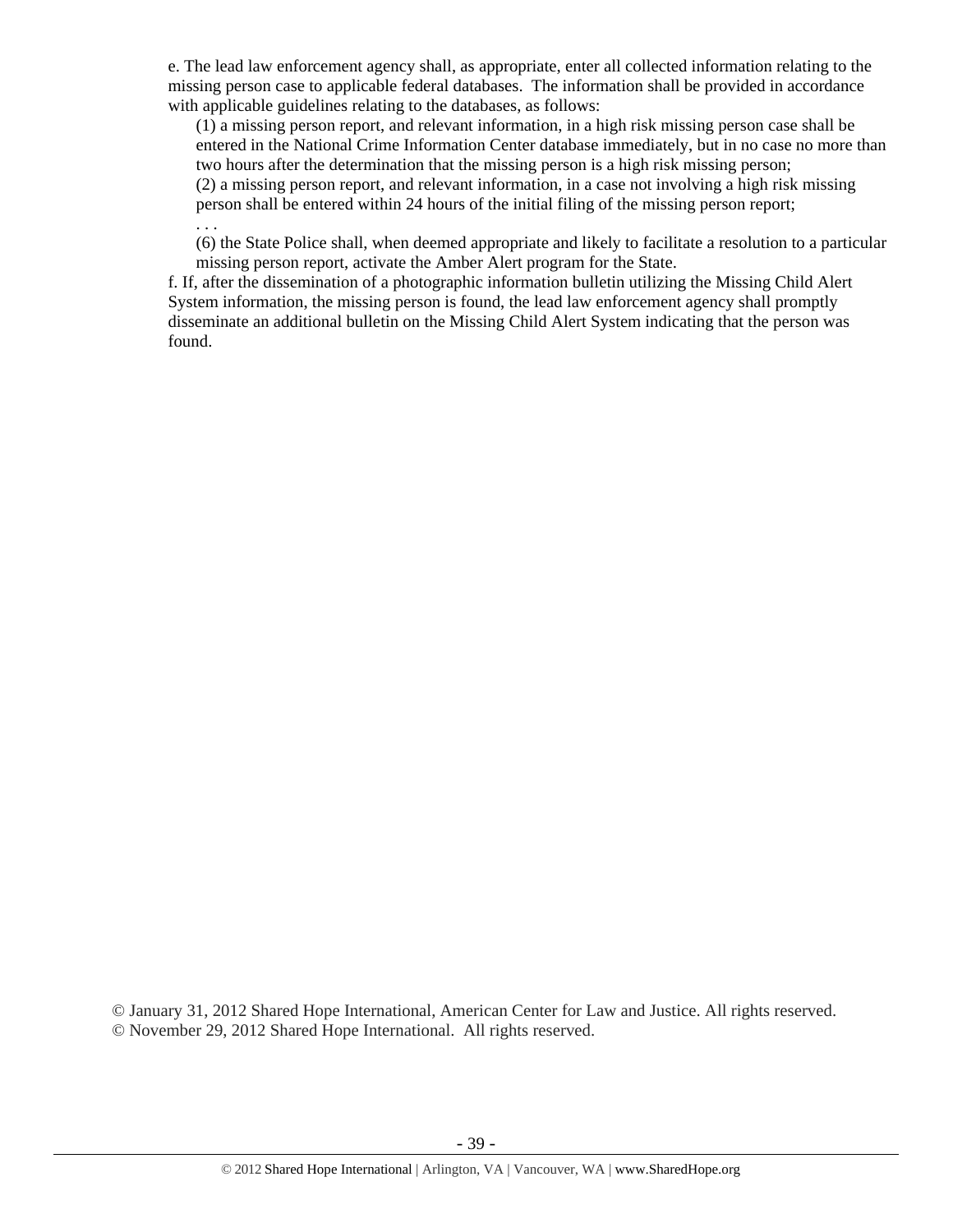e. The lead law enforcement agency shall, as appropriate, enter all collected information relating to the missing person case to applicable federal databases. The information shall be provided in accordance with applicable guidelines relating to the databases, as follows:

(1) a missing person report, and relevant information, in a high risk missing person case shall be entered in the National Crime Information Center database immediately, but in no case no more than two hours after the determination that the missing person is a high risk missing person;

(2) a missing person report, and relevant information, in a case not involving a high risk missing person shall be entered within 24 hours of the initial filing of the missing person report;

. . .

(6) the State Police shall, when deemed appropriate and likely to facilitate a resolution to a particular missing person report, activate the Amber Alert program for the State.

f. If, after the dissemination of a photographic information bulletin utilizing the Missing Child Alert System information, the missing person is found, the lead law enforcement agency shall promptly disseminate an additional bulletin on the Missing Child Alert System indicating that the person was found.

© January 31, 2012 Shared Hope International, American Center for Law and Justice. All rights reserved.
© November 29, 2012 Shared Hope International. All rights reserved.